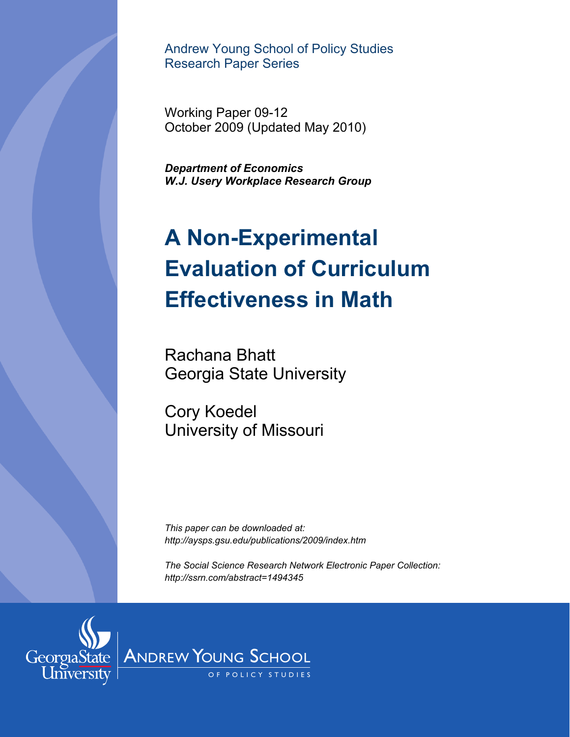Andrew Young School of Policy Studies
Research Paper Series

Working Paper 09-12
October 2009 (Updated May 2010)

***Department of Economics***
***W.J. Usery Workplace Research Group***

# A Non-Experimental Evaluation of Curriculum Effectiveness in Math

Rachana Bhatt
Georgia State University

Cory Koedel
University of Missouri

*This paper can be downloaded at:*
*http://aysps.gsu.edu/publications/2009/index.htm*

*The Social Science Research Network Electronic Paper Collection:*
*http://ssrn.com/abstract=1494345*

Georgia State University | Andrew Young School of Policy Studies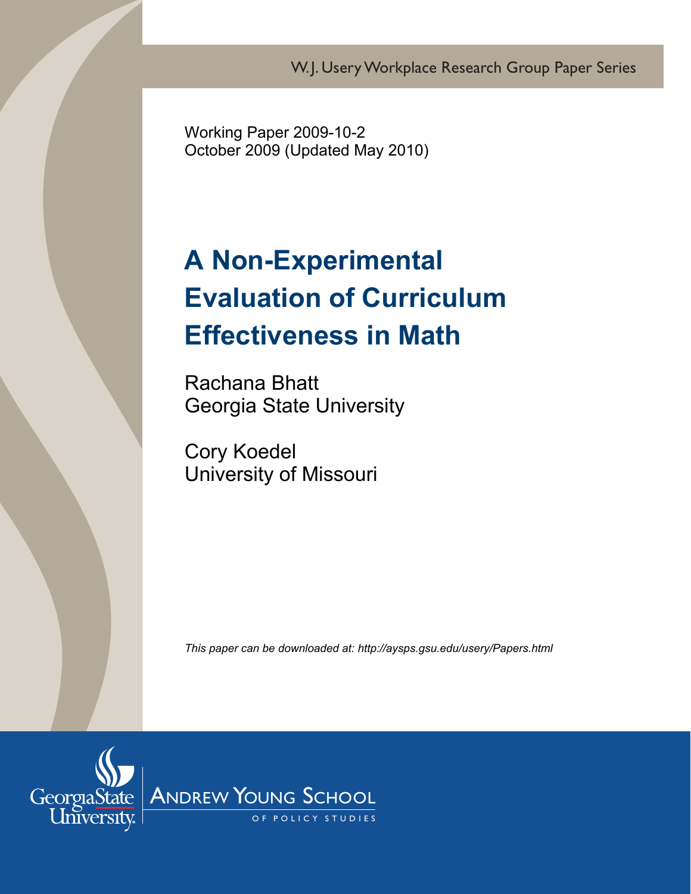W.J. Usery Workplace Research Group Paper Series

Working Paper 2009-10-2
October 2009 (Updated May 2010)

# A Non-Experimental Evaluation of Curriculum Effectiveness in Math

Rachana Bhatt
Georgia State University

Cory Koedel
University of Missouri

*This paper can be downloaded at: http://aysps.gsu.edu/usery/Papers.html*

Georgia State University | Andrew Young School of Policy Studies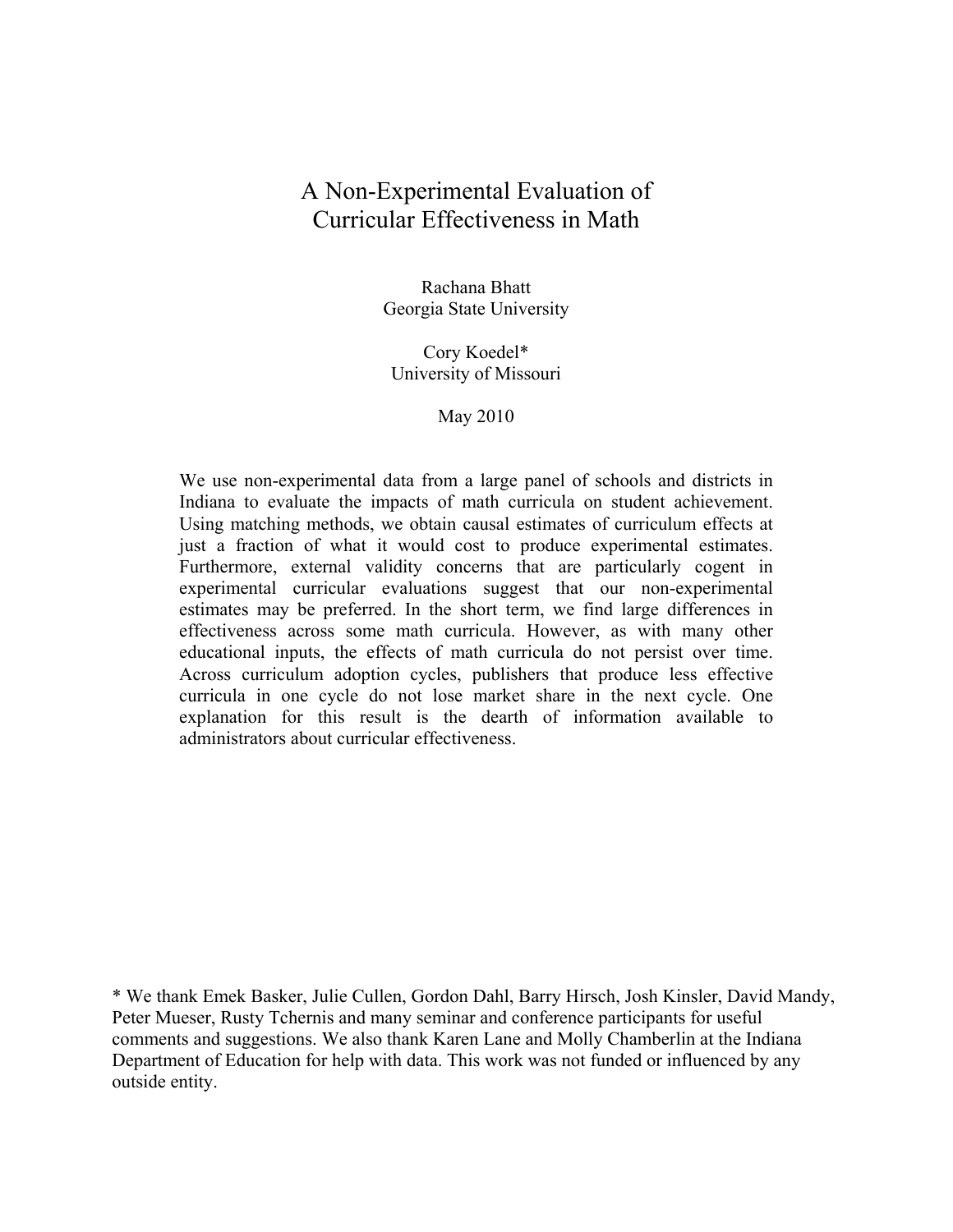# A Non-Experimental Evaluation of Curricular Effectiveness in Math

Rachana Bhatt
Georgia State University

Cory Koedel*
University of Missouri

May 2010

We use non-experimental data from a large panel of schools and districts in Indiana to evaluate the impacts of math curricula on student achievement. Using matching methods, we obtain causal estimates of curriculum effects at just a fraction of what it would cost to produce experimental estimates. Furthermore, external validity concerns that are particularly cogent in experimental curricular evaluations suggest that our non-experimental estimates may be preferred. In the short term, we find large differences in effectiveness across some math curricula. However, as with many other educational inputs, the effects of math curricula do not persist over time. Across curriculum adoption cycles, publishers that produce less effective curricula in one cycle do not lose market share in the next cycle. One explanation for this result is the dearth of information available to administrators about curricular effectiveness.

\* We thank Emek Basker, Julie Cullen, Gordon Dahl, Barry Hirsch, Josh Kinsler, David Mandy, Peter Mueser, Rusty Tchernis and many seminar and conference participants for useful comments and suggestions. We also thank Karen Lane and Molly Chamberlin at the Indiana Department of Education for help with data. This work was not funded or influenced by any outside entity.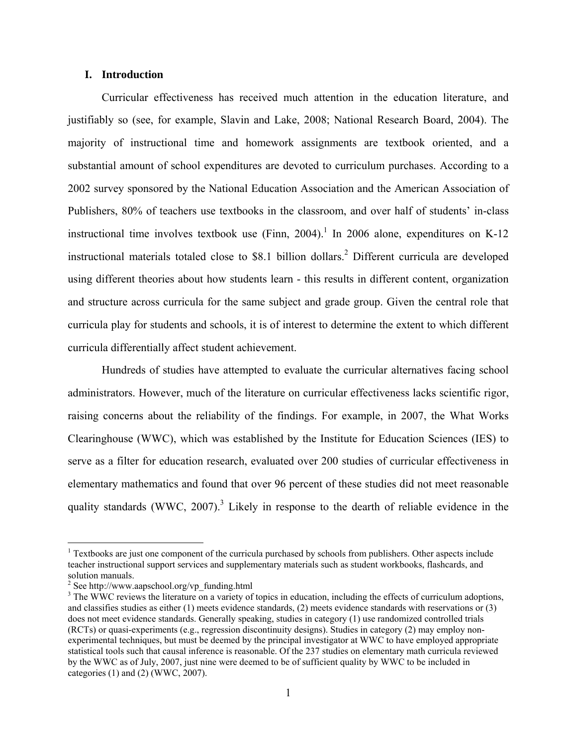## I. Introduction

Curricular effectiveness has received much attention in the education literature, and justifiably so (see, for example, Slavin and Lake, 2008; National Research Board, 2004). The majority of instructional time and homework assignments are textbook oriented, and a substantial amount of school expenditures are devoted to curriculum purchases. According to a 2002 survey sponsored by the National Education Association and the American Association of Publishers, 80% of teachers use textbooks in the classroom, and over half of students' in-class instructional time involves textbook use (Finn, 2004).[1] In 2006 alone, expenditures on K-12 instructional materials totaled close to $8.1 billion dollars.[2] Different curricula are developed using different theories about how students learn - this results in different content, organization and structure across curricula for the same subject and grade group. Given the central role that curricula play for students and schools, it is of interest to determine the extent to which different curricula differentially affect student achievement.

Hundreds of studies have attempted to evaluate the curricular alternatives facing school administrators. However, much of the literature on curricular effectiveness lacks scientific rigor, raising concerns about the reliability of the findings. For example, in 2007, the What Works Clearinghouse (WWC), which was established by the Institute for Education Sciences (IES) to serve as a filter for education research, evaluated over 200 studies of curricular effectiveness in elementary mathematics and found that over 96 percent of these studies did not meet reasonable quality standards (WWC, 2007).[3] Likely in response to the dearth of reliable evidence in the

---

[1] Textbooks are just one component of the curricula purchased by schools from publishers. Other aspects include teacher instructional support services and supplementary materials such as student workbooks, flashcards, and solution manuals.

[2] See http://www.aapschool.org/vp_funding.html

[3] The WWC reviews the literature on a variety of topics in education, including the effects of curriculum adoptions, and classifies studies as either (1) meets evidence standards, (2) meets evidence standards with reservations or (3) does not meet evidence standards. Generally speaking, studies in category (1) use randomized controlled trials (RCTs) or quasi-experiments (e.g., regression discontinuity designs). Studies in category (2) may employ non-experimental techniques, but must be deemed by the principal investigator at WWC to have employed appropriate statistical tools such that causal inference is reasonable. Of the 237 studies on elementary math curricula reviewed by the WWC as of July, 2007, just nine were deemed to be of sufficient quality by WWC to be included in categories (1) and (2) (WWC, 2007).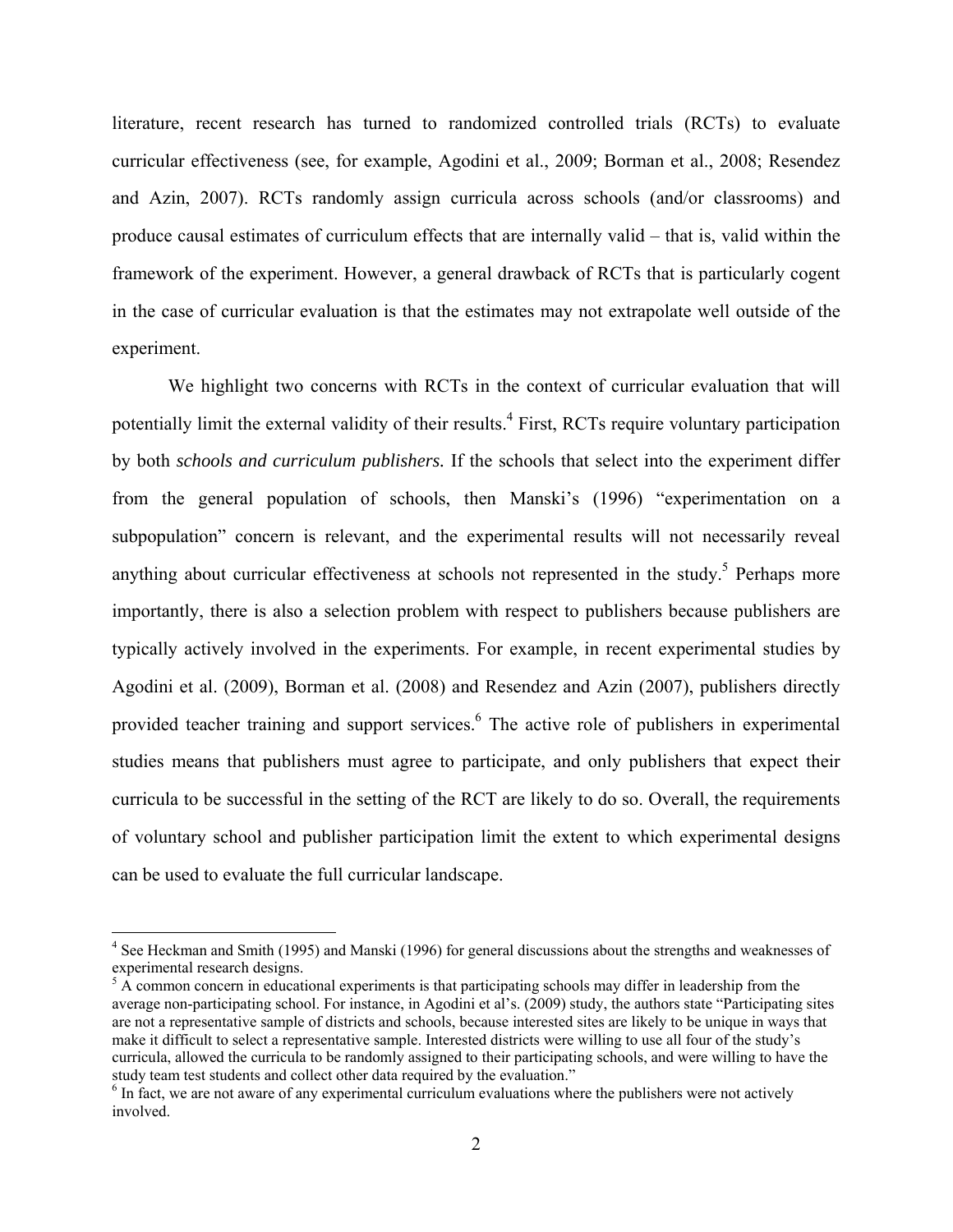literature, recent research has turned to randomized controlled trials (RCTs) to evaluate curricular effectiveness (see, for example, Agodini et al., 2009; Borman et al., 2008; Resendez and Azin, 2007). RCTs randomly assign curricula across schools (and/or classrooms) and produce causal estimates of curriculum effects that are internally valid – that is, valid within the framework of the experiment. However, a general drawback of RCTs that is particularly cogent in the case of curricular evaluation is that the estimates may not extrapolate well outside of the experiment.

We highlight two concerns with RCTs in the context of curricular evaluation that will potentially limit the external validity of their results.[4] First, RCTs require voluntary participation by both *schools and curriculum publishers.* If the schools that select into the experiment differ from the general population of schools, then Manski's (1996) "experimentation on a subpopulation" concern is relevant, and the experimental results will not necessarily reveal anything about curricular effectiveness at schools not represented in the study.[5] Perhaps more importantly, there is also a selection problem with respect to publishers because publishers are typically actively involved in the experiments. For example, in recent experimental studies by Agodini et al. (2009), Borman et al. (2008) and Resendez and Azin (2007), publishers directly provided teacher training and support services.[6] The active role of publishers in experimental studies means that publishers must agree to participate, and only publishers that expect their curricula to be successful in the setting of the RCT are likely to do so. Overall, the requirements of voluntary school and publisher participation limit the extent to which experimental designs can be used to evaluate the full curricular landscape.

---

[4] See Heckman and Smith (1995) and Manski (1996) for general discussions about the strengths and weaknesses of experimental research designs.

[5] A common concern in educational experiments is that participating schools may differ in leadership from the average non-participating school. For instance, in Agodini et al's. (2009) study, the authors state "Participating sites are not a representative sample of districts and schools, because interested sites are likely to be unique in ways that make it difficult to select a representative sample. Interested districts were willing to use all four of the study's curricula, allowed the curricula to be randomly assigned to their participating schools, and were willing to have the study team test students and collect other data required by the evaluation."

[6] In fact, we are not aware of any experimental curriculum evaluations where the publishers were not actively involved.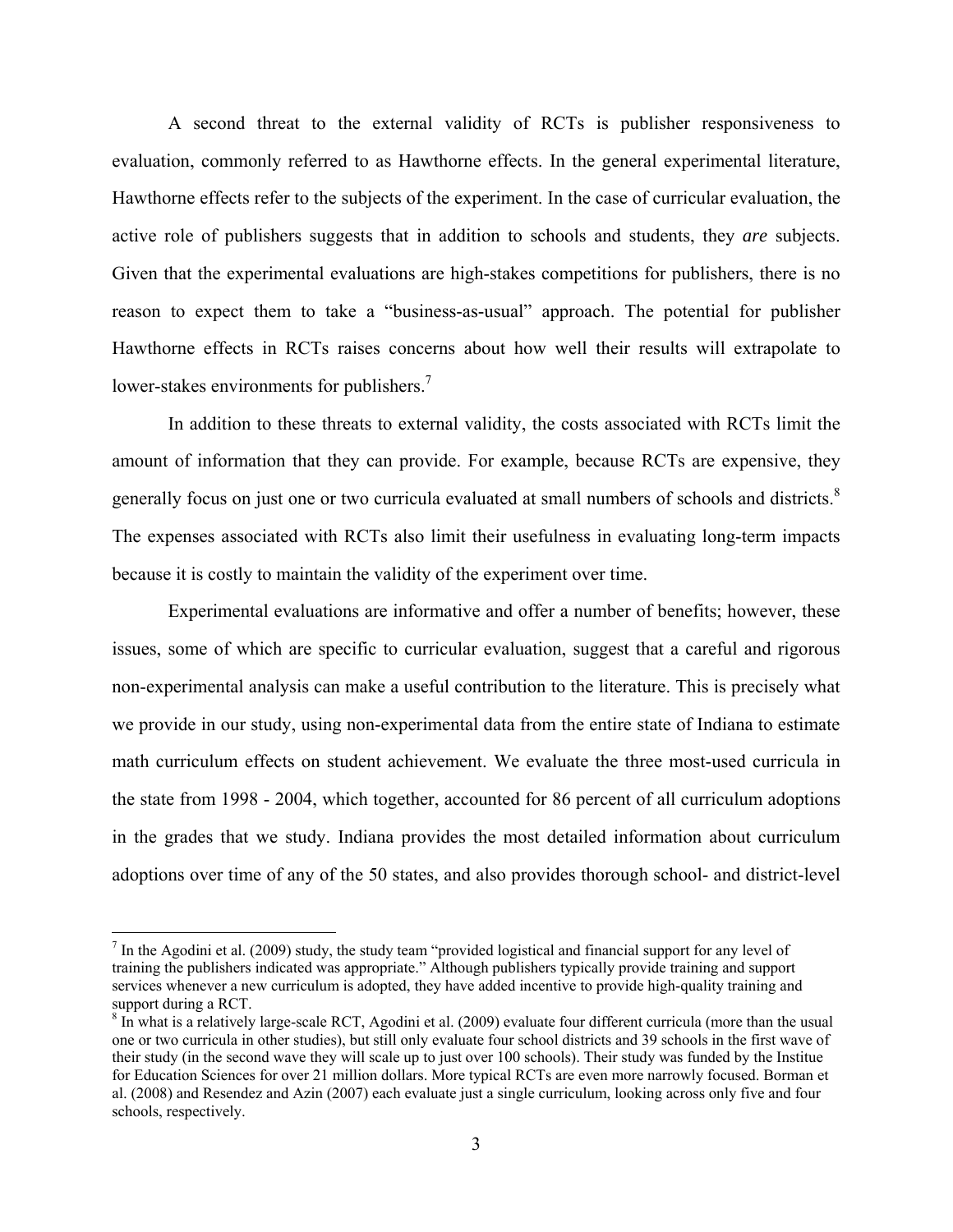A second threat to the external validity of RCTs is publisher responsiveness to evaluation, commonly referred to as Hawthorne effects. In the general experimental literature, Hawthorne effects refer to the subjects of the experiment. In the case of curricular evaluation, the active role of publishers suggests that in addition to schools and students, they *are* subjects. Given that the experimental evaluations are high-stakes competitions for publishers, there is no reason to expect them to take a "business-as-usual" approach. The potential for publisher Hawthorne effects in RCTs raises concerns about how well their results will extrapolate to lower-stakes environments for publishers.[7]

In addition to these threats to external validity, the costs associated with RCTs limit the amount of information that they can provide. For example, because RCTs are expensive, they generally focus on just one or two curricula evaluated at small numbers of schools and districts.[8] The expenses associated with RCTs also limit their usefulness in evaluating long-term impacts because it is costly to maintain the validity of the experiment over time.

Experimental evaluations are informative and offer a number of benefits; however, these issues, some of which are specific to curricular evaluation, suggest that a careful and rigorous non-experimental analysis can make a useful contribution to the literature. This is precisely what we provide in our study, using non-experimental data from the entire state of Indiana to estimate math curriculum effects on student achievement. We evaluate the three most-used curricula in the state from 1998 - 2004, which together, accounted for 86 percent of all curriculum adoptions in the grades that we study. Indiana provides the most detailed information about curriculum adoptions over time of any of the 50 states, and also provides thorough school- and district-level

---

[7] In the Agodini et al. (2009) study, the study team "provided logistical and financial support for any level of training the publishers indicated was appropriate." Although publishers typically provide training and support services whenever a new curriculum is adopted, they have added incentive to provide high-quality training and support during a RCT.

[8] In what is a relatively large-scale RCT, Agodini et al. (2009) evaluate four different curricula (more than the usual one or two curricula in other studies), but still only evaluate four school districts and 39 schools in the first wave of their study (in the second wave they will scale up to just over 100 schools). Their study was funded by the Institue for Education Sciences for over 21 million dollars. More typical RCTs are even more narrowly focused. Borman et al. (2008) and Resendez and Azin (2007) each evaluate just a single curriculum, looking across only five and four schools, respectively.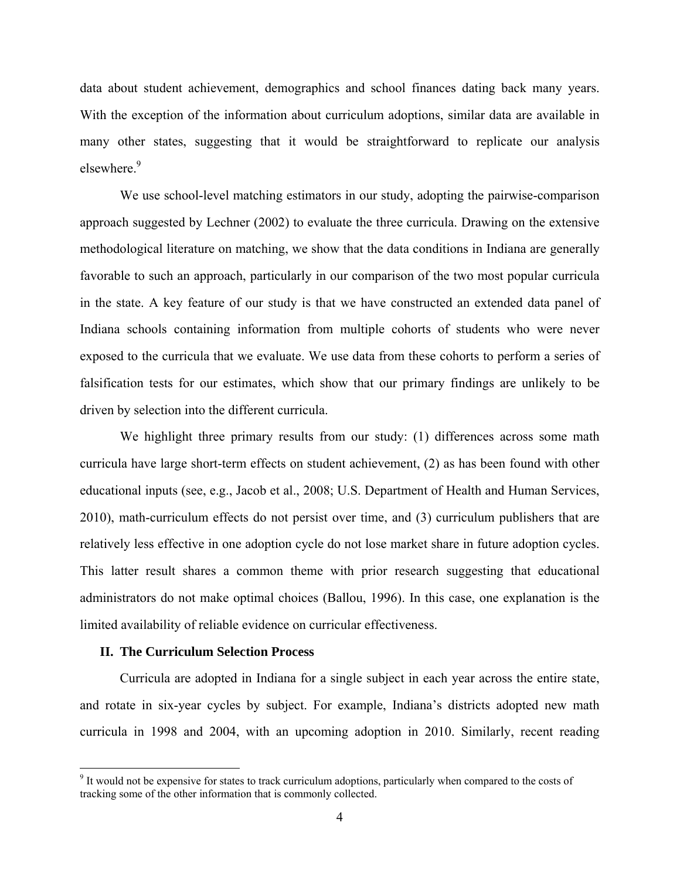data about student achievement, demographics and school finances dating back many years. With the exception of the information about curriculum adoptions, similar data are available in many other states, suggesting that it would be straightforward to replicate our analysis elsewhere.[9]

We use school-level matching estimators in our study, adopting the pairwise-comparison approach suggested by Lechner (2002) to evaluate the three curricula. Drawing on the extensive methodological literature on matching, we show that the data conditions in Indiana are generally favorable to such an approach, particularly in our comparison of the two most popular curricula in the state. A key feature of our study is that we have constructed an extended data panel of Indiana schools containing information from multiple cohorts of students who were never exposed to the curricula that we evaluate. We use data from these cohorts to perform a series of falsification tests for our estimates, which show that our primary findings are unlikely to be driven by selection into the different curricula.

We highlight three primary results from our study: (1) differences across some math curricula have large short-term effects on student achievement, (2) as has been found with other educational inputs (see, e.g., Jacob et al., 2008; U.S. Department of Health and Human Services, 2010), math-curriculum effects do not persist over time, and (3) curriculum publishers that are relatively less effective in one adoption cycle do not lose market share in future adoption cycles. This latter result shares a common theme with prior research suggesting that educational administrators do not make optimal choices (Ballou, 1996). In this case, one explanation is the limited availability of reliable evidence on curricular effectiveness.

## II. The Curriculum Selection Process

Curricula are adopted in Indiana for a single subject in each year across the entire state, and rotate in six-year cycles by subject. For example, Indiana's districts adopted new math curricula in 1998 and 2004, with an upcoming adoption in 2010. Similarly, recent reading

[9] It would not be expensive for states to track curriculum adoptions, particularly when compared to the costs of tracking some of the other information that is commonly collected.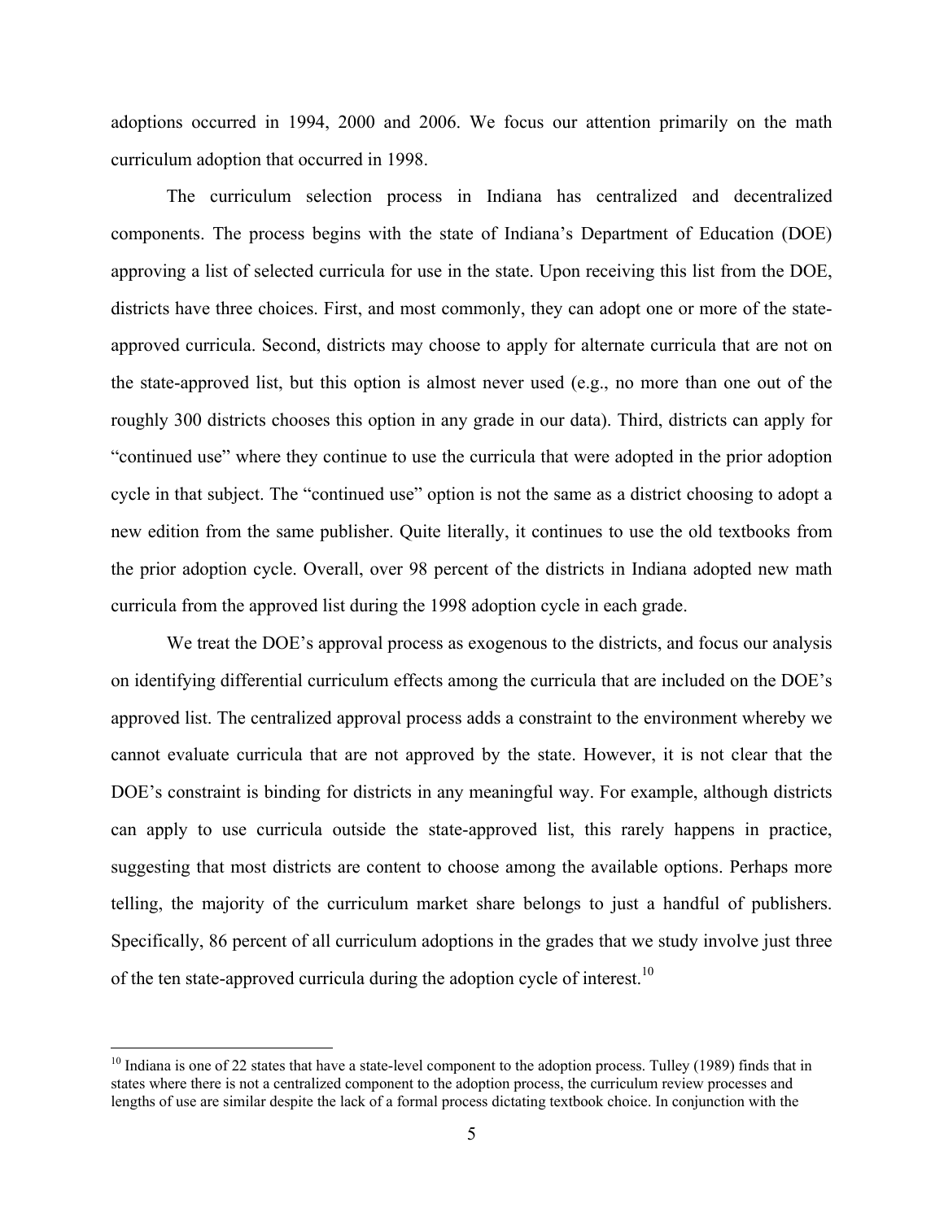adoptions occurred in 1994, 2000 and 2006. We focus our attention primarily on the math curriculum adoption that occurred in 1998.

The curriculum selection process in Indiana has centralized and decentralized components. The process begins with the state of Indiana's Department of Education (DOE) approving a list of selected curricula for use in the state. Upon receiving this list from the DOE, districts have three choices. First, and most commonly, they can adopt one or more of the state-approved curricula. Second, districts may choose to apply for alternate curricula that are not on the state-approved list, but this option is almost never used (e.g., no more than one out of the roughly 300 districts chooses this option in any grade in our data). Third, districts can apply for "continued use" where they continue to use the curricula that were adopted in the prior adoption cycle in that subject. The "continued use" option is not the same as a district choosing to adopt a new edition from the same publisher. Quite literally, it continues to use the old textbooks from the prior adoption cycle. Overall, over 98 percent of the districts in Indiana adopted new math curricula from the approved list during the 1998 adoption cycle in each grade.

We treat the DOE's approval process as exogenous to the districts, and focus our analysis on identifying differential curriculum effects among the curricula that are included on the DOE's approved list. The centralized approval process adds a constraint to the environment whereby we cannot evaluate curricula that are not approved by the state. However, it is not clear that the DOE's constraint is binding for districts in any meaningful way. For example, although districts can apply to use curricula outside the state-approved list, this rarely happens in practice, suggesting that most districts are content to choose among the available options. Perhaps more telling, the majority of the curriculum market share belongs to just a handful of publishers. Specifically, 86 percent of all curriculum adoptions in the grades that we study involve just three of the ten state-approved curricula during the adoption cycle of interest.[10]

[10] Indiana is one of 22 states that have a state-level component to the adoption process. Tulley (1989) finds that in states where there is not a centralized component to the adoption process, the curriculum review processes and lengths of use are similar despite the lack of a formal process dictating textbook choice. In conjunction with the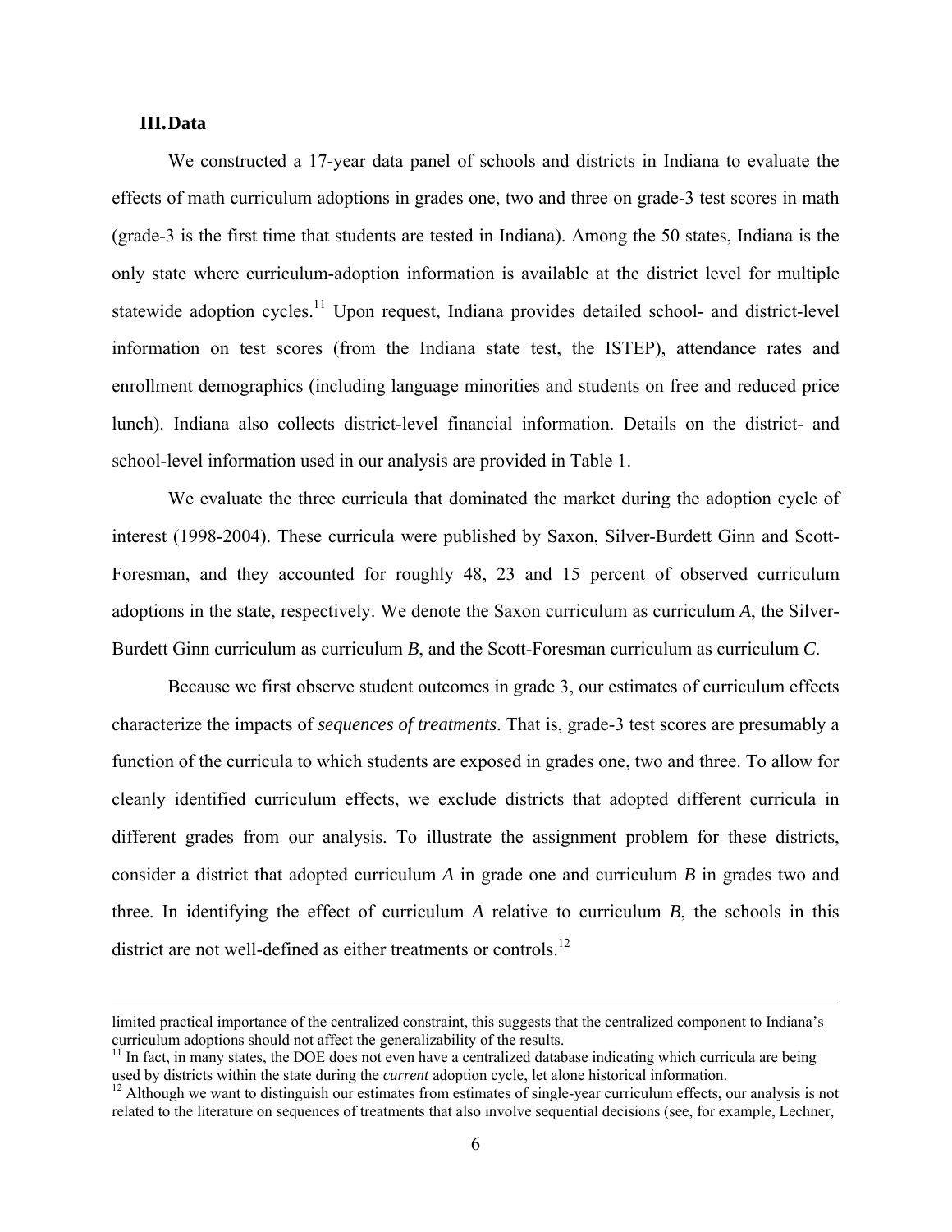## III. Data

We constructed a 17-year data panel of schools and districts in Indiana to evaluate the effects of math curriculum adoptions in grades one, two and three on grade-3 test scores in math (grade-3 is the first time that students are tested in Indiana). Among the 50 states, Indiana is the only state where curriculum-adoption information is available at the district level for multiple statewide adoption cycles.[11] Upon request, Indiana provides detailed school- and district-level information on test scores (from the Indiana state test, the ISTEP), attendance rates and enrollment demographics (including language minorities and students on free and reduced price lunch). Indiana also collects district-level financial information. Details on the district- and school-level information used in our analysis are provided in Table 1.

We evaluate the three curricula that dominated the market during the adoption cycle of interest (1998-2004). These curricula were published by Saxon, Silver-Burdett Ginn and Scott-Foresman, and they accounted for roughly 48, 23 and 15 percent of observed curriculum adoptions in the state, respectively. We denote the Saxon curriculum as curriculum *A*, the Silver-Burdett Ginn curriculum as curriculum *B*, and the Scott-Foresman curriculum as curriculum *C*.

Because we first observe student outcomes in grade 3, our estimates of curriculum effects characterize the impacts of *sequences of treatments*. That is, grade-3 test scores are presumably a function of the curricula to which students are exposed in grades one, two and three. To allow for cleanly identified curriculum effects, we exclude districts that adopted different curricula in different grades from our analysis. To illustrate the assignment problem for these districts, consider a district that adopted curriculum *A* in grade one and curriculum *B* in grades two and three. In identifying the effect of curriculum *A* relative to curriculum *B*, the schools in this district are not well-defined as either treatments or controls.[12]

---

limited practical importance of the centralized constraint, this suggests that the centralized component to Indiana's curriculum adoptions should not affect the generalizability of the results.

[11] In fact, in many states, the DOE does not even have a centralized database indicating which curricula are being used by districts within the state during the *current* adoption cycle, let alone historical information.

[12] Although we want to distinguish our estimates from estimates of single-year curriculum effects, our analysis is not related to the literature on sequences of treatments that also involve sequential decisions (see, for example, Lechner,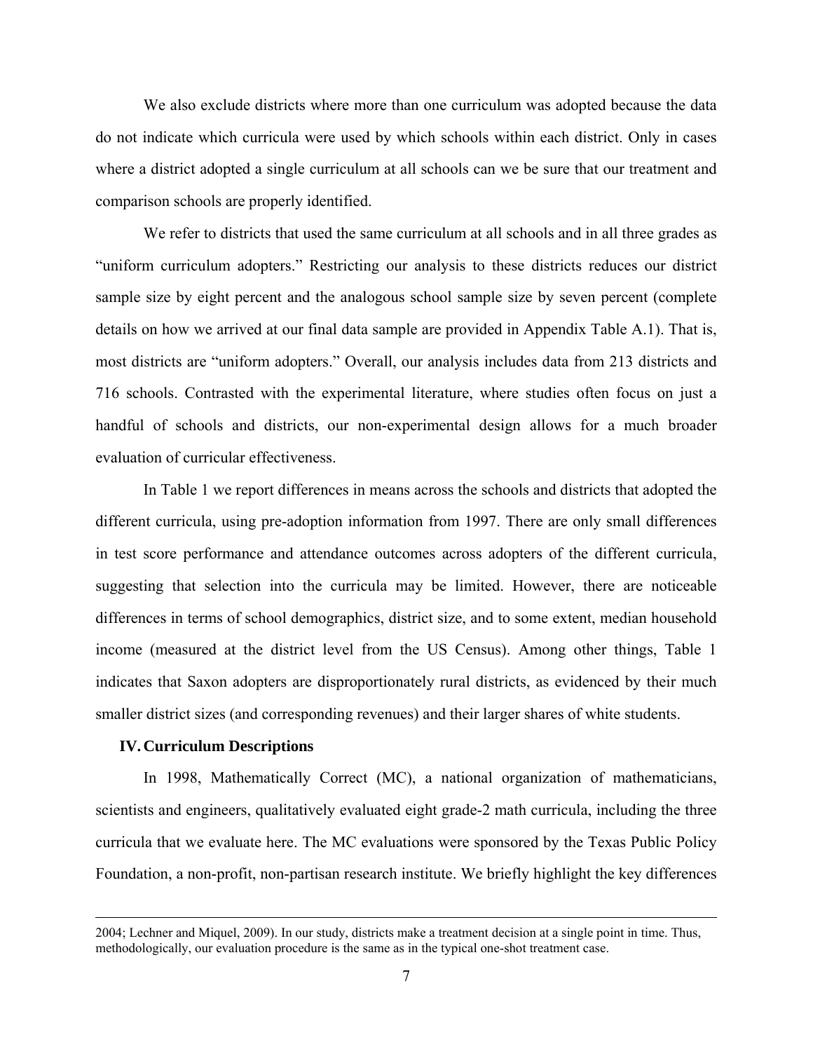We also exclude districts where more than one curriculum was adopted because the data do not indicate which curricula were used by which schools within each district. Only in cases where a district adopted a single curriculum at all schools can we be sure that our treatment and comparison schools are properly identified.

We refer to districts that used the same curriculum at all schools and in all three grades as "uniform curriculum adopters." Restricting our analysis to these districts reduces our district sample size by eight percent and the analogous school sample size by seven percent (complete details on how we arrived at our final data sample are provided in Appendix Table A.1). That is, most districts are "uniform adopters." Overall, our analysis includes data from 213 districts and 716 schools. Contrasted with the experimental literature, where studies often focus on just a handful of schools and districts, our non-experimental design allows for a much broader evaluation of curricular effectiveness.

In Table 1 we report differences in means across the schools and districts that adopted the different curricula, using pre-adoption information from 1997. There are only small differences in test score performance and attendance outcomes across adopters of the different curricula, suggesting that selection into the curricula may be limited. However, there are noticeable differences in terms of school demographics, district size, and to some extent, median household income (measured at the district level from the US Census). Among other things, Table 1 indicates that Saxon adopters are disproportionately rural districts, as evidenced by their much smaller district sizes (and corresponding revenues) and their larger shares of white students.

## IV. Curriculum Descriptions

In 1998, Mathematically Correct (MC), a national organization of mathematicians, scientists and engineers, qualitatively evaluated eight grade-2 math curricula, including the three curricula that we evaluate here. The MC evaluations were sponsored by the Texas Public Policy Foundation, a non-profit, non-partisan research institute. We briefly highlight the key differences

2004; Lechner and Miquel, 2009). In our study, districts make a treatment decision at a single point in time. Thus, methodologically, our evaluation procedure is the same as in the typical one-shot treatment case.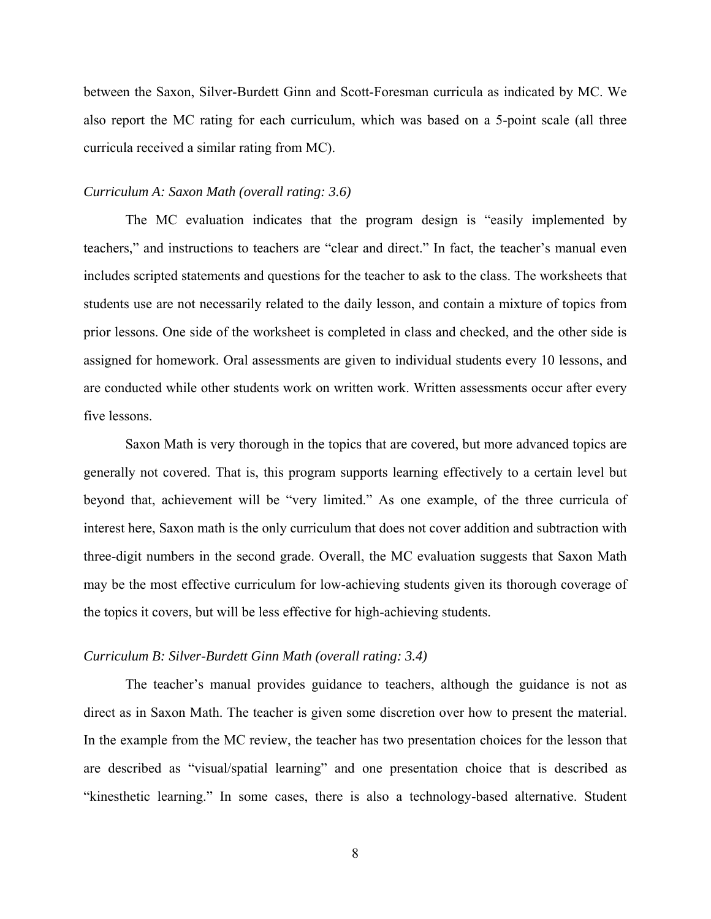between the Saxon, Silver-Burdett Ginn and Scott-Foresman curricula as indicated by MC. We also report the MC rating for each curriculum, which was based on a 5-point scale (all three curricula received a similar rating from MC).

*Curriculum A: Saxon Math (overall rating: 3.6)*

The MC evaluation indicates that the program design is "easily implemented by teachers," and instructions to teachers are "clear and direct." In fact, the teacher's manual even includes scripted statements and questions for the teacher to ask to the class. The worksheets that students use are not necessarily related to the daily lesson, and contain a mixture of topics from prior lessons. One side of the worksheet is completed in class and checked, and the other side is assigned for homework. Oral assessments are given to individual students every 10 lessons, and are conducted while other students work on written work. Written assessments occur after every five lessons.

Saxon Math is very thorough in the topics that are covered, but more advanced topics are generally not covered. That is, this program supports learning effectively to a certain level but beyond that, achievement will be "very limited." As one example, of the three curricula of interest here, Saxon math is the only curriculum that does not cover addition and subtraction with three-digit numbers in the second grade. Overall, the MC evaluation suggests that Saxon Math may be the most effective curriculum for low-achieving students given its thorough coverage of the topics it covers, but will be less effective for high-achieving students.

*Curriculum B: Silver-Burdett Ginn Math (overall rating: 3.4)*

The teacher's manual provides guidance to teachers, although the guidance is not as direct as in Saxon Math. The teacher is given some discretion over how to present the material. In the example from the MC review, the teacher has two presentation choices for the lesson that are described as "visual/spatial learning" and one presentation choice that is described as "kinesthetic learning." In some cases, there is also a technology-based alternative. Student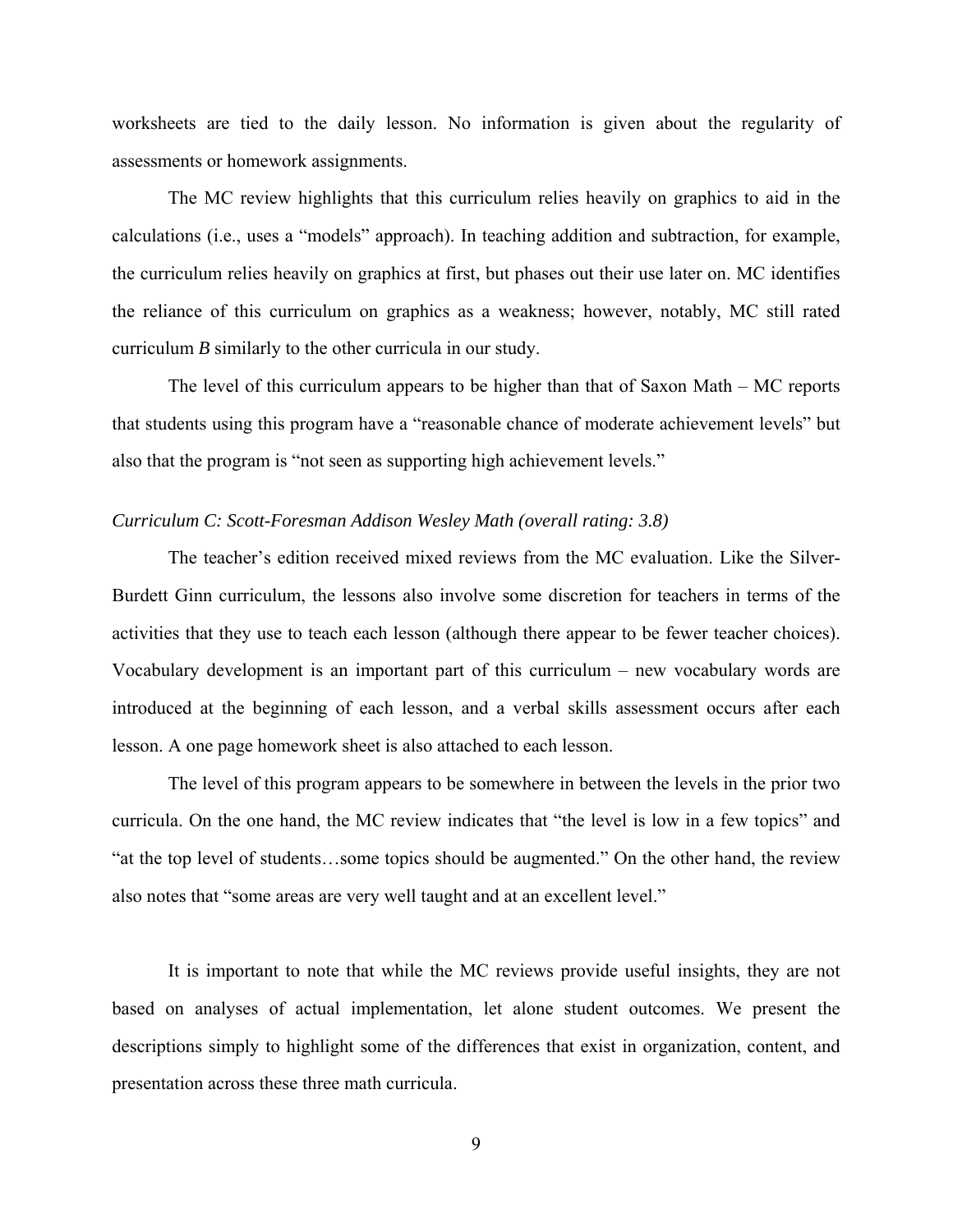worksheets are tied to the daily lesson. No information is given about the regularity of assessments or homework assignments.

The MC review highlights that this curriculum relies heavily on graphics to aid in the calculations (i.e., uses a "models" approach). In teaching addition and subtraction, for example, the curriculum relies heavily on graphics at first, but phases out their use later on. MC identifies the reliance of this curriculum on graphics as a weakness; however, notably, MC still rated curriculum *B* similarly to the other curricula in our study.

The level of this curriculum appears to be higher than that of Saxon Math – MC reports that students using this program have a "reasonable chance of moderate achievement levels" but also that the program is "not seen as supporting high achievement levels."

*Curriculum C: Scott-Foresman Addison Wesley Math (overall rating: 3.8)*

The teacher's edition received mixed reviews from the MC evaluation. Like the Silver-Burdett Ginn curriculum, the lessons also involve some discretion for teachers in terms of the activities that they use to teach each lesson (although there appear to be fewer teacher choices). Vocabulary development is an important part of this curriculum – new vocabulary words are introduced at the beginning of each lesson, and a verbal skills assessment occurs after each lesson. A one page homework sheet is also attached to each lesson.

The level of this program appears to be somewhere in between the levels in the prior two curricula. On the one hand, the MC review indicates that "the level is low in a few topics" and "at the top level of students…some topics should be augmented." On the other hand, the review also notes that "some areas are very well taught and at an excellent level."

It is important to note that while the MC reviews provide useful insights, they are not based on analyses of actual implementation, let alone student outcomes. We present the descriptions simply to highlight some of the differences that exist in organization, content, and presentation across these three math curricula.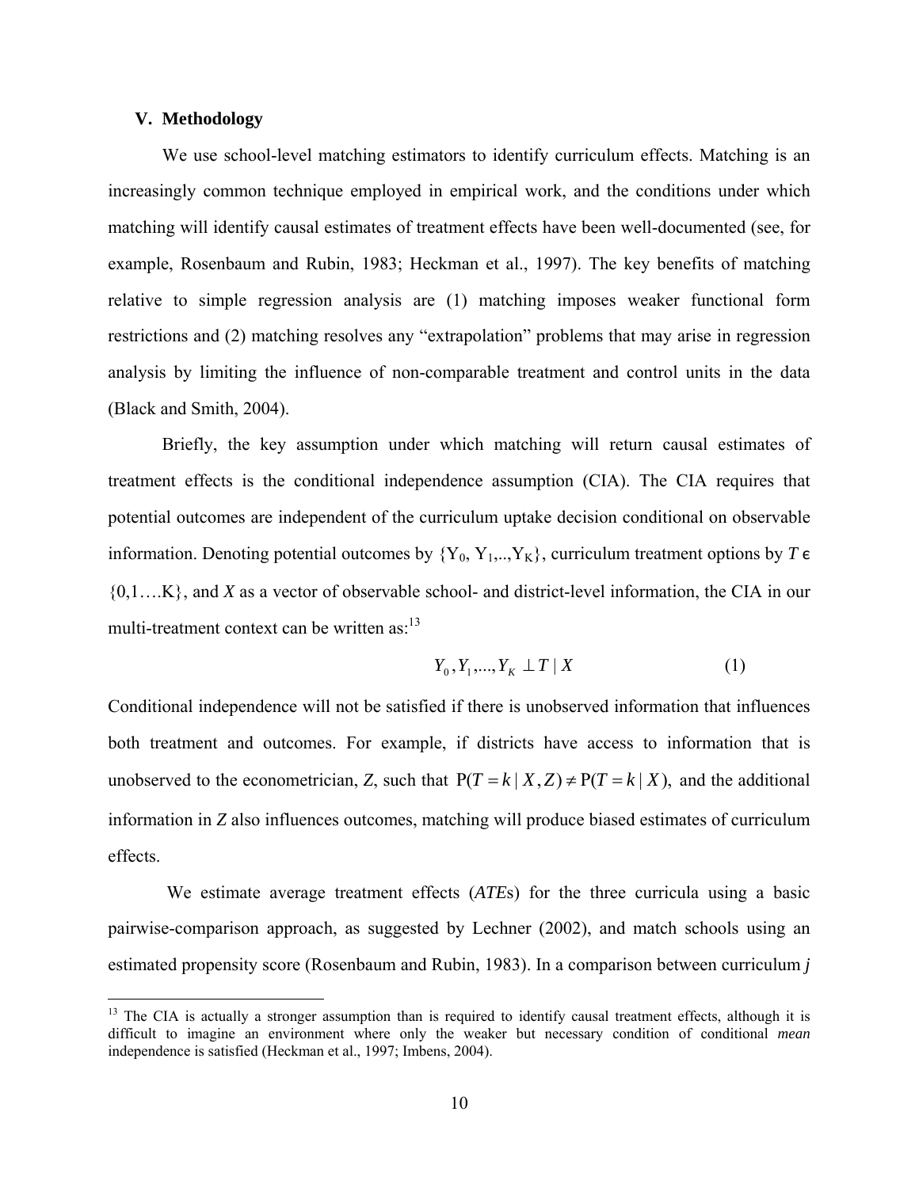## V. Methodology

We use school-level matching estimators to identify curriculum effects. Matching is an increasingly common technique employed in empirical work, and the conditions under which matching will identify causal estimates of treatment effects have been well-documented (see, for example, Rosenbaum and Rubin, 1983; Heckman et al., 1997). The key benefits of matching relative to simple regression analysis are (1) matching imposes weaker functional form restrictions and (2) matching resolves any "extrapolation" problems that may arise in regression analysis by limiting the influence of non-comparable treatment and control units in the data (Black and Smith, 2004).

Briefly, the key assumption under which matching will return causal estimates of treatment effects is the conditional independence assumption (CIA). The CIA requires that potential outcomes are independent of the curriculum uptake decision conditional on observable information. Denoting potential outcomes by $\{Y_0, Y_1,..,Y_K\}$, curriculum treatment options by $T \in \{0,1....K\}$, and $X$ as a vector of observable school- and district-level information, the CIA in our multi-treatment context can be written as:[13]

$$Y_0, Y_1, ..., Y_K \perp T \mid X \tag{1}$$

Conditional independence will not be satisfied if there is unobserved information that influences both treatment and outcomes. For example, if districts have access to information that is unobserved to the econometrician, $Z$, such that $\mathrm{P}(T = k \mid X, Z) \neq \mathrm{P}(T = k \mid X)$, and the additional information in $Z$ also influences outcomes, matching will produce biased estimates of curriculum effects.

We estimate average treatment effects (*ATE*s) for the three curricula using a basic pairwise-comparison approach, as suggested by Lechner (2002), and match schools using an estimated propensity score (Rosenbaum and Rubin, 1983). In a comparison between curriculum *j*

---

[13] The CIA is actually a stronger assumption than is required to identify causal treatment effects, although it is difficult to imagine an environment where only the weaker but necessary condition of conditional *mean* independence is satisfied (Heckman et al., 1997; Imbens, 2004).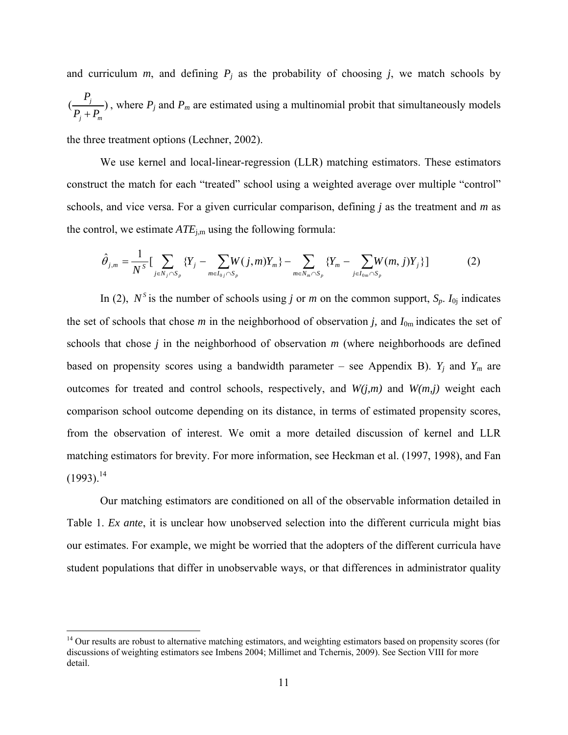and curriculum $m$, and defining $P_j$ as the probability of choosing $j$, we match schools by $(\frac{P_j}{P_j + P_m})$, where $P_j$ and $P_m$ are estimated using a multinomial probit that simultaneously models the three treatment options (Lechner, 2002).

We use kernel and local-linear-regression (LLR) matching estimators. These estimators construct the match for each "treated" school using a weighted average over multiple "control" schools, and vice versa. For a given curricular comparison, defining $j$ as the treatment and $m$ as the control, we estimate $ATE_{j,m}$ using the following formula:

$$\hat{\theta}_{j,m} = \frac{1}{N^S}\left[\sum_{j \in N_j \cap S_p} \{Y_j - \sum_{m \in I_{0j} \cap S_p} W(j,m)Y_m\} - \sum_{m \in N_m \cap S_p} \{Y_m - \sum_{j \in I_{0m} \cap S_p} W(m,j)Y_j\}\right] \quad (2)$$

In (2), $N^S$ is the number of schools using $j$ or $m$ on the common support, $S_p$. $I_{0j}$ indicates the set of schools that chose $m$ in the neighborhood of observation $j$, and $I_{0m}$ indicates the set of schools that chose $j$ in the neighborhood of observation $m$ (where neighborhoods are defined based on propensity scores using a bandwidth parameter – see Appendix B). $Y_j$ and $Y_m$ are outcomes for treated and control schools, respectively, and $W(j,m)$ and $W(m,j)$ weight each comparison school outcome depending on its distance, in terms of estimated propensity scores, from the observation of interest. We omit a more detailed discussion of kernel and LLR matching estimators for brevity. For more information, see Heckman et al. (1997, 1998), and Fan (1993).[14]

Our matching estimators are conditioned on all of the observable information detailed in Table 1. *Ex ante*, it is unclear how unobserved selection into the different curricula might bias our estimates. For example, we might be worried that the adopters of the different curricula have student populations that differ in unobservable ways, or that differences in administrator quality

[14] Our results are robust to alternative matching estimators, and weighting estimators based on propensity scores (for discussions of weighting estimators see Imbens 2004; Millimet and Tchernis, 2009). See Section VIII for more detail.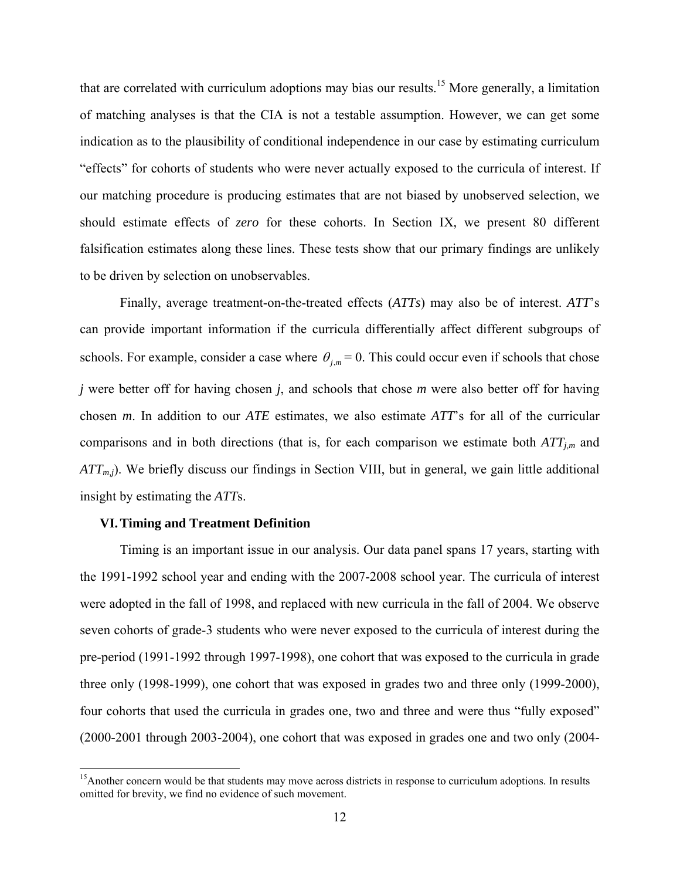that are correlated with curriculum adoptions may bias our results.[15] More generally, a limitation of matching analyses is that the CIA is not a testable assumption. However, we can get some indication as to the plausibility of conditional independence in our case by estimating curriculum "effects" for cohorts of students who were never actually exposed to the curricula of interest. If our matching procedure is producing estimates that are not biased by unobserved selection, we should estimate effects of *zero* for these cohorts. In Section IX, we present 80 different falsification estimates along these lines. These tests show that our primary findings are unlikely to be driven by selection on unobservables.

Finally, average treatment-on-the-treated effects (*ATTs*) may also be of interest. *ATT*'s can provide important information if the curricula differentially affect different subgroups of schools. For example, consider a case where $\theta_{j,m} = 0$. This could occur even if schools that chose *j* were better off for having chosen *j*, and schools that chose *m* were also better off for having chosen *m*. In addition to our *ATE* estimates, we also estimate *ATT*'s for all of the curricular comparisons and in both directions (that is, for each comparison we estimate both $ATT_{j,m}$ and $ATT_{m,j}$). We briefly discuss our findings in Section VIII, but in general, we gain little additional insight by estimating the *ATT*s.

## VI. Timing and Treatment Definition

Timing is an important issue in our analysis. Our data panel spans 17 years, starting with the 1991-1992 school year and ending with the 2007-2008 school year. The curricula of interest were adopted in the fall of 1998, and replaced with new curricula in the fall of 2004. We observe seven cohorts of grade-3 students who were never exposed to the curricula of interest during the pre-period (1991-1992 through 1997-1998), one cohort that was exposed to the curricula in grade three only (1998-1999), one cohort that was exposed in grades two and three only (1999-2000), four cohorts that used the curricula in grades one, two and three and were thus "fully exposed" (2000-2001 through 2003-2004), one cohort that was exposed in grades one and two only (2004-

[15] Another concern would be that students may move across districts in response to curriculum adoptions. In results omitted for brevity, we find no evidence of such movement.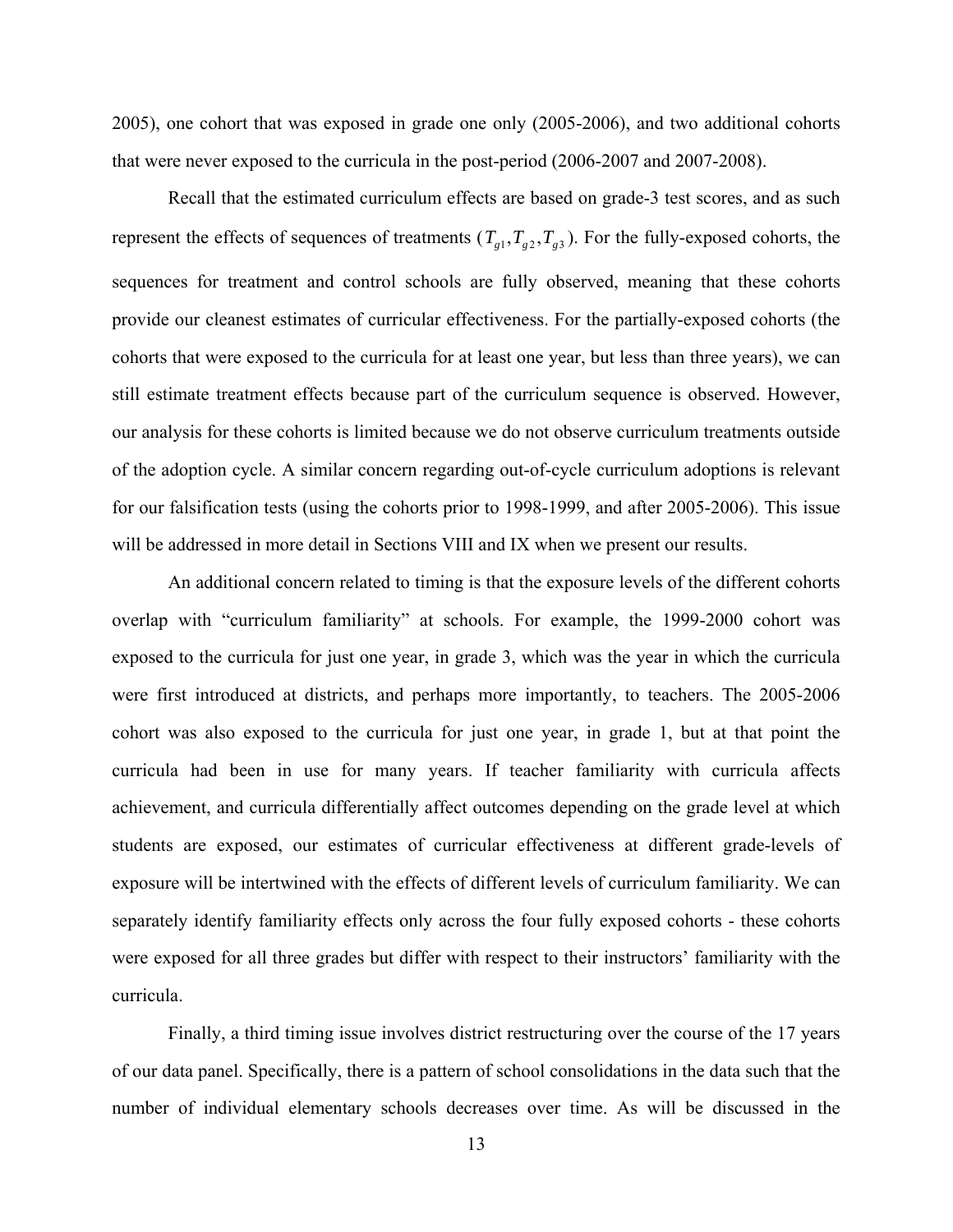2005), one cohort that was exposed in grade one only (2005-2006), and two additional cohorts that were never exposed to the curricula in the post-period (2006-2007 and 2007-2008).

Recall that the estimated curriculum effects are based on grade-3 test scores, and as such represent the effects of sequences of treatments ($T_{g1}, T_{g2}, T_{g3}$). For the fully-exposed cohorts, the sequences for treatment and control schools are fully observed, meaning that these cohorts provide our cleanest estimates of curricular effectiveness. For the partially-exposed cohorts (the cohorts that were exposed to the curricula for at least one year, but less than three years), we can still estimate treatment effects because part of the curriculum sequence is observed. However, our analysis for these cohorts is limited because we do not observe curriculum treatments outside of the adoption cycle. A similar concern regarding out-of-cycle curriculum adoptions is relevant for our falsification tests (using the cohorts prior to 1998-1999, and after 2005-2006). This issue will be addressed in more detail in Sections VIII and IX when we present our results.

An additional concern related to timing is that the exposure levels of the different cohorts overlap with "curriculum familiarity" at schools. For example, the 1999-2000 cohort was exposed to the curricula for just one year, in grade 3, which was the year in which the curricula were first introduced at districts, and perhaps more importantly, to teachers. The 2005-2006 cohort was also exposed to the curricula for just one year, in grade 1, but at that point the curricula had been in use for many years. If teacher familiarity with curricula affects achievement, and curricula differentially affect outcomes depending on the grade level at which students are exposed, our estimates of curricular effectiveness at different grade-levels of exposure will be intertwined with the effects of different levels of curriculum familiarity. We can separately identify familiarity effects only across the four fully exposed cohorts - these cohorts were exposed for all three grades but differ with respect to their instructors' familiarity with the curricula.

Finally, a third timing issue involves district restructuring over the course of the 17 years of our data panel. Specifically, there is a pattern of school consolidations in the data such that the number of individual elementary schools decreases over time. As will be discussed in the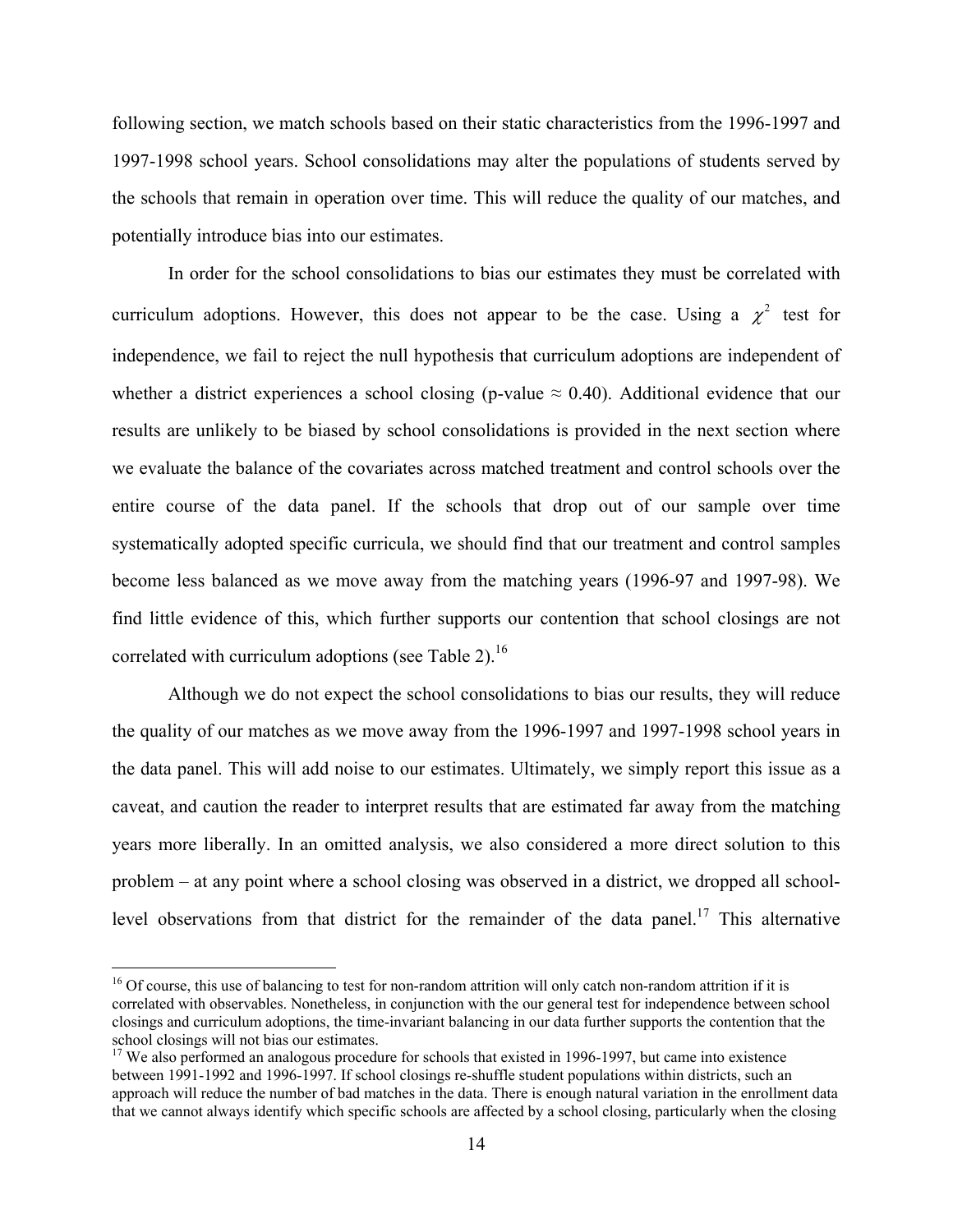following section, we match schools based on their static characteristics from the 1996-1997 and 1997-1998 school years. School consolidations may alter the populations of students served by the schools that remain in operation over time. This will reduce the quality of our matches, and potentially introduce bias into our estimates.

In order for the school consolidations to bias our estimates they must be correlated with curriculum adoptions. However, this does not appear to be the case. Using a $\chi^2$ test for independence, we fail to reject the null hypothesis that curriculum adoptions are independent of whether a district experiences a school closing (p-value $\approx$ 0.40). Additional evidence that our results are unlikely to be biased by school consolidations is provided in the next section where we evaluate the balance of the covariates across matched treatment and control schools over the entire course of the data panel. If the schools that drop out of our sample over time systematically adopted specific curricula, we should find that our treatment and control samples become less balanced as we move away from the matching years (1996-97 and 1997-98). We find little evidence of this, which further supports our contention that school closings are not correlated with curriculum adoptions (see Table 2).[16]

Although we do not expect the school consolidations to bias our results, they will reduce the quality of our matches as we move away from the 1996-1997 and 1997-1998 school years in the data panel. This will add noise to our estimates. Ultimately, we simply report this issue as a caveat, and caution the reader to interpret results that are estimated far away from the matching years more liberally. In an omitted analysis, we also considered a more direct solution to this problem – at any point where a school closing was observed in a district, we dropped all school-level observations from that district for the remainder of the data panel.[17] This alternative

[16] Of course, this use of balancing to test for non-random attrition will only catch non-random attrition if it is correlated with observables. Nonetheless, in conjunction with the our general test for independence between school closings and curriculum adoptions, the time-invariant balancing in our data further supports the contention that the school closings will not bias our estimates.

[17] We also performed an analogous procedure for schools that existed in 1996-1997, but came into existence between 1991-1992 and 1996-1997. If school closings re-shuffle student populations within districts, such an approach will reduce the number of bad matches in the data. There is enough natural variation in the enrollment data that we cannot always identify which specific schools are affected by a school closing, particularly when the closing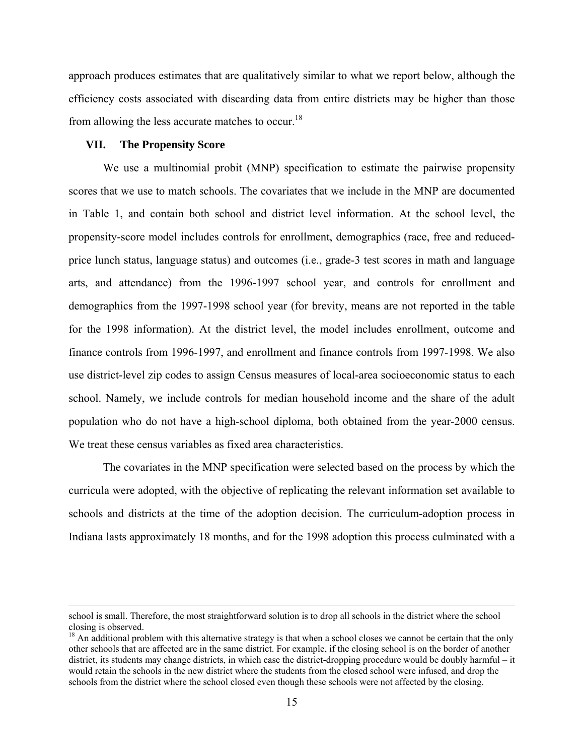approach produces estimates that are qualitatively similar to what we report below, although the efficiency costs associated with discarding data from entire districts may be higher than those from allowing the less accurate matches to occur.[18]

## VII. The Propensity Score

We use a multinomial probit (MNP) specification to estimate the pairwise propensity scores that we use to match schools. The covariates that we include in the MNP are documented in Table 1, and contain both school and district level information. At the school level, the propensity-score model includes controls for enrollment, demographics (race, free and reduced-price lunch status, language status) and outcomes (i.e., grade-3 test scores in math and language arts, and attendance) from the 1996-1997 school year, and controls for enrollment and demographics from the 1997-1998 school year (for brevity, means are not reported in the table for the 1998 information). At the district level, the model includes enrollment, outcome and finance controls from 1996-1997, and enrollment and finance controls from 1997-1998. We also use district-level zip codes to assign Census measures of local-area socioeconomic status to each school. Namely, we include controls for median household income and the share of the adult population who do not have a high-school diploma, both obtained from the year-2000 census. We treat these census variables as fixed area characteristics.

The covariates in the MNP specification were selected based on the process by which the curricula were adopted, with the objective of replicating the relevant information set available to schools and districts at the time of the adoption decision. The curriculum-adoption process in Indiana lasts approximately 18 months, and for the 1998 adoption this process culminated with a

---

school is small. Therefore, the most straightforward solution is to drop all schools in the district where the school closing is observed.

[18] An additional problem with this alternative strategy is that when a school closes we cannot be certain that the only other schools that are affected are in the same district. For example, if the closing school is on the border of another district, its students may change districts, in which case the district-dropping procedure would be doubly harmful – it would retain the schools in the new district where the students from the closed school were infused, and drop the schools from the district where the school closed even though these schools were not affected by the closing.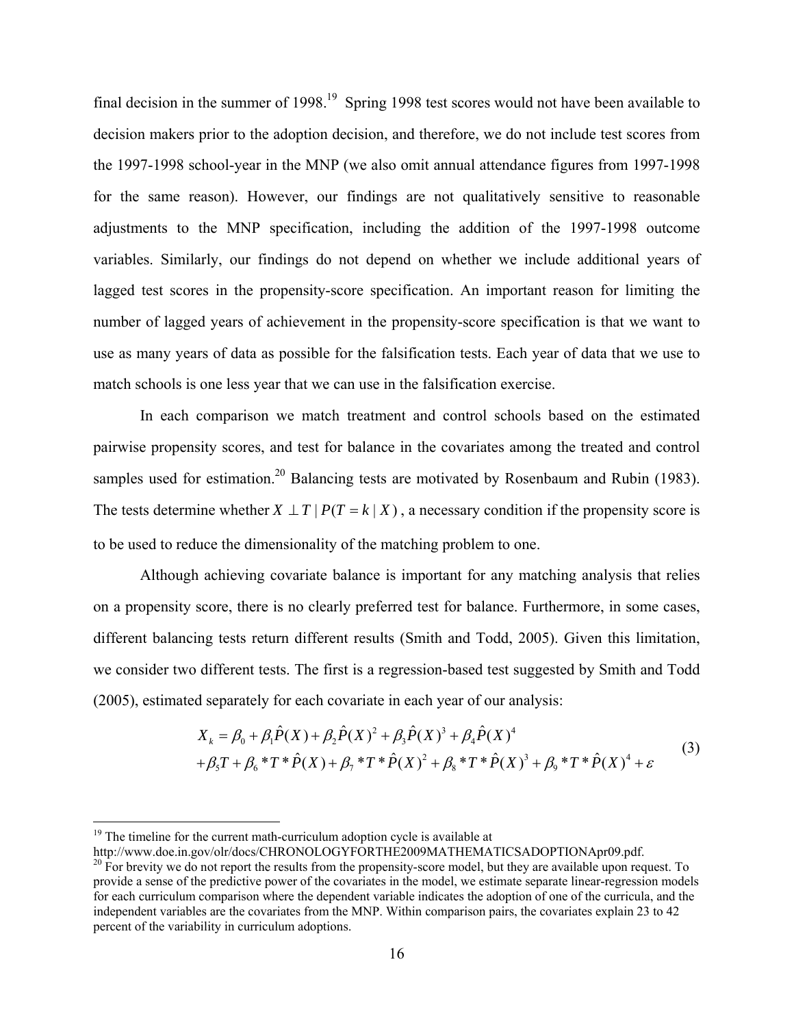final decision in the summer of 1998.[19] Spring 1998 test scores would not have been available to decision makers prior to the adoption decision, and therefore, we do not include test scores from the 1997-1998 school-year in the MNP (we also omit annual attendance figures from 1997-1998 for the same reason). However, our findings are not qualitatively sensitive to reasonable adjustments to the MNP specification, including the addition of the 1997-1998 outcome variables. Similarly, our findings do not depend on whether we include additional years of lagged test scores in the propensity-score specification. An important reason for limiting the number of lagged years of achievement in the propensity-score specification is that we want to use as many years of data as possible for the falsification tests. Each year of data that we use to match schools is one less year that we can use in the falsification exercise.

In each comparison we match treatment and control schools based on the estimated pairwise propensity scores, and test for balance in the covariates among the treated and control samples used for estimation.[20] Balancing tests are motivated by Rosenbaum and Rubin (1983). The tests determine whether $X \perp T \mid P(T = k \mid X)$, a necessary condition if the propensity score is to be used to reduce the dimensionality of the matching problem to one.

Although achieving covariate balance is important for any matching analysis that relies on a propensity score, there is no clearly preferred test for balance. Furthermore, in some cases, different balancing tests return different results (Smith and Todd, 2005). Given this limitation, we consider two different tests. The first is a regression-based test suggested by Smith and Todd (2005), estimated separately for each covariate in each year of our analysis:

$$
\begin{aligned}
X_k &= \beta_0 + \beta_1 \hat{P}(X) + \beta_2 \hat{P}(X)^2 + \beta_3 \hat{P}(X)^3 + \beta_4 \hat{P}(X)^4 \\
&+ \beta_5 T + \beta_6 * T * \hat{P}(X) + \beta_7 * T * \hat{P}(X)^2 + \beta_8 * T * \hat{P}(X)^3 + \beta_9 * T * \hat{P}(X)^4 + \varepsilon
\end{aligned} \tag{3}
$$

[19] The timeline for the current math-curriculum adoption cycle is available at http://www.doe.in.gov/olr/docs/CHRONOLOGYFORTHE2009MATHEMATICSADOPTIONApr09.pdf.

[20] For brevity we do not report the results from the propensity-score model, but they are available upon request. To provide a sense of the predictive power of the covariates in the model, we estimate separate linear-regression models for each curriculum comparison where the dependent variable indicates the adoption of one of the curricula, and the independent variables are the covariates from the MNP. Within comparison pairs, the covariates explain 23 to 42 percent of the variability in curriculum adoptions.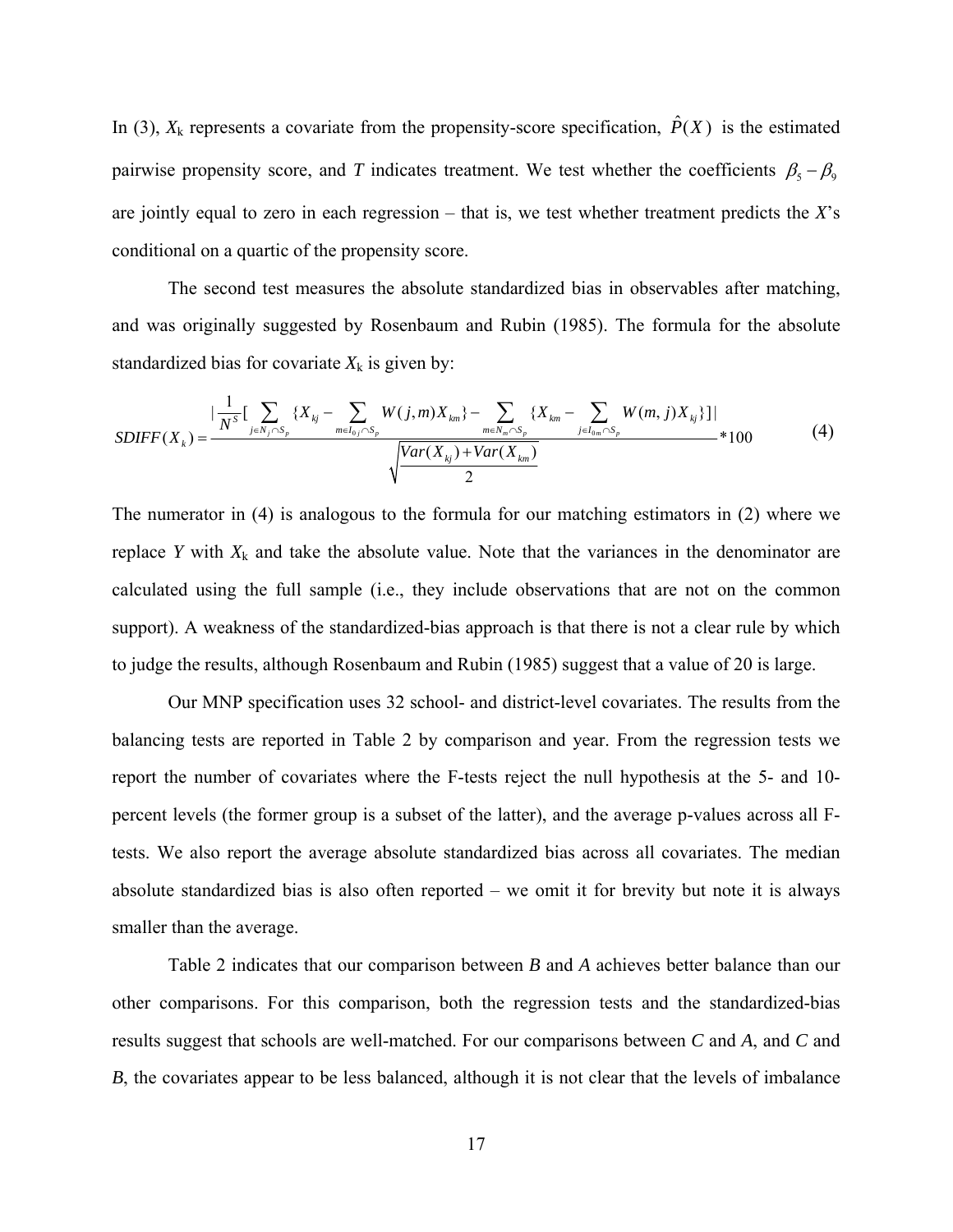In (3), $X_k$ represents a covariate from the propensity-score specification, $\hat{P}(X)$ is the estimated pairwise propensity score, and *T* indicates treatment. We test whether the coefficients $\beta_5 - \beta_9$ are jointly equal to zero in each regression – that is, we test whether treatment predicts the *X*'s conditional on a quartic of the propensity score.

The second test measures the absolute standardized bias in observables after matching, and was originally suggested by Rosenbaum and Rubin (1985). The formula for the absolute standardized bias for covariate $X_k$ is given by:

$$SDIFF(X_k) = \frac{\left| \frac{1}{N^S} \left[ \sum_{j \in N_j \cap S_p} \{ X_{kj} - \sum_{m \in I_{0j} \cap S_p} W(j,m) X_{km} \} - \sum_{m \in N_m \cap S_p} \{ X_{km} - \sum_{j \in I_{0m} \cap S_p} W(m,j) X_{kj} \} \right] \right|}{\sqrt{\frac{Var(X_{kj}) + Var(X_{km})}{2}}} * 100 \tag{4}$$

The numerator in (4) is analogous to the formula for our matching estimators in (2) where we replace *Y* with $X_k$ and take the absolute value. Note that the variances in the denominator are calculated using the full sample (i.e., they include observations that are not on the common support). A weakness of the standardized-bias approach is that there is not a clear rule by which to judge the results, although Rosenbaum and Rubin (1985) suggest that a value of 20 is large.

Our MNP specification uses 32 school- and district-level covariates. The results from the balancing tests are reported in Table 2 by comparison and year. From the regression tests we report the number of covariates where the F-tests reject the null hypothesis at the 5- and 10-percent levels (the former group is a subset of the latter), and the average p-values across all F-tests. We also report the average absolute standardized bias across all covariates. The median absolute standardized bias is also often reported – we omit it for brevity but note it is always smaller than the average.

Table 2 indicates that our comparison between *B* and *A* achieves better balance than our other comparisons. For this comparison, both the regression tests and the standardized-bias results suggest that schools are well-matched. For our comparisons between *C* and *A*, and *C* and *B*, the covariates appear to be less balanced, although it is not clear that the levels of imbalance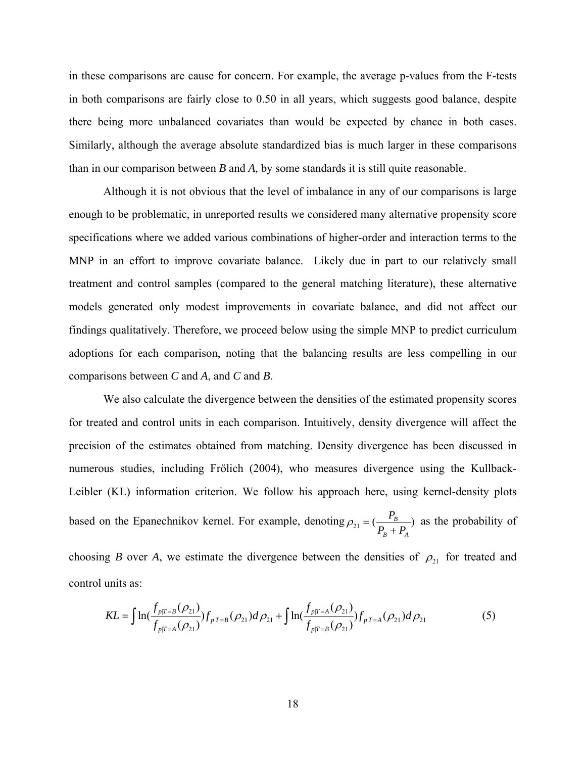in these comparisons are cause for concern. For example, the average p-values from the F-tests in both comparisons are fairly close to 0.50 in all years, which suggests good balance, despite there being more unbalanced covariates than would be expected by chance in both cases. Similarly, although the average absolute standardized bias is much larger in these comparisons than in our comparison between *B* and *A,* by some standards it is still quite reasonable.

Although it is not obvious that the level of imbalance in any of our comparisons is large enough to be problematic, in unreported results we considered many alternative propensity score specifications where we added various combinations of higher-order and interaction terms to the MNP in an effort to improve covariate balance. Likely due in part to our relatively small treatment and control samples (compared to the general matching literature), these alternative models generated only modest improvements in covariate balance, and did not affect our findings qualitatively. Therefore, we proceed below using the simple MNP to predict curriculum adoptions for each comparison, noting that the balancing results are less compelling in our comparisons between *C* and *A*, and *C* and *B*.

We also calculate the divergence between the densities of the estimated propensity scores for treated and control units in each comparison. Intuitively, density divergence will affect the precision of the estimates obtained from matching. Density divergence has been discussed in numerous studies, including Frölich (2004), who measures divergence using the Kullback-Leibler (KL) information criterion. We follow his approach here, using kernel-density plots based on the Epanechnikov kernel. For example, denoting $\rho_{21} = (\frac{P_B}{P_B + P_A})$ as the probability of choosing *B* over *A*, we estimate the divergence between the densities of $\rho_{21}$ for treated and control units as:

$$KL = \int \ln(\frac{f_{p|T=B}(\rho_{21})}{f_{p|T=A}(\rho_{21})}) f_{p|T=B}(\rho_{21}) d\rho_{21} + \int \ln(\frac{f_{p|T=A}(\rho_{21})}{f_{p|T=B}(\rho_{21})}) f_{p|T=A}(\rho_{21}) d\rho_{21} \quad (5)$$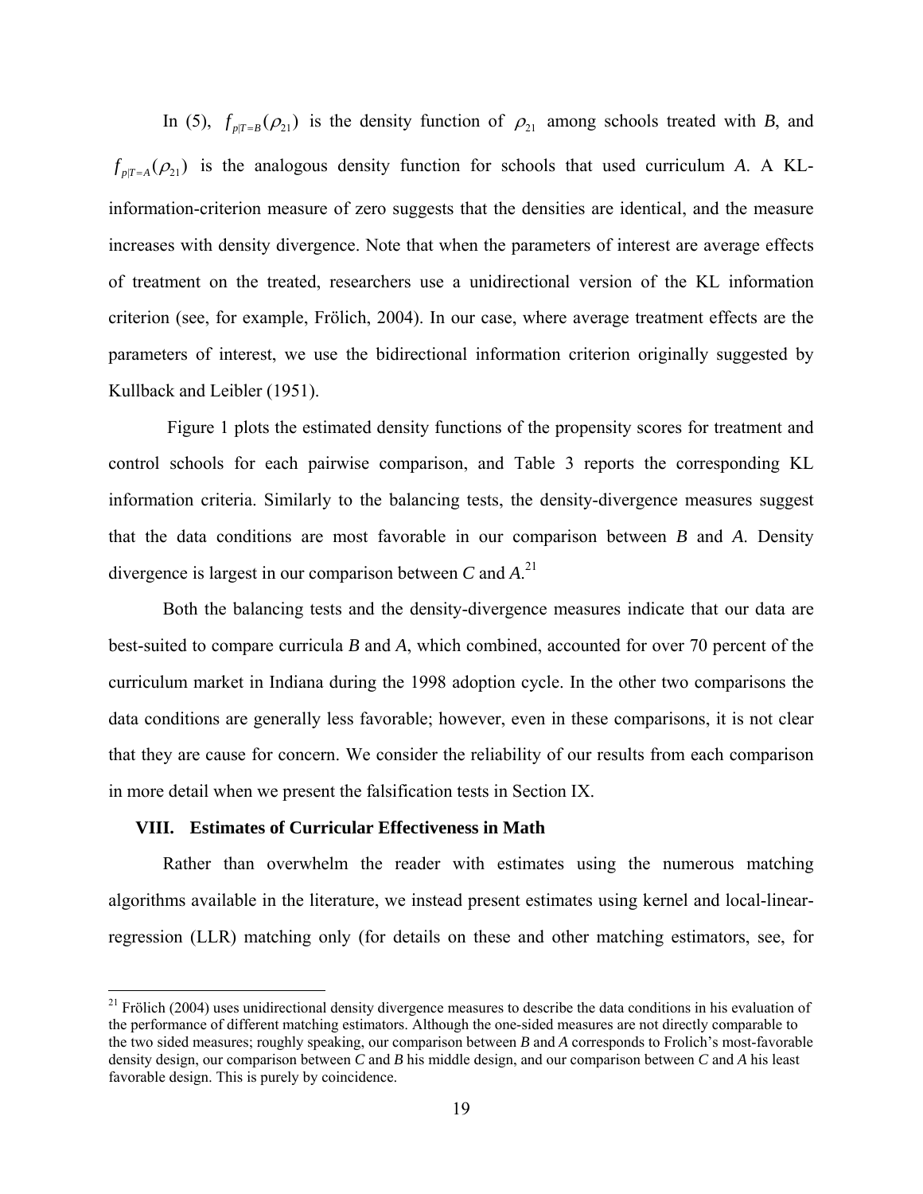In (5), $f_{p|T=B}(\rho_{21})$ is the density function of $\rho_{21}$ among schools treated with *B*, and $f_{p|T=A}(\rho_{21})$ is the analogous density function for schools that used curriculum *A*. A KL-information-criterion measure of zero suggests that the densities are identical, and the measure increases with density divergence. Note that when the parameters of interest are average effects of treatment on the treated, researchers use a unidirectional version of the KL information criterion (see, for example, Frölich, 2004). In our case, where average treatment effects are the parameters of interest, we use the bidirectional information criterion originally suggested by Kullback and Leibler (1951).

Figure 1 plots the estimated density functions of the propensity scores for treatment and control schools for each pairwise comparison, and Table 3 reports the corresponding KL information criteria. Similarly to the balancing tests, the density-divergence measures suggest that the data conditions are most favorable in our comparison between *B* and *A*. Density divergence is largest in our comparison between *C* and *A*.[21]

Both the balancing tests and the density-divergence measures indicate that our data are best-suited to compare curricula *B* and *A*, which combined, accounted for over 70 percent of the curriculum market in Indiana during the 1998 adoption cycle. In the other two comparisons the data conditions are generally less favorable; however, even in these comparisons, it is not clear that they are cause for concern. We consider the reliability of our results from each comparison in more detail when we present the falsification tests in Section IX.

## VIII. Estimates of Curricular Effectiveness in Math

Rather than overwhelm the reader with estimates using the numerous matching algorithms available in the literature, we instead present estimates using kernel and local-linear-regression (LLR) matching only (for details on these and other matching estimators, see, for

[21] Frölich (2004) uses unidirectional density divergence measures to describe the data conditions in his evaluation of the performance of different matching estimators. Although the one-sided measures are not directly comparable to the two sided measures; roughly speaking, our comparison between *B* and *A* corresponds to Frolich's most-favorable density design, our comparison between *C* and *B* his middle design, and our comparison between *C* and *A* his least favorable design. This is purely by coincidence.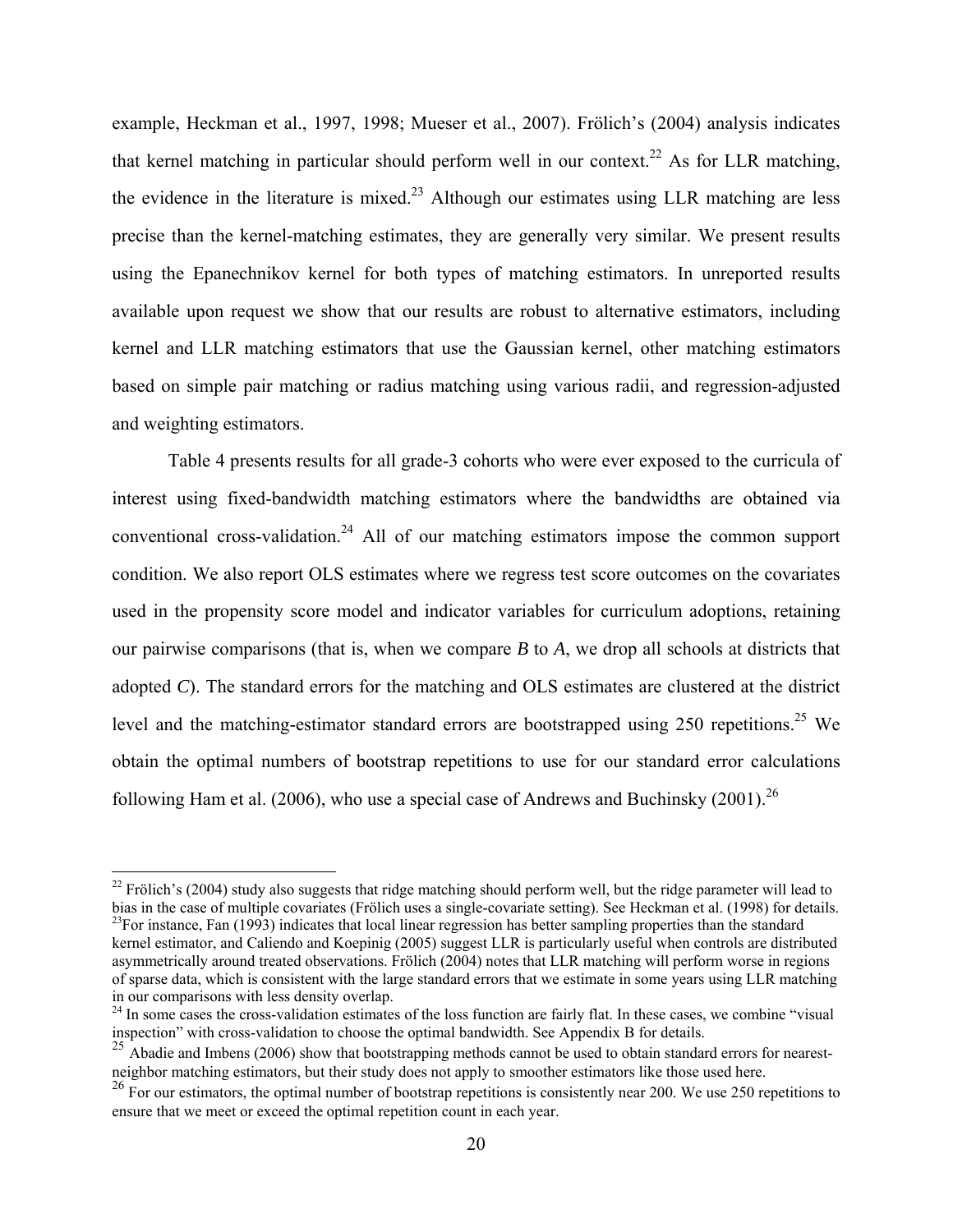example, Heckman et al., 1997, 1998; Mueser et al., 2007). Frölich's (2004) analysis indicates that kernel matching in particular should perform well in our context.[22] As for LLR matching, the evidence in the literature is mixed.[23] Although our estimates using LLR matching are less precise than the kernel-matching estimates, they are generally very similar. We present results using the Epanechnikov kernel for both types of matching estimators. In unreported results available upon request we show that our results are robust to alternative estimators, including kernel and LLR matching estimators that use the Gaussian kernel, other matching estimators based on simple pair matching or radius matching using various radii, and regression-adjusted and weighting estimators.

Table 4 presents results for all grade-3 cohorts who were ever exposed to the curricula of interest using fixed-bandwidth matching estimators where the bandwidths are obtained via conventional cross-validation.[24] All of our matching estimators impose the common support condition. We also report OLS estimates where we regress test score outcomes on the covariates used in the propensity score model and indicator variables for curriculum adoptions, retaining our pairwise comparisons (that is, when we compare *B* to *A*, we drop all schools at districts that adopted *C*). The standard errors for the matching and OLS estimates are clustered at the district level and the matching-estimator standard errors are bootstrapped using 250 repetitions.[25] We obtain the optimal numbers of bootstrap repetitions to use for our standard error calculations following Ham et al. (2006), who use a special case of Andrews and Buchinsky (2001).[26]

---

[22] Frölich's (2004) study also suggests that ridge matching should perform well, but the ridge parameter will lead to bias in the case of multiple covariates (Frölich uses a single-covariate setting). See Heckman et al. (1998) for details.

[23] For instance, Fan (1993) indicates that local linear regression has better sampling properties than the standard kernel estimator, and Caliendo and Koepinig (2005) suggest LLR is particularly useful when controls are distributed asymmetrically around treated observations. Frölich (2004) notes that LLR matching will perform worse in regions of sparse data, which is consistent with the large standard errors that we estimate in some years using LLR matching in our comparisons with less density overlap.

[24] In some cases the cross-validation estimates of the loss function are fairly flat. In these cases, we combine "visual inspection" with cross-validation to choose the optimal bandwidth. See Appendix B for details.

[25] Abadie and Imbens (2006) show that bootstrapping methods cannot be used to obtain standard errors for nearest-neighbor matching estimators, but their study does not apply to smoother estimators like those used here.

[26] For our estimators, the optimal number of bootstrap repetitions is consistently near 200. We use 250 repetitions to ensure that we meet or exceed the optimal repetition count in each year.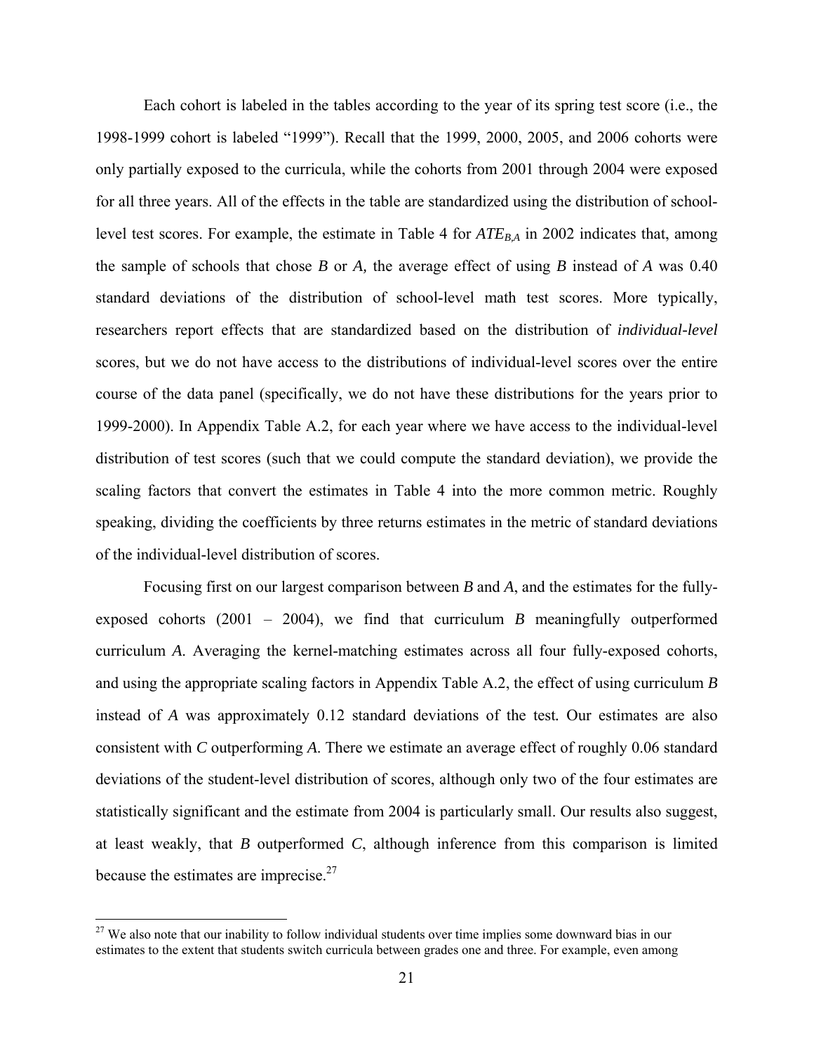Each cohort is labeled in the tables according to the year of its spring test score (i.e., the 1998-1999 cohort is labeled "1999"). Recall that the 1999, 2000, 2005, and 2006 cohorts were only partially exposed to the curricula, while the cohorts from 2001 through 2004 were exposed for all three years. All of the effects in the table are standardized using the distribution of school-level test scores. For example, the estimate in Table 4 for $ATE_{B,A}$ in 2002 indicates that, among the sample of schools that chose *B* or *A,* the average effect of using *B* instead of *A* was 0.40 standard deviations of the distribution of school-level math test scores. More typically, researchers report effects that are standardized based on the distribution of *individual-level* scores, but we do not have access to the distributions of individual-level scores over the entire course of the data panel (specifically, we do not have these distributions for the years prior to 1999-2000). In Appendix Table A.2, for each year where we have access to the individual-level distribution of test scores (such that we could compute the standard deviation), we provide the scaling factors that convert the estimates in Table 4 into the more common metric. Roughly speaking, dividing the coefficients by three returns estimates in the metric of standard deviations of the individual-level distribution of scores.

Focusing first on our largest comparison between *B* and *A*, and the estimates for the fully-exposed cohorts (2001 – 2004), we find that curriculum *B* meaningfully outperformed curriculum *A.* Averaging the kernel-matching estimates across all four fully-exposed cohorts, and using the appropriate scaling factors in Appendix Table A.2, the effect of using curriculum *B* instead of *A* was approximately 0.12 standard deviations of the test. Our estimates are also consistent with *C* outperforming *A.* There we estimate an average effect of roughly 0.06 standard deviations of the student-level distribution of scores, although only two of the four estimates are statistically significant and the estimate from 2004 is particularly small. Our results also suggest, at least weakly, that *B* outperformed *C*, although inference from this comparison is limited because the estimates are imprecise.[27]

[27] We also note that our inability to follow individual students over time implies some downward bias in our estimates to the extent that students switch curricula between grades one and three. For example, even among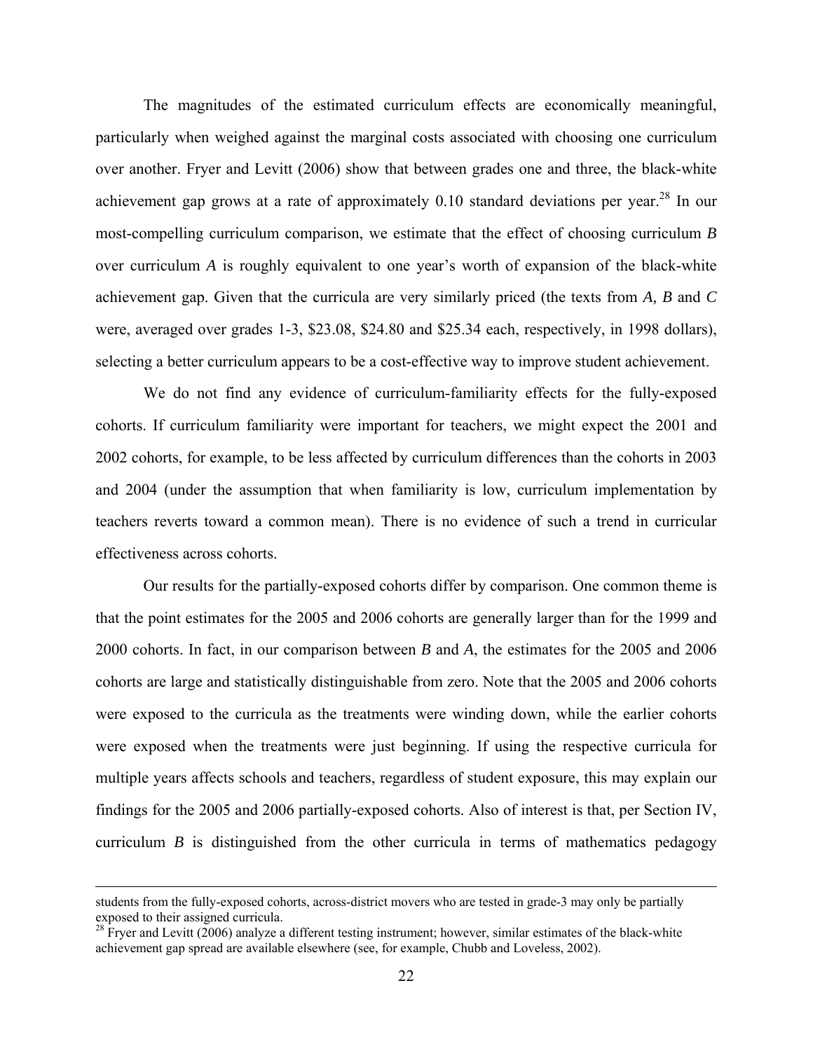The magnitudes of the estimated curriculum effects are economically meaningful, particularly when weighed against the marginal costs associated with choosing one curriculum over another. Fryer and Levitt (2006) show that between grades one and three, the black-white achievement gap grows at a rate of approximately 0.10 standard deviations per year.[28] In our most-compelling curriculum comparison, we estimate that the effect of choosing curriculum *B* over curriculum *A* is roughly equivalent to one year's worth of expansion of the black-white achievement gap. Given that the curricula are very similarly priced (the texts from *A, B* and *C* were, averaged over grades 1-3, $23.08, $24.80 and $25.34 each, respectively, in 1998 dollars), selecting a better curriculum appears to be a cost-effective way to improve student achievement.

We do not find any evidence of curriculum-familiarity effects for the fully-exposed cohorts. If curriculum familiarity were important for teachers, we might expect the 2001 and 2002 cohorts, for example, to be less affected by curriculum differences than the cohorts in 2003 and 2004 (under the assumption that when familiarity is low, curriculum implementation by teachers reverts toward a common mean). There is no evidence of such a trend in curricular effectiveness across cohorts.

Our results for the partially-exposed cohorts differ by comparison. One common theme is that the point estimates for the 2005 and 2006 cohorts are generally larger than for the 1999 and 2000 cohorts. In fact, in our comparison between *B* and *A*, the estimates for the 2005 and 2006 cohorts are large and statistically distinguishable from zero. Note that the 2005 and 2006 cohorts were exposed to the curricula as the treatments were winding down, while the earlier cohorts were exposed when the treatments were just beginning. If using the respective curricula for multiple years affects schools and teachers, regardless of student exposure, this may explain our findings for the 2005 and 2006 partially-exposed cohorts. Also of interest is that, per Section IV, curriculum *B* is distinguished from the other curricula in terms of mathematics pedagogy

---

students from the fully-exposed cohorts, across-district movers who are tested in grade-3 may only be partially exposed to their assigned curricula.

[28] Fryer and Levitt (2006) analyze a different testing instrument; however, similar estimates of the black-white achievement gap spread are available elsewhere (see, for example, Chubb and Loveless, 2002).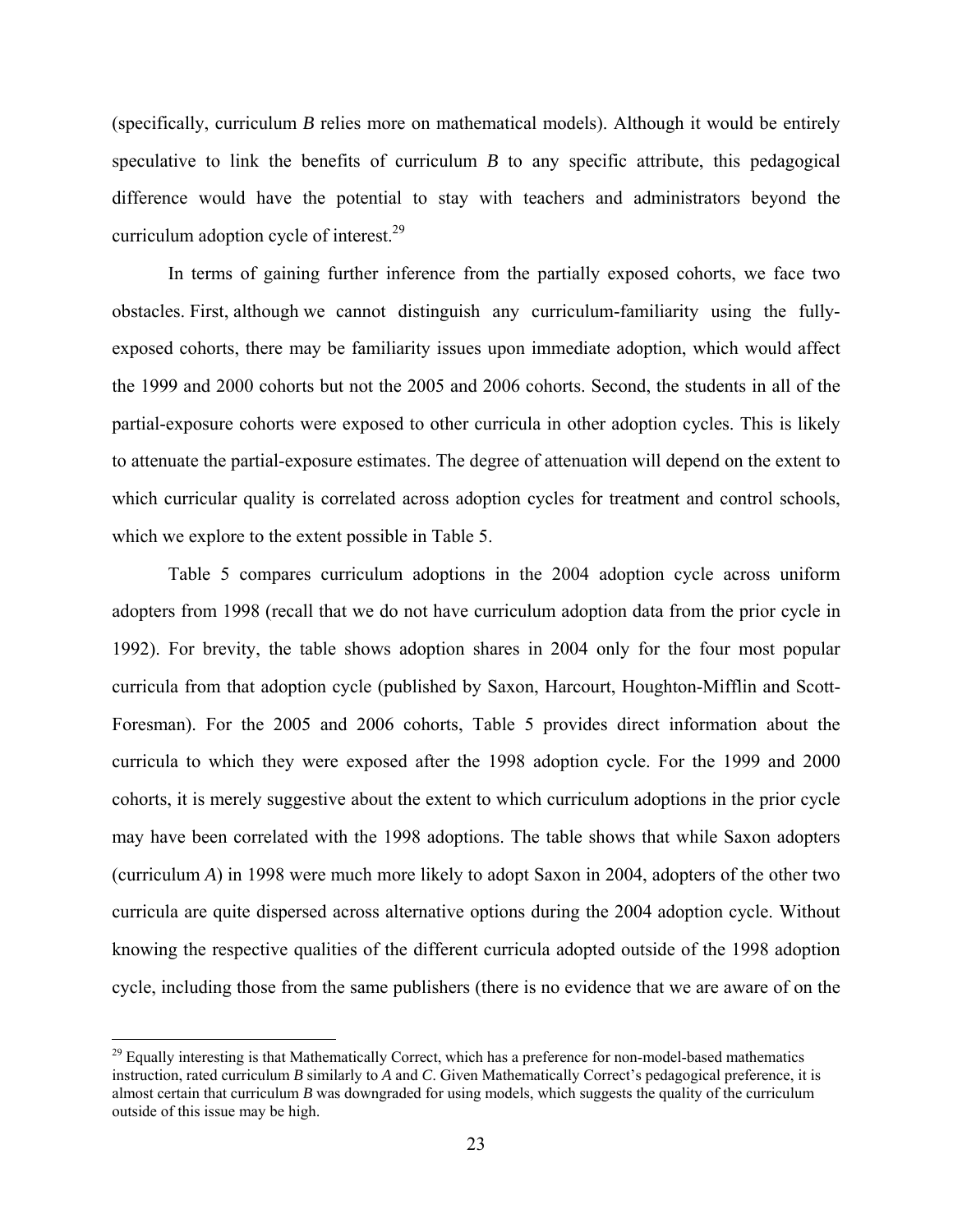(specifically, curriculum *B* relies more on mathematical models). Although it would be entirely speculative to link the benefits of curriculum *B* to any specific attribute, this pedagogical difference would have the potential to stay with teachers and administrators beyond the curriculum adoption cycle of interest.[29]

In terms of gaining further inference from the partially exposed cohorts, we face two obstacles. First, although we cannot distinguish any curriculum-familiarity using the fully-exposed cohorts, there may be familiarity issues upon immediate adoption, which would affect the 1999 and 2000 cohorts but not the 2005 and 2006 cohorts. Second, the students in all of the partial-exposure cohorts were exposed to other curricula in other adoption cycles. This is likely to attenuate the partial-exposure estimates. The degree of attenuation will depend on the extent to which curricular quality is correlated across adoption cycles for treatment and control schools, which we explore to the extent possible in Table 5.

Table 5 compares curriculum adoptions in the 2004 adoption cycle across uniform adopters from 1998 (recall that we do not have curriculum adoption data from the prior cycle in 1992). For brevity, the table shows adoption shares in 2004 only for the four most popular curricula from that adoption cycle (published by Saxon, Harcourt, Houghton-Mifflin and Scott-Foresman). For the 2005 and 2006 cohorts, Table 5 provides direct information about the curricula to which they were exposed after the 1998 adoption cycle. For the 1999 and 2000 cohorts, it is merely suggestive about the extent to which curriculum adoptions in the prior cycle may have been correlated with the 1998 adoptions. The table shows that while Saxon adopters (curriculum *A*) in 1998 were much more likely to adopt Saxon in 2004, adopters of the other two curricula are quite dispersed across alternative options during the 2004 adoption cycle. Without knowing the respective qualities of the different curricula adopted outside of the 1998 adoption cycle, including those from the same publishers (there is no evidence that we are aware of on the

[29] Equally interesting is that Mathematically Correct, which has a preference for non-model-based mathematics instruction, rated curriculum *B* similarly to *A* and *C*. Given Mathematically Correct's pedagogical preference, it is almost certain that curriculum *B* was downgraded for using models, which suggests the quality of the curriculum outside of this issue may be high.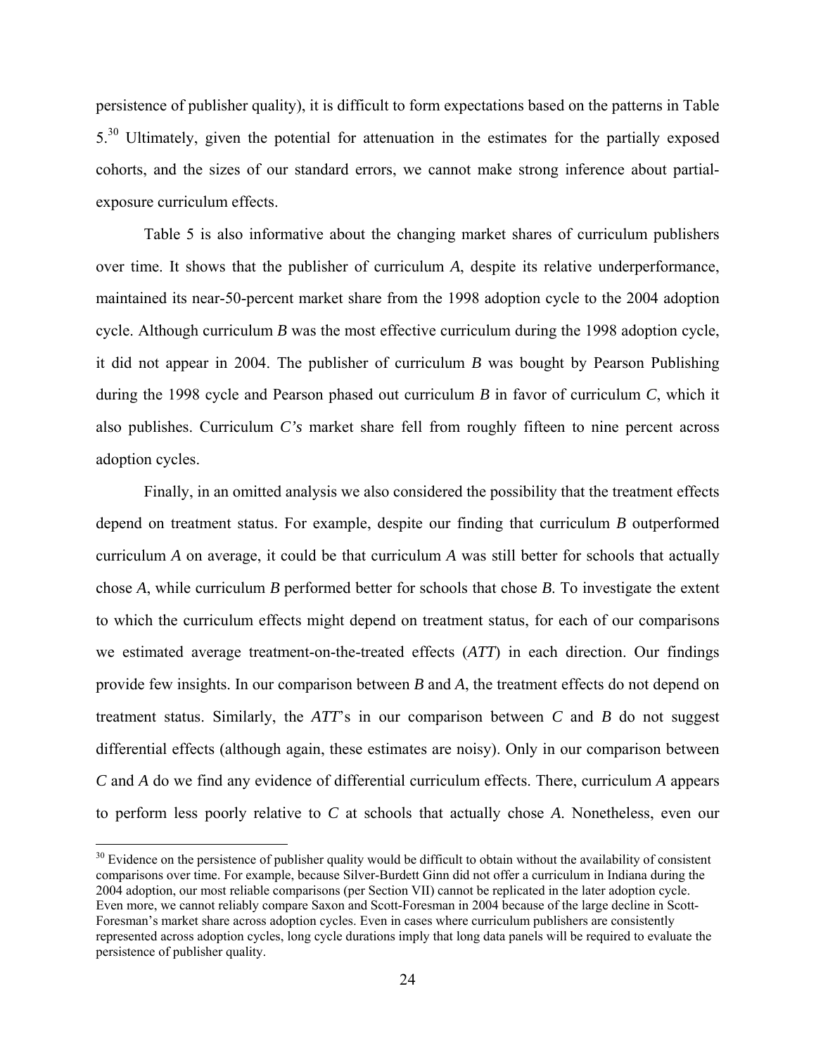persistence of publisher quality), it is difficult to form expectations based on the patterns in Table 5.[30] Ultimately, given the potential for attenuation in the estimates for the partially exposed cohorts, and the sizes of our standard errors, we cannot make strong inference about partial-exposure curriculum effects.

Table 5 is also informative about the changing market shares of curriculum publishers over time. It shows that the publisher of curriculum *A*, despite its relative underperformance, maintained its near-50-percent market share from the 1998 adoption cycle to the 2004 adoption cycle. Although curriculum *B* was the most effective curriculum during the 1998 adoption cycle, it did not appear in 2004. The publisher of curriculum *B* was bought by Pearson Publishing during the 1998 cycle and Pearson phased out curriculum *B* in favor of curriculum *C*, which it also publishes. Curriculum *C's* market share fell from roughly fifteen to nine percent across adoption cycles.

Finally, in an omitted analysis we also considered the possibility that the treatment effects depend on treatment status. For example, despite our finding that curriculum *B* outperformed curriculum *A* on average, it could be that curriculum *A* was still better for schools that actually chose *A*, while curriculum *B* performed better for schools that chose *B*. To investigate the extent to which the curriculum effects might depend on treatment status, for each of our comparisons we estimated average treatment-on-the-treated effects (*ATT*) in each direction. Our findings provide few insights. In our comparison between *B* and *A*, the treatment effects do not depend on treatment status. Similarly, the *ATT*'s in our comparison between *C* and *B* do not suggest differential effects (although again, these estimates are noisy). Only in our comparison between *C* and *A* do we find any evidence of differential curriculum effects. There, curriculum *A* appears to perform less poorly relative to *C* at schools that actually chose *A*. Nonetheless, even our

[30] Evidence on the persistence of publisher quality would be difficult to obtain without the availability of consistent comparisons over time. For example, because Silver-Burdett Ginn did not offer a curriculum in Indiana during the 2004 adoption, our most reliable comparisons (per Section VII) cannot be replicated in the later adoption cycle. Even more, we cannot reliably compare Saxon and Scott-Foresman in 2004 because of the large decline in Scott-Foresman's market share across adoption cycles. Even in cases where curriculum publishers are consistently represented across adoption cycles, long cycle durations imply that long data panels will be required to evaluate the persistence of publisher quality.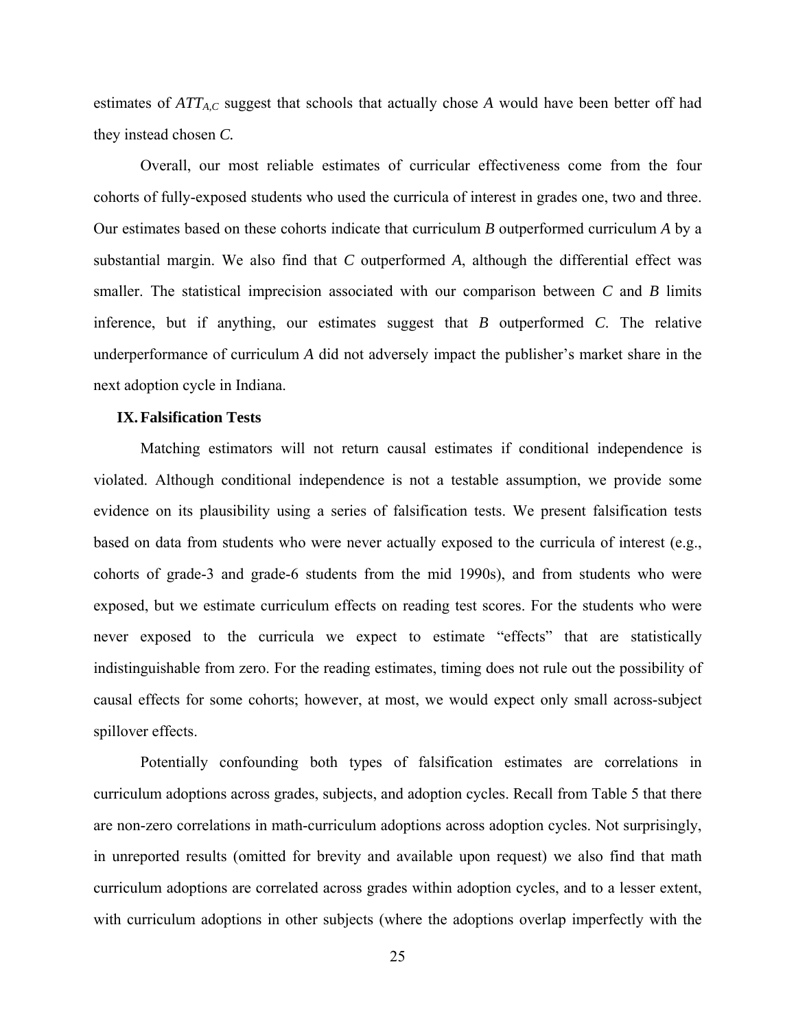estimates of $ATT_{A,C}$ suggest that schools that actually chose *A* would have been better off had they instead chosen *C.*

Overall, our most reliable estimates of curricular effectiveness come from the four cohorts of fully-exposed students who used the curricula of interest in grades one, two and three. Our estimates based on these cohorts indicate that curriculum *B* outperformed curriculum *A* by a substantial margin. We also find that *C* outperformed *A*, although the differential effect was smaller. The statistical imprecision associated with our comparison between *C* and *B* limits inference, but if anything, our estimates suggest that *B* outperformed *C*. The relative underperformance of curriculum *A* did not adversely impact the publisher's market share in the next adoption cycle in Indiana.

## IX. Falsification Tests

Matching estimators will not return causal estimates if conditional independence is violated. Although conditional independence is not a testable assumption, we provide some evidence on its plausibility using a series of falsification tests. We present falsification tests based on data from students who were never actually exposed to the curricula of interest (e.g., cohorts of grade-3 and grade-6 students from the mid 1990s), and from students who were exposed, but we estimate curriculum effects on reading test scores. For the students who were never exposed to the curricula we expect to estimate "effects" that are statistically indistinguishable from zero. For the reading estimates, timing does not rule out the possibility of causal effects for some cohorts; however, at most, we would expect only small across-subject spillover effects.

Potentially confounding both types of falsification estimates are correlations in curriculum adoptions across grades, subjects, and adoption cycles. Recall from Table 5 that there are non-zero correlations in math-curriculum adoptions across adoption cycles. Not surprisingly, in unreported results (omitted for brevity and available upon request) we also find that math curriculum adoptions are correlated across grades within adoption cycles, and to a lesser extent, with curriculum adoptions in other subjects (where the adoptions overlap imperfectly with the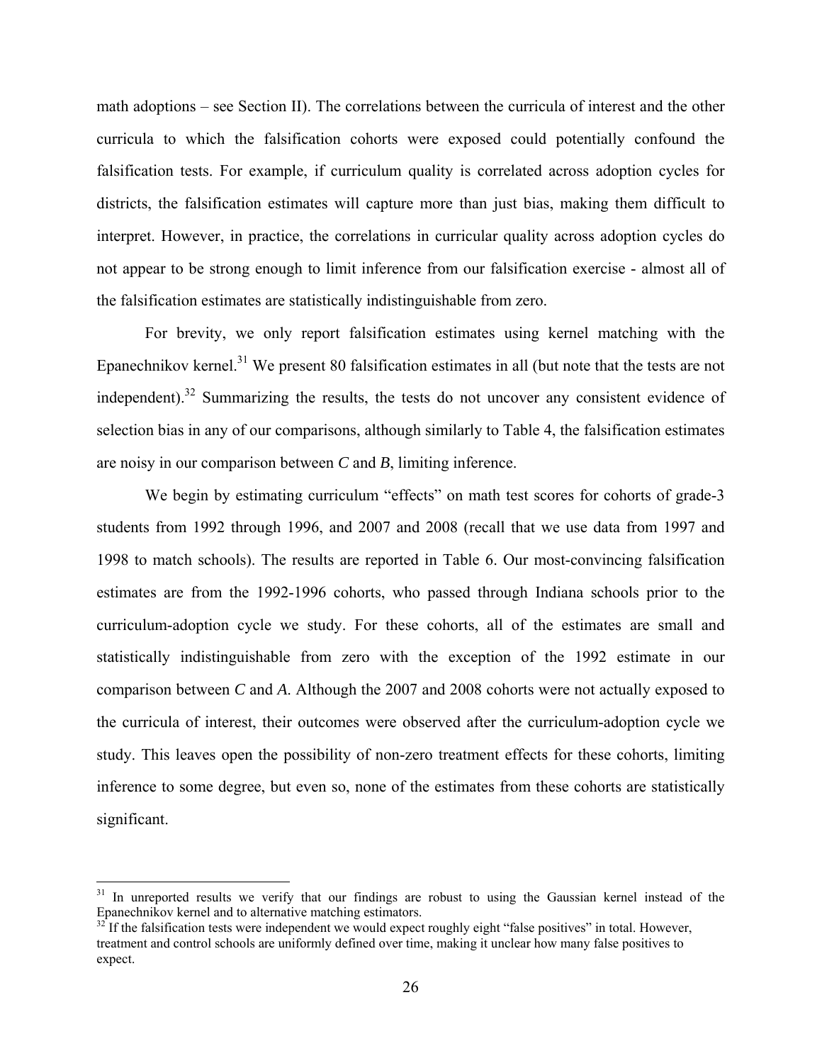math adoptions – see Section II). The correlations between the curricula of interest and the other curricula to which the falsification cohorts were exposed could potentially confound the falsification tests. For example, if curriculum quality is correlated across adoption cycles for districts, the falsification estimates will capture more than just bias, making them difficult to interpret. However, in practice, the correlations in curricular quality across adoption cycles do not appear to be strong enough to limit inference from our falsification exercise - almost all of the falsification estimates are statistically indistinguishable from zero.

For brevity, we only report falsification estimates using kernel matching with the Epanechnikov kernel.[31] We present 80 falsification estimates in all (but note that the tests are not independent).[32] Summarizing the results, the tests do not uncover any consistent evidence of selection bias in any of our comparisons, although similarly to Table 4, the falsification estimates are noisy in our comparison between *C* and *B*, limiting inference.

We begin by estimating curriculum "effects" on math test scores for cohorts of grade-3 students from 1992 through 1996, and 2007 and 2008 (recall that we use data from 1997 and 1998 to match schools). The results are reported in Table 6. Our most-convincing falsification estimates are from the 1992-1996 cohorts, who passed through Indiana schools prior to the curriculum-adoption cycle we study. For these cohorts, all of the estimates are small and statistically indistinguishable from zero with the exception of the 1992 estimate in our comparison between *C* and *A*. Although the 2007 and 2008 cohorts were not actually exposed to the curricula of interest, their outcomes were observed after the curriculum-adoption cycle we study. This leaves open the possibility of non-zero treatment effects for these cohorts, limiting inference to some degree, but even so, none of the estimates from these cohorts are statistically significant.

---

[31] In unreported results we verify that our findings are robust to using the Gaussian kernel instead of the Epanechnikov kernel and to alternative matching estimators.

[32] If the falsification tests were independent we would expect roughly eight "false positives" in total. However, treatment and control schools are uniformly defined over time, making it unclear how many false positives to expect.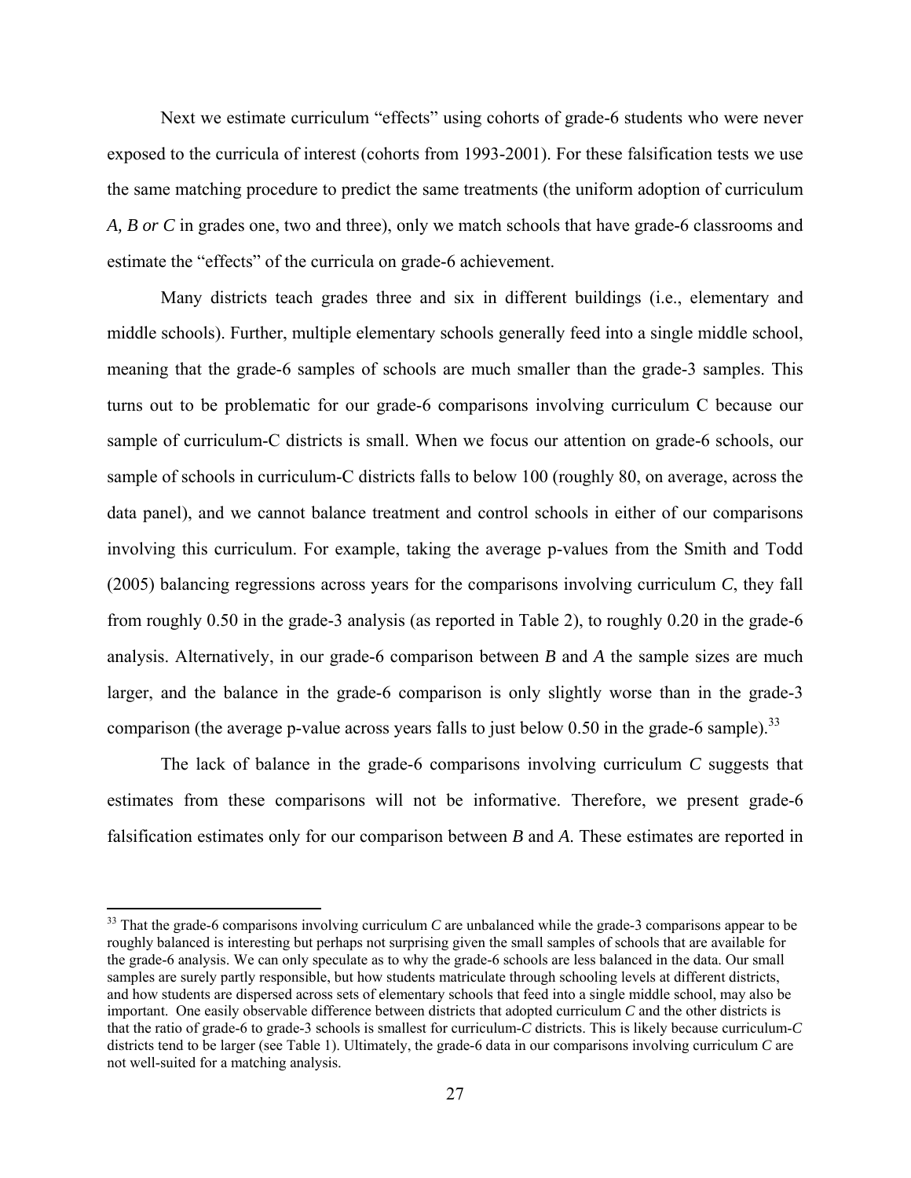Next we estimate curriculum "effects" using cohorts of grade-6 students who were never exposed to the curricula of interest (cohorts from 1993-2001). For these falsification tests we use the same matching procedure to predict the same treatments (the uniform adoption of curriculum *A, B or C* in grades one, two and three), only we match schools that have grade-6 classrooms and estimate the "effects" of the curricula on grade-6 achievement.

Many districts teach grades three and six in different buildings (i.e., elementary and middle schools). Further, multiple elementary schools generally feed into a single middle school, meaning that the grade-6 samples of schools are much smaller than the grade-3 samples. This turns out to be problematic for our grade-6 comparisons involving curriculum C because our sample of curriculum-C districts is small. When we focus our attention on grade-6 schools, our sample of schools in curriculum-C districts falls to below 100 (roughly 80, on average, across the data panel), and we cannot balance treatment and control schools in either of our comparisons involving this curriculum. For example, taking the average p-values from the Smith and Todd (2005) balancing regressions across years for the comparisons involving curriculum *C*, they fall from roughly 0.50 in the grade-3 analysis (as reported in Table 2), to roughly 0.20 in the grade-6 analysis. Alternatively, in our grade-6 comparison between *B* and *A* the sample sizes are much larger, and the balance in the grade-6 comparison is only slightly worse than in the grade-3 comparison (the average p-value across years falls to just below 0.50 in the grade-6 sample).[33]

The lack of balance in the grade-6 comparisons involving curriculum *C* suggests that estimates from these comparisons will not be informative. Therefore, we present grade-6 falsification estimates only for our comparison between *B* and *A*. These estimates are reported in

[33] That the grade-6 comparisons involving curriculum *C* are unbalanced while the grade-3 comparisons appear to be roughly balanced is interesting but perhaps not surprising given the small samples of schools that are available for the grade-6 analysis. We can only speculate as to why the grade-6 schools are less balanced in the data. Our small samples are surely partly responsible, but how students matriculate through schooling levels at different districts, and how students are dispersed across sets of elementary schools that feed into a single middle school, may also be important. One easily observable difference between districts that adopted curriculum *C* and the other districts is that the ratio of grade-6 to grade-3 schools is smallest for curriculum-*C* districts. This is likely because curriculum-*C* districts tend to be larger (see Table 1). Ultimately, the grade-6 data in our comparisons involving curriculum *C* are not well-suited for a matching analysis.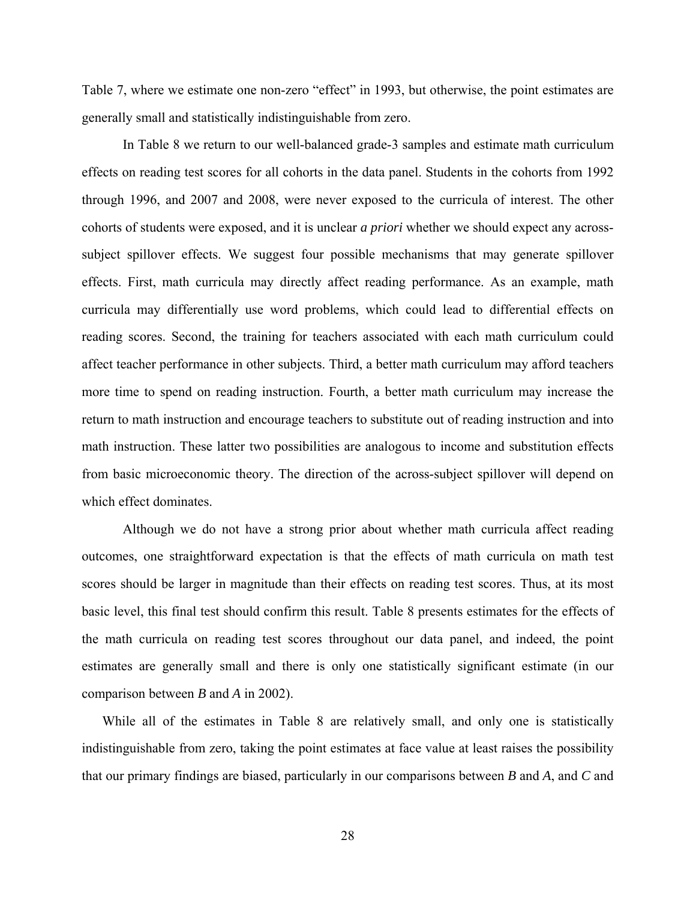Table 7, where we estimate one non-zero "effect" in 1993, but otherwise, the point estimates are generally small and statistically indistinguishable from zero.

In Table 8 we return to our well-balanced grade-3 samples and estimate math curriculum effects on reading test scores for all cohorts in the data panel. Students in the cohorts from 1992 through 1996, and 2007 and 2008, were never exposed to the curricula of interest. The other cohorts of students were exposed, and it is unclear *a priori* whether we should expect any across-subject spillover effects. We suggest four possible mechanisms that may generate spillover effects. First, math curricula may directly affect reading performance. As an example, math curricula may differentially use word problems, which could lead to differential effects on reading scores. Second, the training for teachers associated with each math curriculum could affect teacher performance in other subjects. Third, a better math curriculum may afford teachers more time to spend on reading instruction. Fourth, a better math curriculum may increase the return to math instruction and encourage teachers to substitute out of reading instruction and into math instruction. These latter two possibilities are analogous to income and substitution effects from basic microeconomic theory. The direction of the across-subject spillover will depend on which effect dominates.

Although we do not have a strong prior about whether math curricula affect reading outcomes, one straightforward expectation is that the effects of math curricula on math test scores should be larger in magnitude than their effects on reading test scores. Thus, at its most basic level, this final test should confirm this result. Table 8 presents estimates for the effects of the math curricula on reading test scores throughout our data panel, and indeed, the point estimates are generally small and there is only one statistically significant estimate (in our comparison between *B* and *A* in 2002).

While all of the estimates in Table 8 are relatively small, and only one is statistically indistinguishable from zero, taking the point estimates at face value at least raises the possibility that our primary findings are biased, particularly in our comparisons between *B* and *A*, and *C* and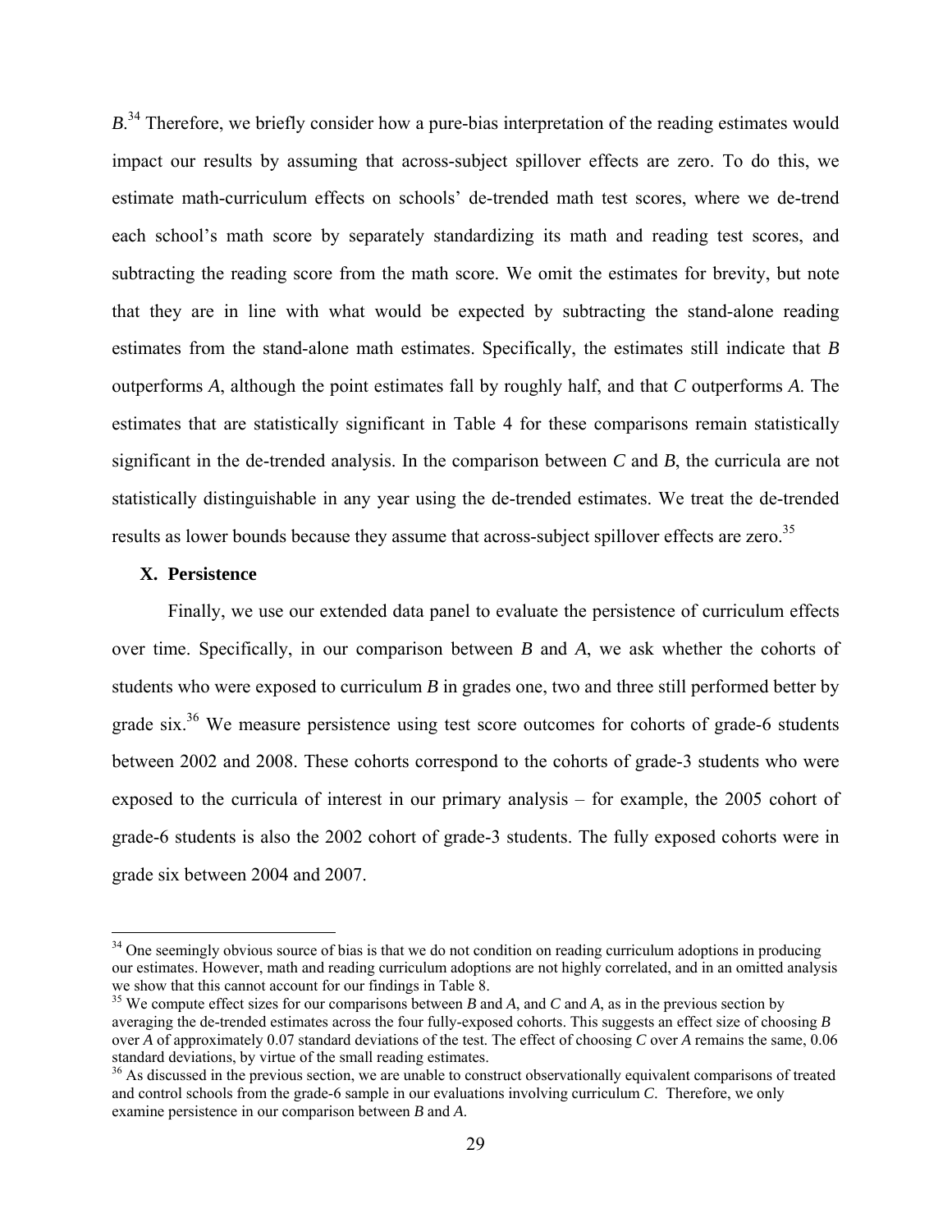*B*.[34] Therefore, we briefly consider how a pure-bias interpretation of the reading estimates would impact our results by assuming that across-subject spillover effects are zero. To do this, we estimate math-curriculum effects on schools' de-trended math test scores, where we de-trend each school's math score by separately standardizing its math and reading test scores, and subtracting the reading score from the math score. We omit the estimates for brevity, but note that they are in line with what would be expected by subtracting the stand-alone reading estimates from the stand-alone math estimates. Specifically, the estimates still indicate that *B* outperforms *A*, although the point estimates fall by roughly half, and that *C* outperforms *A*. The estimates that are statistically significant in Table 4 for these comparisons remain statistically significant in the de-trended analysis. In the comparison between *C* and *B*, the curricula are not statistically distinguishable in any year using the de-trended estimates. We treat the de-trended results as lower bounds because they assume that across-subject spillover effects are zero.[35]

## X. Persistence

Finally, we use our extended data panel to evaluate the persistence of curriculum effects over time. Specifically, in our comparison between *B* and *A*, we ask whether the cohorts of students who were exposed to curriculum *B* in grades one, two and three still performed better by grade six.[36] We measure persistence using test score outcomes for cohorts of grade-6 students between 2002 and 2008. These cohorts correspond to the cohorts of grade-3 students who were exposed to the curricula of interest in our primary analysis – for example, the 2005 cohort of grade-6 students is also the 2002 cohort of grade-3 students. The fully exposed cohorts were in grade six between 2004 and 2007.

---

[34] One seemingly obvious source of bias is that we do not condition on reading curriculum adoptions in producing our estimates. However, math and reading curriculum adoptions are not highly correlated, and in an omitted analysis we show that this cannot account for our findings in Table 8.

[35] We compute effect sizes for our comparisons between *B* and *A*, and *C* and *A*, as in the previous section by averaging the de-trended estimates across the four fully-exposed cohorts. This suggests an effect size of choosing *B* over *A* of approximately 0.07 standard deviations of the test. The effect of choosing *C* over *A* remains the same, 0.06 standard deviations, by virtue of the small reading estimates.

[36] As discussed in the previous section, we are unable to construct observationally equivalent comparisons of treated and control schools from the grade-6 sample in our evaluations involving curriculum *C*. Therefore, we only examine persistence in our comparison between *B* and *A*.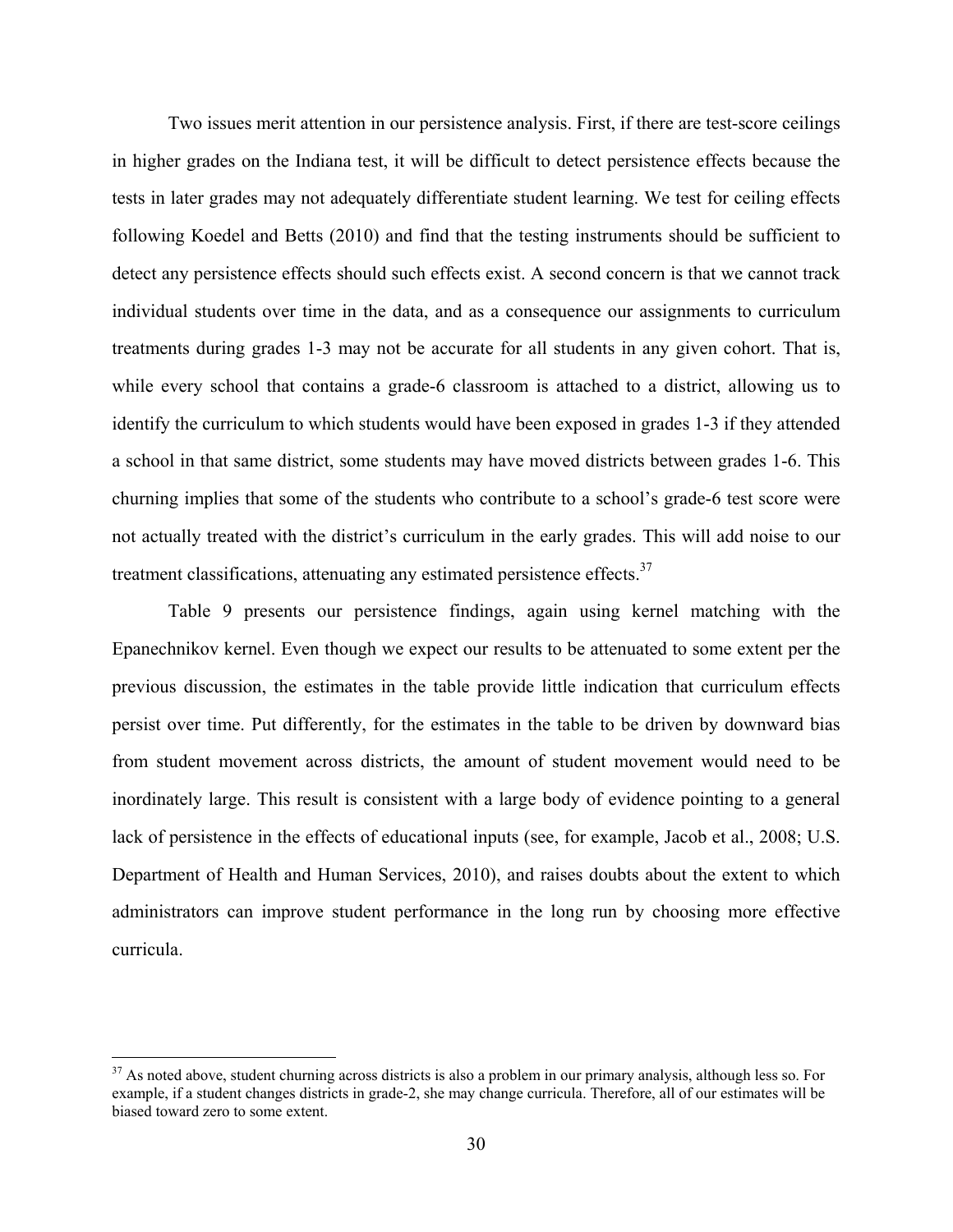Two issues merit attention in our persistence analysis. First, if there are test-score ceilings in higher grades on the Indiana test, it will be difficult to detect persistence effects because the tests in later grades may not adequately differentiate student learning. We test for ceiling effects following Koedel and Betts (2010) and find that the testing instruments should be sufficient to detect any persistence effects should such effects exist. A second concern is that we cannot track individual students over time in the data, and as a consequence our assignments to curriculum treatments during grades 1-3 may not be accurate for all students in any given cohort. That is, while every school that contains a grade-6 classroom is attached to a district, allowing us to identify the curriculum to which students would have been exposed in grades 1-3 if they attended a school in that same district, some students may have moved districts between grades 1-6. This churning implies that some of the students who contribute to a school's grade-6 test score were not actually treated with the district's curriculum in the early grades. This will add noise to our treatment classifications, attenuating any estimated persistence effects.[37]

Table 9 presents our persistence findings, again using kernel matching with the Epanechnikov kernel. Even though we expect our results to be attenuated to some extent per the previous discussion, the estimates in the table provide little indication that curriculum effects persist over time. Put differently, for the estimates in the table to be driven by downward bias from student movement across districts, the amount of student movement would need to be inordinately large. This result is consistent with a large body of evidence pointing to a general lack of persistence in the effects of educational inputs (see, for example, Jacob et al., 2008; U.S. Department of Health and Human Services, 2010), and raises doubts about the extent to which administrators can improve student performance in the long run by choosing more effective curricula.

[37] As noted above, student churning across districts is also a problem in our primary analysis, although less so. For example, if a student changes districts in grade-2, she may change curricula. Therefore, all of our estimates will be biased toward zero to some extent.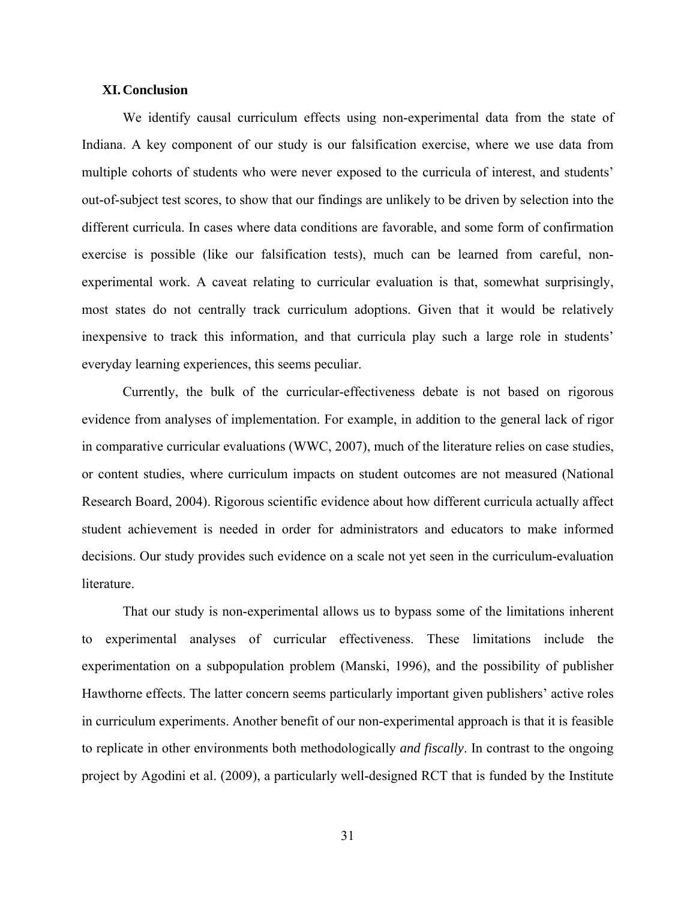## XI. Conclusion

We identify causal curriculum effects using non-experimental data from the state of Indiana. A key component of our study is our falsification exercise, where we use data from multiple cohorts of students who were never exposed to the curricula of interest, and students' out-of-subject test scores, to show that our findings are unlikely to be driven by selection into the different curricula. In cases where data conditions are favorable, and some form of confirmation exercise is possible (like our falsification tests), much can be learned from careful, non-experimental work. A caveat relating to curricular evaluation is that, somewhat surprisingly, most states do not centrally track curriculum adoptions. Given that it would be relatively inexpensive to track this information, and that curricula play such a large role in students' everyday learning experiences, this seems peculiar.

Currently, the bulk of the curricular-effectiveness debate is not based on rigorous evidence from analyses of implementation. For example, in addition to the general lack of rigor in comparative curricular evaluations (WWC, 2007), much of the literature relies on case studies, or content studies, where curriculum impacts on student outcomes are not measured (National Research Board, 2004). Rigorous scientific evidence about how different curricula actually affect student achievement is needed in order for administrators and educators to make informed decisions. Our study provides such evidence on a scale not yet seen in the curriculum-evaluation literature.

That our study is non-experimental allows us to bypass some of the limitations inherent to experimental analyses of curricular effectiveness. These limitations include the experimentation on a subpopulation problem (Manski, 1996), and the possibility of publisher Hawthorne effects. The latter concern seems particularly important given publishers' active roles in curriculum experiments. Another benefit of our non-experimental approach is that it is feasible to replicate in other environments both methodologically *and fiscally*. In contrast to the ongoing project by Agodini et al. (2009), a particularly well-designed RCT that is funded by the Institute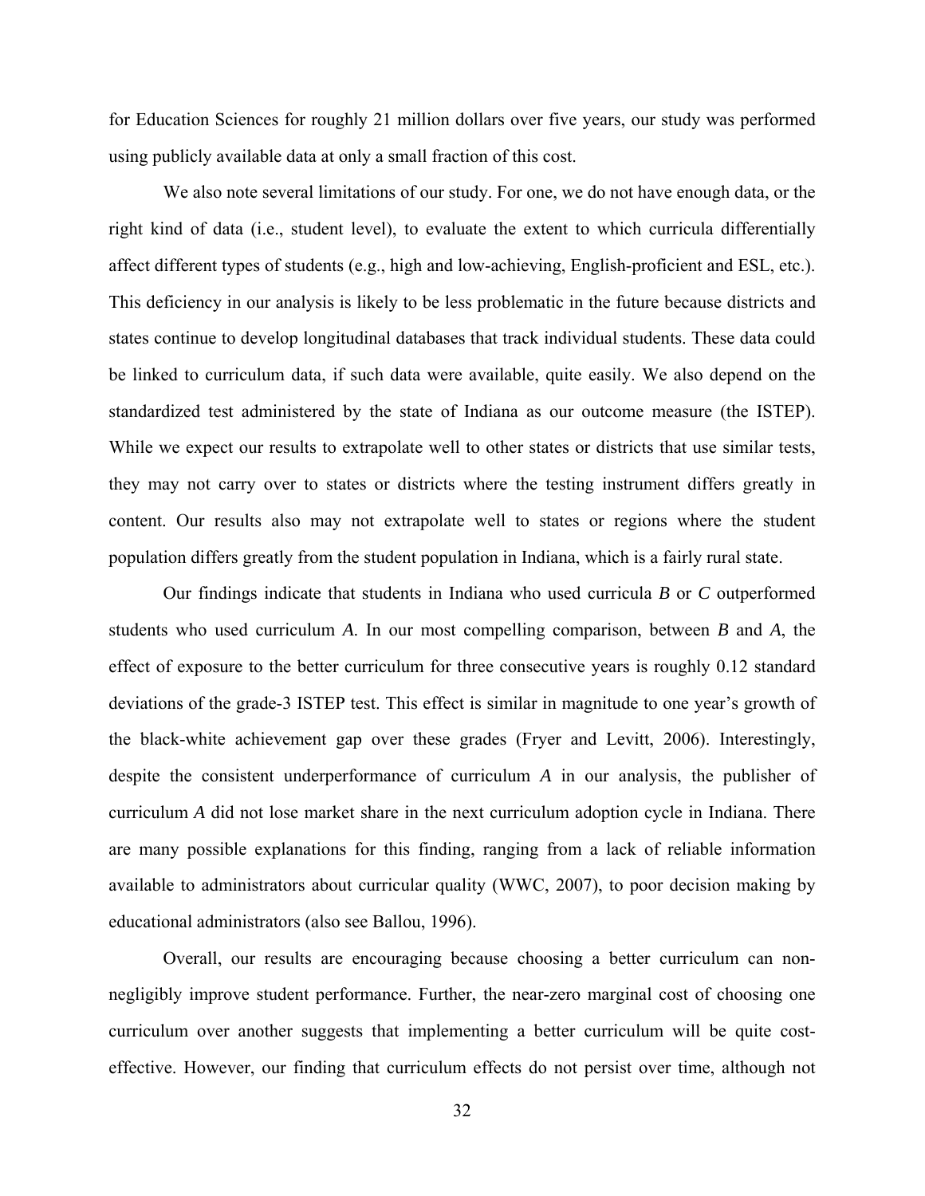for Education Sciences for roughly 21 million dollars over five years, our study was performed using publicly available data at only a small fraction of this cost.

We also note several limitations of our study. For one, we do not have enough data, or the right kind of data (i.e., student level), to evaluate the extent to which curricula differentially affect different types of students (e.g., high and low-achieving, English-proficient and ESL, etc.). This deficiency in our analysis is likely to be less problematic in the future because districts and states continue to develop longitudinal databases that track individual students. These data could be linked to curriculum data, if such data were available, quite easily. We also depend on the standardized test administered by the state of Indiana as our outcome measure (the ISTEP). While we expect our results to extrapolate well to other states or districts that use similar tests, they may not carry over to states or districts where the testing instrument differs greatly in content. Our results also may not extrapolate well to states or regions where the student population differs greatly from the student population in Indiana, which is a fairly rural state.

Our findings indicate that students in Indiana who used curricula *B* or *C* outperformed students who used curriculum *A*. In our most compelling comparison, between *B* and *A*, the effect of exposure to the better curriculum for three consecutive years is roughly 0.12 standard deviations of the grade-3 ISTEP test. This effect is similar in magnitude to one year's growth of the black-white achievement gap over these grades (Fryer and Levitt, 2006). Interestingly, despite the consistent underperformance of curriculum *A* in our analysis, the publisher of curriculum *A* did not lose market share in the next curriculum adoption cycle in Indiana. There are many possible explanations for this finding, ranging from a lack of reliable information available to administrators about curricular quality (WWC, 2007), to poor decision making by educational administrators (also see Ballou, 1996).

Overall, our results are encouraging because choosing a better curriculum can non-negligibly improve student performance. Further, the near-zero marginal cost of choosing one curriculum over another suggests that implementing a better curriculum will be quite cost-effective. However, our finding that curriculum effects do not persist over time, although not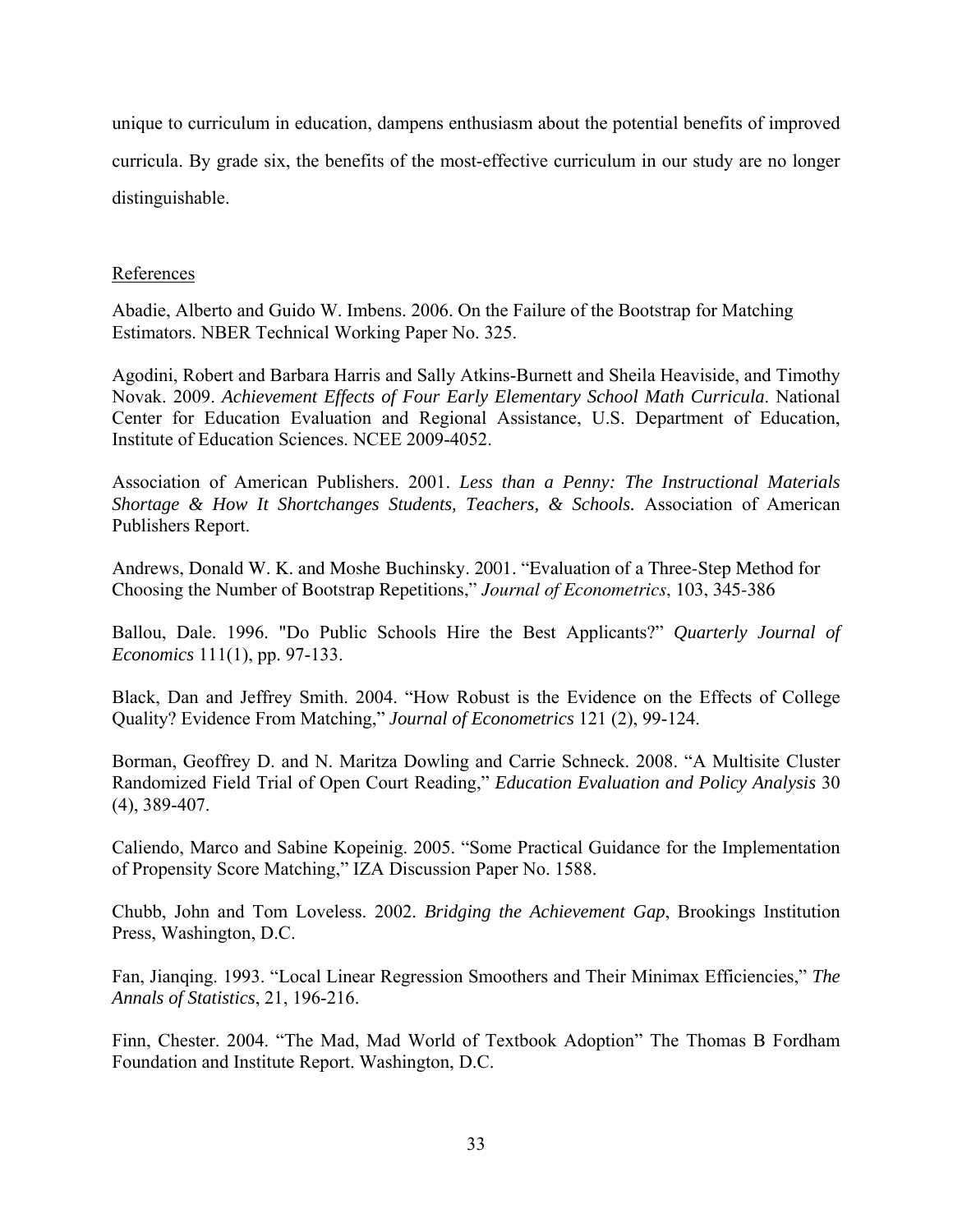unique to curriculum in education, dampens enthusiasm about the potential benefits of improved curricula. By grade six, the benefits of the most-effective curriculum in our study are no longer distinguishable.

## References

Abadie, Alberto and Guido W. Imbens. 2006. On the Failure of the Bootstrap for Matching Estimators. NBER Technical Working Paper No. 325.

Agodini, Robert and Barbara Harris and Sally Atkins-Burnett and Sheila Heaviside, and Timothy Novak. 2009. *Achievement Effects of Four Early Elementary School Math Curricula*. National Center for Education Evaluation and Regional Assistance, U.S. Department of Education, Institute of Education Sciences. NCEE 2009-4052.

Association of American Publishers. 2001. *Less than a Penny: The Instructional Materials Shortage & How It Shortchanges Students, Teachers, & Schools.* Association of American Publishers Report.

Andrews, Donald W. K. and Moshe Buchinsky. 2001. "Evaluation of a Three-Step Method for Choosing the Number of Bootstrap Repetitions," *Journal of Econometrics*, 103, 345-386

Ballou, Dale. 1996. "Do Public Schools Hire the Best Applicants?" *Quarterly Journal of Economics* 111(1), pp. 97-133.

Black, Dan and Jeffrey Smith. 2004. "How Robust is the Evidence on the Effects of College Quality? Evidence From Matching," *Journal of Econometrics* 121 (2), 99-124.

Borman, Geoffrey D. and N. Maritza Dowling and Carrie Schneck. 2008. "A Multisite Cluster Randomized Field Trial of Open Court Reading," *Education Evaluation and Policy Analysis* 30 (4), 389-407.

Caliendo, Marco and Sabine Kopeinig. 2005. "Some Practical Guidance for the Implementation of Propensity Score Matching," IZA Discussion Paper No. 1588.

Chubb, John and Tom Loveless. 2002. *Bridging the Achievement Gap*, Brookings Institution Press, Washington, D.C.

Fan, Jianqing. 1993. "Local Linear Regression Smoothers and Their Minimax Efficiencies," *The Annals of Statistics*, 21, 196-216.

Finn, Chester. 2004. "The Mad, Mad World of Textbook Adoption" The Thomas B Fordham Foundation and Institute Report. Washington, D.C.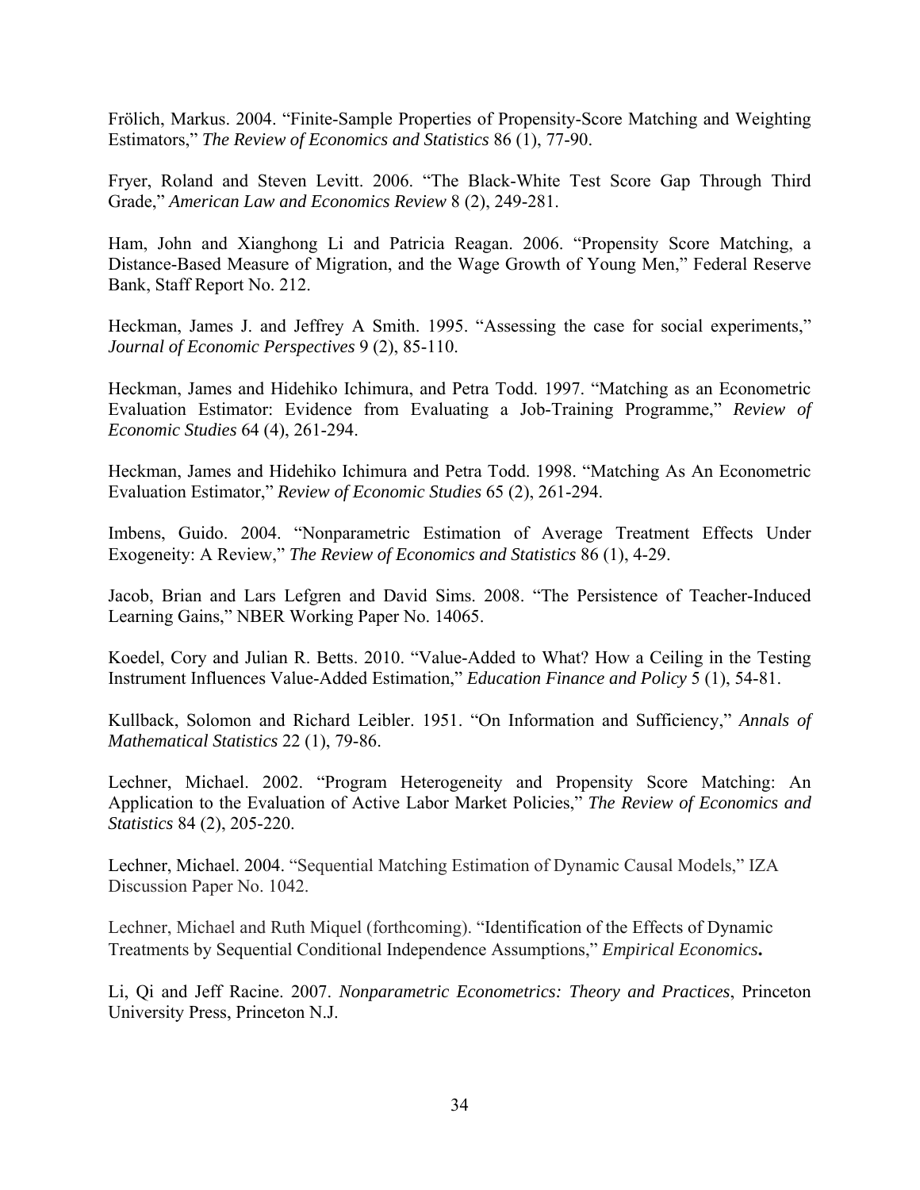Frölich, Markus. 2004. "Finite-Sample Properties of Propensity-Score Matching and Weighting Estimators," *The Review of Economics and Statistics* 86 (1), 77-90.

Fryer, Roland and Steven Levitt. 2006. "The Black-White Test Score Gap Through Third Grade," *American Law and Economics Review* 8 (2), 249-281.

Ham, John and Xianghong Li and Patricia Reagan. 2006. "Propensity Score Matching, a Distance-Based Measure of Migration, and the Wage Growth of Young Men," Federal Reserve Bank, Staff Report No. 212.

Heckman, James J. and Jeffrey A Smith. 1995. "Assessing the case for social experiments," *Journal of Economic Perspectives* 9 (2), 85-110.

Heckman, James and Hidehiko Ichimura, and Petra Todd. 1997. "Matching as an Econometric Evaluation Estimator: Evidence from Evaluating a Job-Training Programme," *Review of Economic Studies* 64 (4), 261-294.

Heckman, James and Hidehiko Ichimura and Petra Todd. 1998. "Matching As An Econometric Evaluation Estimator," *Review of Economic Studies* 65 (2), 261-294.

Imbens, Guido. 2004. "Nonparametric Estimation of Average Treatment Effects Under Exogeneity: A Review," *The Review of Economics and Statistics* 86 (1), 4-29.

Jacob, Brian and Lars Lefgren and David Sims. 2008. "The Persistence of Teacher-Induced Learning Gains," NBER Working Paper No. 14065.

Koedel, Cory and Julian R. Betts. 2010. "Value-Added to What? How a Ceiling in the Testing Instrument Influences Value-Added Estimation," *Education Finance and Policy* 5 (1), 54-81.

Kullback, Solomon and Richard Leibler. 1951. "On Information and Sufficiency," *Annals of Mathematical Statistics* 22 (1), 79-86.

Lechner, Michael. 2002. "Program Heterogeneity and Propensity Score Matching: An Application to the Evaluation of Active Labor Market Policies," *The Review of Economics and Statistics* 84 (2), 205-220.

Lechner, Michael. 2004. "Sequential Matching Estimation of Dynamic Causal Models," IZA Discussion Paper No. 1042.

Lechner, Michael and Ruth Miquel (forthcoming). "Identification of the Effects of Dynamic Treatments by Sequential Conditional Independence Assumptions," *Empirical Economics***.**

Li, Qi and Jeff Racine. 2007. *Nonparametric Econometrics: Theory and Practices*, Princeton University Press, Princeton N.J.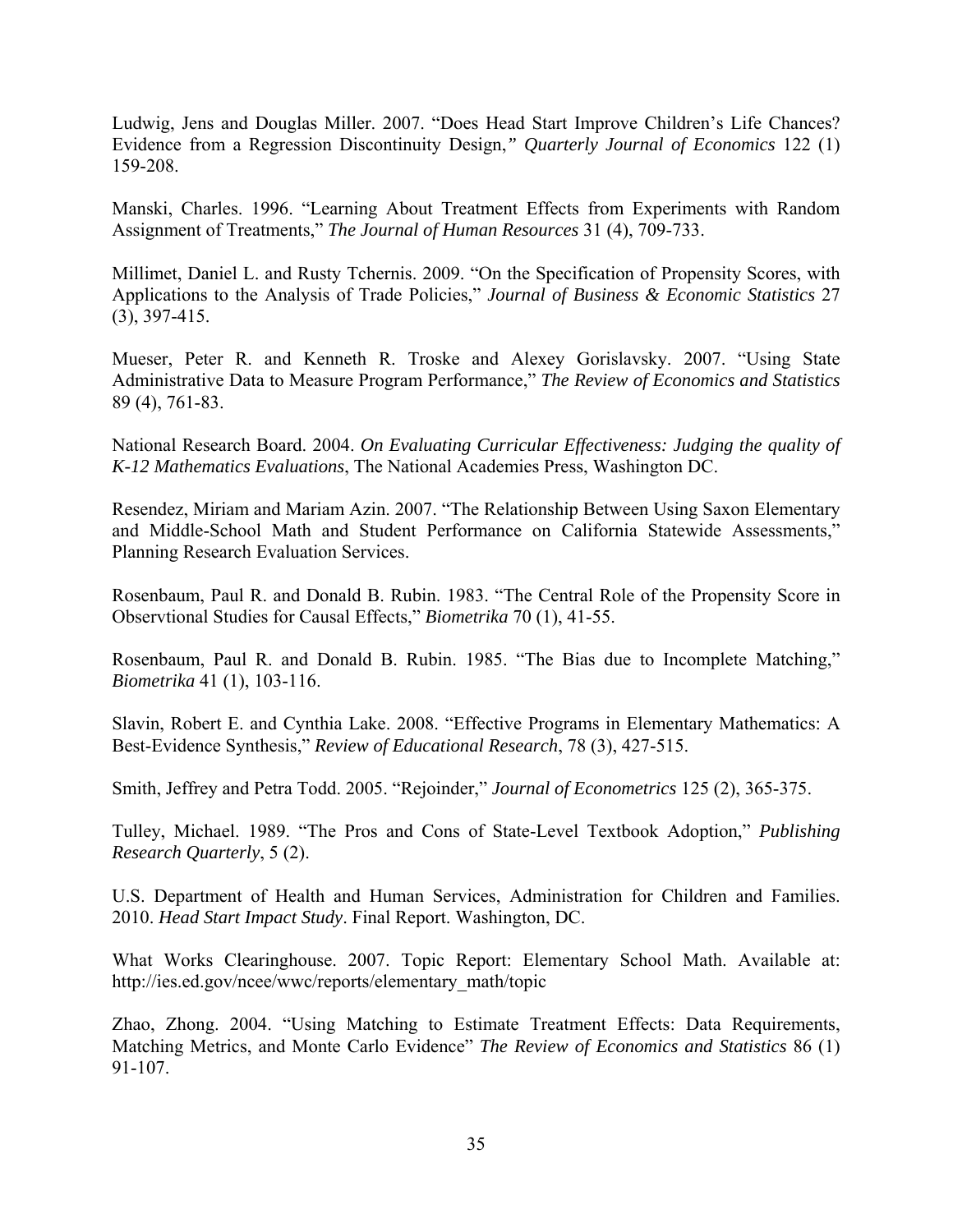Ludwig, Jens and Douglas Miller. 2007. "Does Head Start Improve Children's Life Chances? Evidence from a Regression Discontinuity Design," *Quarterly Journal of Economics* 122 (1) 159-208.

Manski, Charles. 1996. "Learning About Treatment Effects from Experiments with Random Assignment of Treatments," *The Journal of Human Resources* 31 (4), 709-733.

Millimet, Daniel L. and Rusty Tchernis. 2009. "On the Specification of Propensity Scores, with Applications to the Analysis of Trade Policies," *Journal of Business & Economic Statistics* 27 (3), 397-415.

Mueser, Peter R. and Kenneth R. Troske and Alexey Gorislavsky. 2007. "Using State Administrative Data to Measure Program Performance," *The Review of Economics and Statistics* 89 (4), 761-83.

National Research Board. 2004. *On Evaluating Curricular Effectiveness: Judging the quality of K-12 Mathematics Evaluations*, The National Academies Press, Washington DC.

Resendez, Miriam and Mariam Azin. 2007. "The Relationship Between Using Saxon Elementary and Middle-School Math and Student Performance on California Statewide Assessments," Planning Research Evaluation Services.

Rosenbaum, Paul R. and Donald B. Rubin. 1983. "The Central Role of the Propensity Score in Observtional Studies for Causal Effects," *Biometrika* 70 (1), 41-55.

Rosenbaum, Paul R. and Donald B. Rubin. 1985. "The Bias due to Incomplete Matching," *Biometrika* 41 (1), 103-116.

Slavin, Robert E. and Cynthia Lake. 2008. "Effective Programs in Elementary Mathematics: A Best-Evidence Synthesis," *Review of Educational Research*, 78 (3), 427-515.

Smith, Jeffrey and Petra Todd. 2005. "Rejoinder," *Journal of Econometrics* 125 (2), 365-375.

Tulley, Michael. 1989. "The Pros and Cons of State-Level Textbook Adoption," *Publishing Research Quarterly*, 5 (2).

U.S. Department of Health and Human Services, Administration for Children and Families. 2010. *Head Start Impact Study*. Final Report. Washington, DC.

What Works Clearinghouse. 2007. Topic Report: Elementary School Math. Available at: http://ies.ed.gov/ncee/wwc/reports/elementary_math/topic

Zhao, Zhong. 2004. "Using Matching to Estimate Treatment Effects: Data Requirements, Matching Metrics, and Monte Carlo Evidence" *The Review of Economics and Statistics* 86 (1) 91-107.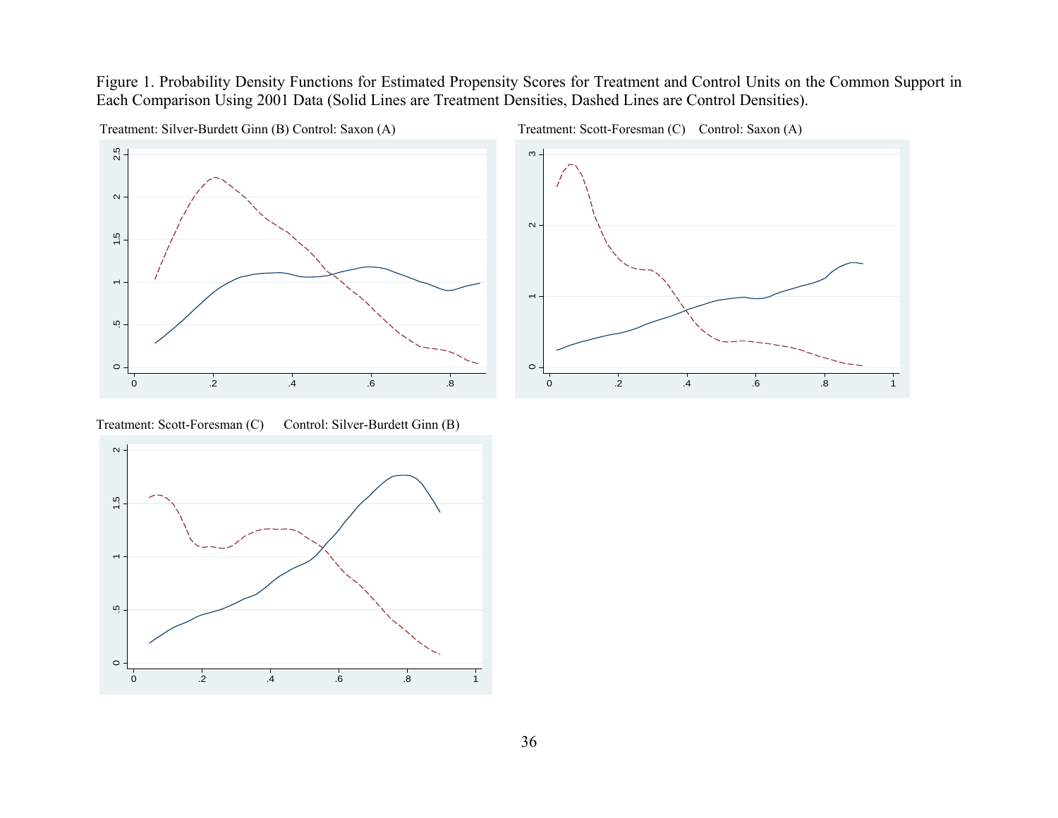Figure 1. Probability Density Functions for Estimated Propensity Scores for Treatment and Control Units on the Common Support in Each Comparison Using 2001 Data (Solid Lines are Treatment Densities, Dashed Lines are Control Densities).

Treatment: Silver-Burdett Ginn (B) Control: Saxon (A)

Treatment: Scott-Foresman (C) Control: Saxon (A)

Treatment: Scott-Foresman (C) Control: Silver-Burdett Ginn (B)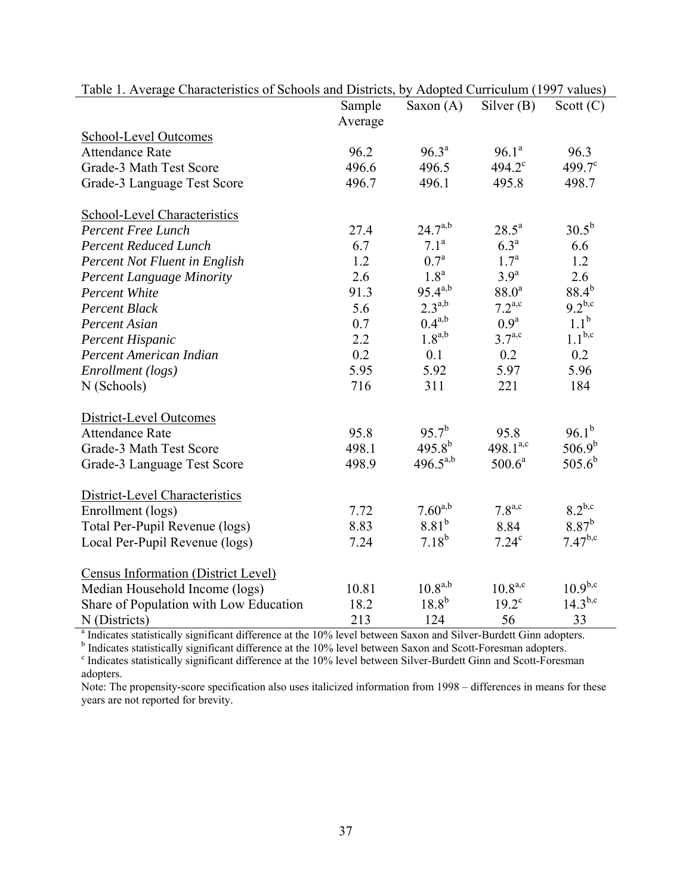Table 1. Average Characteristics of Schools and Districts, by Adopted Curriculum (1997 values)

| | Sample Average | Saxon (A) | Silver (B) | Scott (C) |
|---|---|---|---|---|
| School-Level Outcomes | | | | |
| Attendance Rate | 96.2 | 96.3[a] | 96.1[a] | 96.3 |
| Grade-3 Math Test Score | 496.6 | 496.5 | 494.2[c] | 499.7[c] |
| Grade-3 Language Test Score | 496.7 | 496.1 | 495.8 | 498.7 |
| School-Level Characteristics | | | | |
| *Percent Free Lunch* | 27.4 | 24.7[a,b] | 28.5[a] | 30.5[b] |
| *Percent Reduced Lunch* | 6.7 | 7.1[a] | 6.3[a] | 6.6 |
| *Percent Not Fluent in English* | 1.2 | 0.7[a] | 1.7[a] | 1.2 |
| *Percent Language Minority* | 2.6 | 1.8[a] | 3.9[a] | 2.6 |
| *Percent White* | 91.3 | 95.4[a,b] | 88.0[a] | 88.4[b] |
| *Percent Black* | 5.6 | 2.3[a,b] | 7.2[a,c] | 9.2[b,c] |
| *Percent Asian* | 0.7 | 0.4[a,b] | 0.9[a] | 1.1[b] |
| *Percent Hispanic* | 2.2 | 1.8[a,b] | 3.7[a,c] | 1.1[b,c] |
| *Percent American Indian* | 0.2 | 0.1 | 0.2 | 0.2 |
| *Enrollment (logs)* | 5.95 | 5.92 | 5.97 | 5.96 |
| N (Schools) | 716 | 311 | 221 | 184 |
| District-Level Outcomes | | | | |
| Attendance Rate | 95.8 | 95.7[b] | 95.8 | 96.1[b] |
| Grade-3 Math Test Score | 498.1 | 495.8[b] | 498.1[a,c] | 506.9[b] |
| Grade-3 Language Test Score | 498.9 | 496.5[a,b] | 500.6[a] | 505.6[b] |
| District-Level Characteristics | | | | |
| Enrollment (logs) | 7.72 | 7.60[a,b] | 7.8[a,c] | 8.2[b,c] |
| Total Per-Pupil Revenue (logs) | 8.83 | 8.81[b] | 8.84 | 8.87[b] |
| Local Per-Pupil Revenue (logs) | 7.24 | 7.18[b] | 7.24[c] | 7.47[b,c] |
| Census Information (District Level) | | | | |
| Median Household Income (logs) | 10.81 | 10.8[a,b] | 10.8[a,c] | 10.9[b,c] |
| Share of Population with Low Education | 18.2 | 18.8[b] | 19.2[c] | 14.3[b,c] |
| N (Districts) | 213 | 124 | 56 | 33 |

[a] Indicates statistically significant difference at the 10% level between Saxon and Silver-Burdett Ginn adopters.
[b] Indicates statistically significant difference at the 10% level between Saxon and Scott-Foresman adopters.
[c] Indicates statistically significant difference at the 10% level between Silver-Burdett Ginn and Scott-Foresman adopters.

Note: The propensity-score specification also uses italicized information from 1998 – differences in means for these years are not reported for brevity.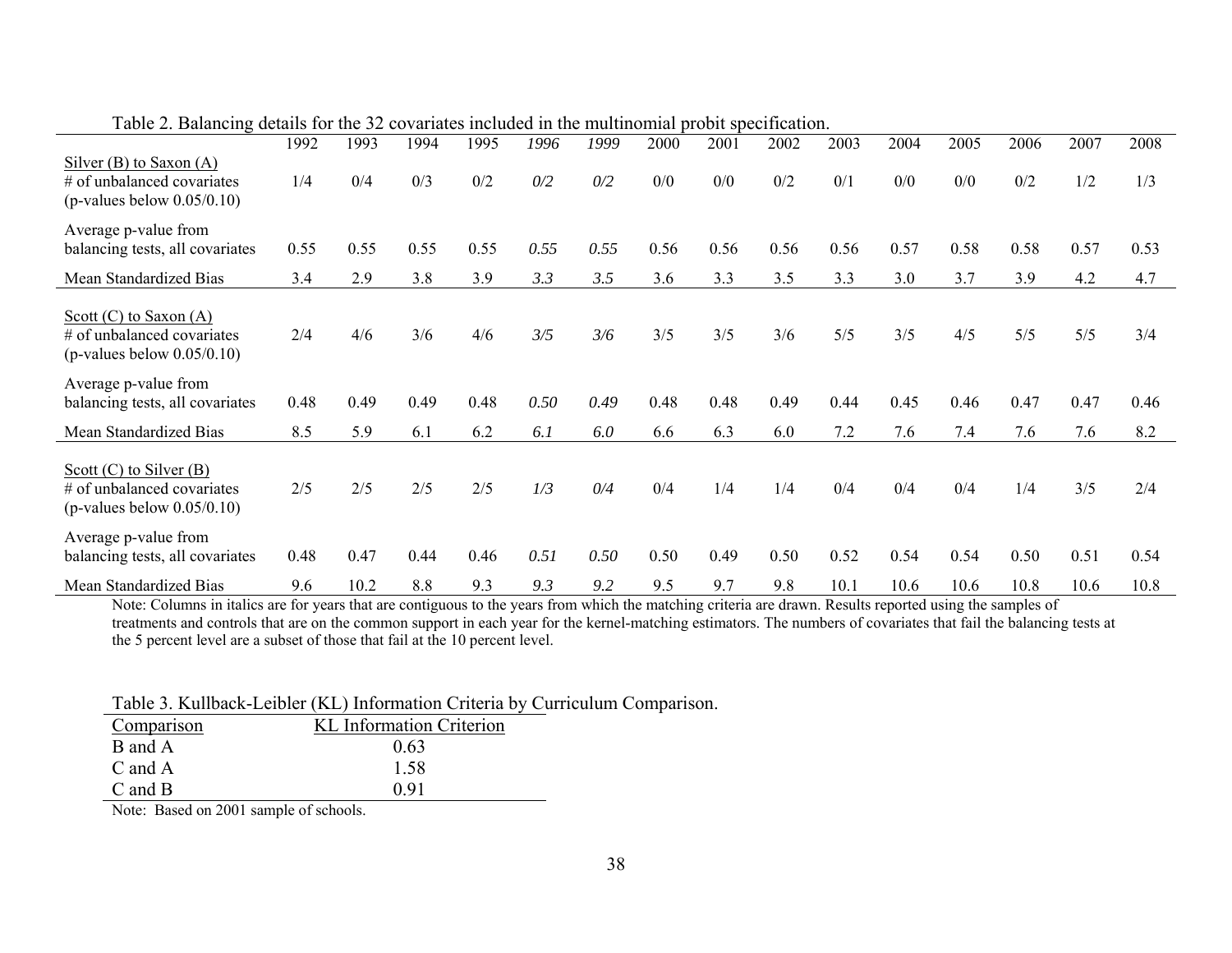Table 2. Balancing details for the 32 covariates included in the multinomial probit specification.

| | 1992 | 1993 | 1994 | 1995 | *1996* | *1999* | 2000 | 2001 | 2002 | 2003 | 2004 | 2005 | 2006 | 2007 | 2008 |
|---|---|---|---|---|---|---|---|---|---|---|---|---|---|---|---|
| Silver (B) to Saxon (A) | | | | | | | | | | | | | | | |
| # of unbalanced covariates (p-values below 0.05/0.10) | 1/4 | 0/4 | 0/3 | 0/2 | *0/2* | *0/2* | 0/0 | 0/0 | 0/2 | 0/1 | 0/0 | 0/0 | 0/2 | 1/2 | 1/3 |
| Average p-value from balancing tests, all covariates | 0.55 | 0.55 | 0.55 | 0.55 | *0.55* | *0.55* | 0.56 | 0.56 | 0.56 | 0.56 | 0.57 | 0.58 | 0.58 | 0.57 | 0.53 |
| Mean Standardized Bias | 3.4 | 2.9 | 3.8 | 3.9 | *3.3* | *3.5* | 3.6 | 3.3 | 3.5 | 3.3 | 3.0 | 3.7 | 3.9 | 4.2 | 4.7 |
| Scott (C) to Saxon (A) | | | | | | | | | | | | | | | |
| # of unbalanced covariates (p-values below 0.05/0.10) | 2/4 | 4/6 | 3/6 | 4/6 | *3/5* | *3/6* | 3/5 | 3/5 | 3/6 | 5/5 | 3/5 | 4/5 | 5/5 | 5/5 | 3/4 |
| Average p-value from balancing tests, all covariates | 0.48 | 0.49 | 0.49 | 0.48 | *0.50* | *0.49* | 0.48 | 0.48 | 0.49 | 0.44 | 0.45 | 0.46 | 0.47 | 0.47 | 0.46 |
| Mean Standardized Bias | 8.5 | 5.9 | 6.1 | 6.2 | *6.1* | *6.0* | 6.6 | 6.3 | 6.0 | 7.2 | 7.6 | 7.4 | 7.6 | 7.6 | 8.2 |
| Scott (C) to Silver (B) | | | | | | | | | | | | | | | |
| # of unbalanced covariates (p-values below 0.05/0.10) | 2/5 | 2/5 | 2/5 | 2/5 | *1/3* | *0/4* | 0/4 | 1/4 | 1/4 | 0/4 | 0/4 | 0/4 | 1/4 | 3/5 | 2/4 |
| Average p-value from balancing tests, all covariates | 0.48 | 0.47 | 0.44 | 0.46 | *0.51* | *0.50* | 0.50 | 0.49 | 0.50 | 0.52 | 0.54 | 0.54 | 0.50 | 0.51 | 0.54 |
| Mean Standardized Bias | 9.6 | 10.2 | 8.8 | 9.3 | *9.3* | *9.2* | 9.5 | 9.7 | 9.8 | 10.1 | 10.6 | 10.6 | 10.8 | 10.6 | 10.8 |

Note: Columns in italics are for years that are contiguous to the years from which the matching criteria are drawn. Results reported using the samples of treatments and controls that are on the common support in each year for the kernel-matching estimators. The numbers of covariates that fail the balancing tests at the 5 percent level are a subset of those that fail at the 10 percent level.

Table 3. Kullback-Leibler (KL) Information Criteria by Curriculum Comparison.

| Comparison | KL Information Criterion |
|---|---|
| B and A | 0.63 |
| C and A | 1.58 |
| C and B | 0.91 |

Note: Based on 2001 sample of schools.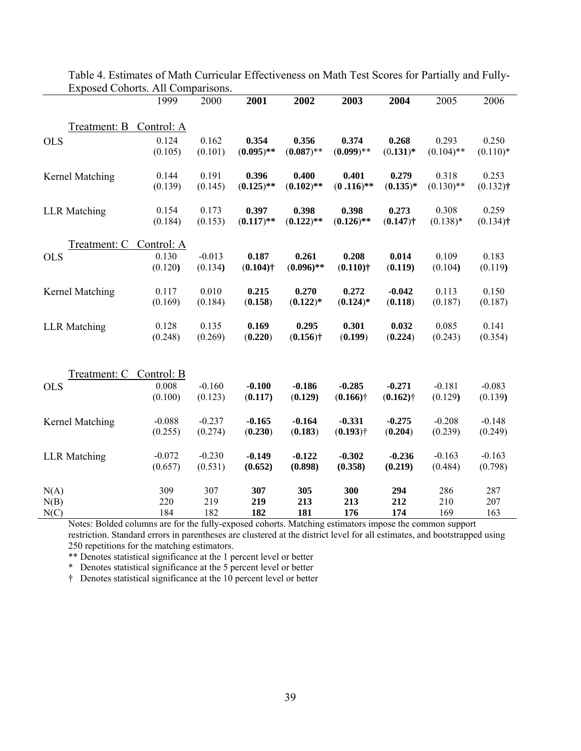Table 4. Estimates of Math Curricular Effectiveness on Math Test Scores for Partially and Fully-Exposed Cohorts. All Comparisons.

| | 1999 | 2000 | **2001** | **2002** | **2003** | **2004** | 2005 | 2006 |
|---|---|---|---|---|---|---|---|---|
| Treatment: B Control: A | | | | | | | | |
| OLS | 0.124 | 0.162 | **0.354** | **0.356** | **0.374** | **0.268** | 0.293 | 0.250 |
| | (0.105) | (0.101) | **(0.095)**** | **(0.087)**** | **(0.099)**** | **(0.131)*** | (0.104)** | (0.110)* |
| Kernel Matching | 0.144 | 0.191 | **0.396** | **0.400** | **0.401** | **0.279** | 0.318 | 0.253 |
| | (0.139) | (0.145) | **(0.125)**** | **(0.102)**** | **(0.116)**** | **(0.135)*** | (0.130)** | (0.132)† |
| LLR Matching | 0.154 | 0.173 | **0.397** | **0.398** | **0.398** | **0.273** | 0.308 | 0.259 |
| | (0.184) | (0.153) | **(0.117)**** | **(0.122)**** | **(0.126)**** | **(0.147)†** | (0.138)* | (0.134)† |
| Treatment: C Control: A | | | | | | | | |
| OLS | 0.130 | -0.013 | **0.187** | **0.261** | **0.208** | **0.014** | 0.109 | 0.183 |
| | (0.120) | (0.134) | **(0.104)†** | **(0.096)**** | **(0.110)†** | **(0.119)** | (0.104) | (0.119) |
| Kernel Matching | 0.117 | 0.010 | **0.215** | **0.270** | **0.272** | **-0.042** | 0.113 | 0.150 |
| | (0.169) | (0.184) | **(0.158)** | **(0.122)*** | **(0.124)*** | **(0.118)** | (0.187) | (0.187) |
| LLR Matching | 0.128 | 0.135 | **0.169** | **0.295** | **0.301** | **0.032** | 0.085 | 0.141 |
| | (0.248) | (0.269) | **(0.220)** | **(0.156)†** | **(0.199)** | **(0.224)** | (0.243) | (0.354) |
| Treatment: C Control: B | | | | | | | | |
| OLS | 0.008 | -0.160 | **-0.100** | **-0.186** | **-0.285** | **-0.271** | -0.181 | -0.083 |
| | (0.100) | (0.123) | **(0.117)** | **(0.129)** | **(0.166)†** | **(0.162)†** | (0.129) | (0.139) |
| Kernel Matching | -0.088 | -0.237 | **-0.165** | **-0.164** | **-0.331** | **-0.275** | -0.208 | -0.148 |
| | (0.255) | (0.274) | **(0.230)** | **(0.183)** | **(0.193)†** | **(0.204)** | (0.239) | (0.249) |
| LLR Matching | -0.072 | -0.230 | **-0.149** | **-0.122** | **-0.302** | **-0.236** | -0.163 | -0.163 |
| | (0.657) | (0.531) | **(0.652)** | **(0.898)** | **(0.358)** | **(0.219)** | (0.484) | (0.798) |
| N(A) | 309 | 307 | **307** | **305** | **300** | **294** | 286 | 287 |
| N(B) | 220 | 219 | **219** | **213** | **213** | **212** | 210 | 207 |
| N(C) | 184 | 182 | **182** | **181** | **176** | **174** | 169 | 163 |

Notes: Bolded columns are for the fully-exposed cohorts. Matching estimators impose the common support restriction. Standard errors in parentheses are clustered at the district level for all estimates, and bootstrapped using 250 repetitions for the matching estimators.

** Denotes statistical significance at the 1 percent level or better

\* Denotes statistical significance at the 5 percent level or better

† Denotes statistical significance at the 10 percent level or better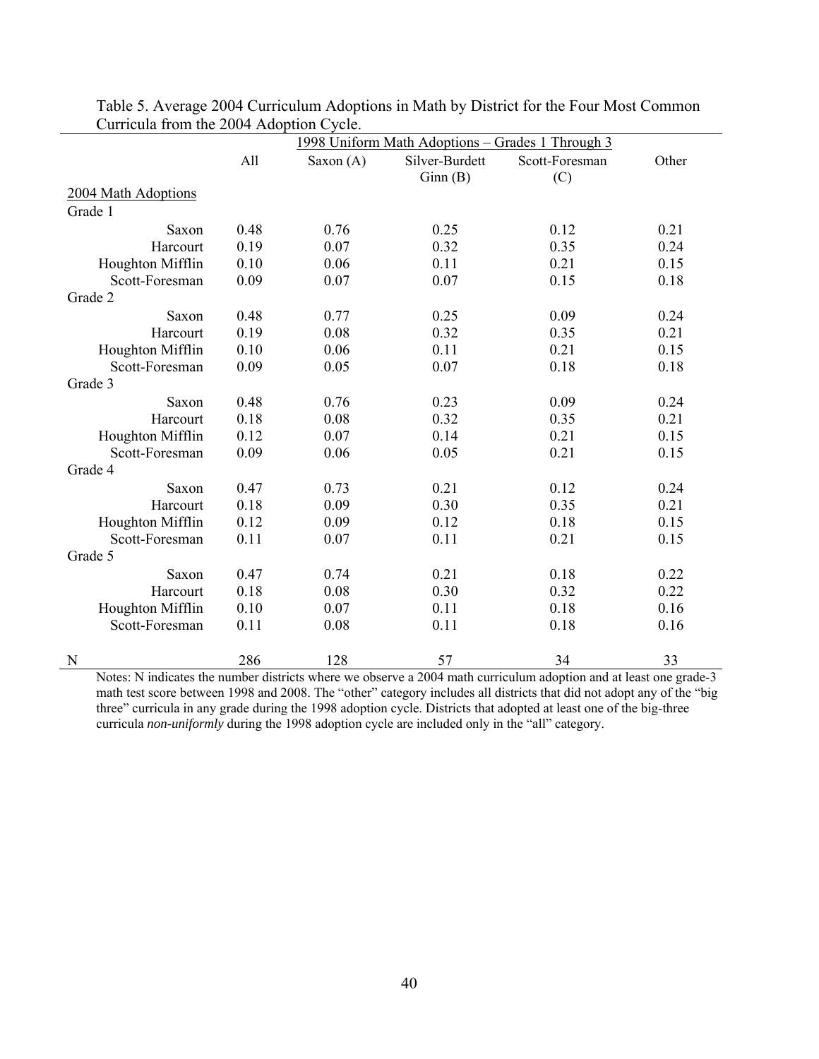Table 5. Average 2004 Curriculum Adoptions in Math by District for the Four Most Common Curricula from the 2004 Adoption Cycle.

| | | 1998 Uniform Math Adoptions – Grades 1 Through 3 | | | |
|---|---|---|---|---|---|
| | All | Saxon (A) | Silver-Burdett Ginn (B) | Scott-Foresman (C) | Other |
| 2004 Math Adoptions | | | | | |
| Grade 1 | | | | | |
| Saxon | 0.48 | 0.76 | 0.25 | 0.12 | 0.21 |
| Harcourt | 0.19 | 0.07 | 0.32 | 0.35 | 0.24 |
| Houghton Mifflin | 0.10 | 0.06 | 0.11 | 0.21 | 0.15 |
| Scott-Foresman | 0.09 | 0.07 | 0.07 | 0.15 | 0.18 |
| Grade 2 | | | | | |
| Saxon | 0.48 | 0.77 | 0.25 | 0.09 | 0.24 |
| Harcourt | 0.19 | 0.08 | 0.32 | 0.35 | 0.21 |
| Houghton Mifflin | 0.10 | 0.06 | 0.11 | 0.21 | 0.15 |
| Scott-Foresman | 0.09 | 0.05 | 0.07 | 0.18 | 0.18 |
| Grade 3 | | | | | |
| Saxon | 0.48 | 0.76 | 0.23 | 0.09 | 0.24 |
| Harcourt | 0.18 | 0.08 | 0.32 | 0.35 | 0.21 |
| Houghton Mifflin | 0.12 | 0.07 | 0.14 | 0.21 | 0.15 |
| Scott-Foresman | 0.09 | 0.06 | 0.05 | 0.21 | 0.15 |
| Grade 4 | | | | | |
| Saxon | 0.47 | 0.73 | 0.21 | 0.12 | 0.24 |
| Harcourt | 0.18 | 0.09 | 0.30 | 0.35 | 0.21 |
| Houghton Mifflin | 0.12 | 0.09 | 0.12 | 0.18 | 0.15 |
| Scott-Foresman | 0.11 | 0.07 | 0.11 | 0.21 | 0.15 |
| Grade 5 | | | | | |
| Saxon | 0.47 | 0.74 | 0.21 | 0.18 | 0.22 |
| Harcourt | 0.18 | 0.08 | 0.30 | 0.32 | 0.22 |
| Houghton Mifflin | 0.10 | 0.07 | 0.11 | 0.18 | 0.16 |
| Scott-Foresman | 0.11 | 0.08 | 0.11 | 0.18 | 0.16 |
| N | 286 | 128 | 57 | 34 | 33 |

Notes: N indicates the number districts where we observe a 2004 math curriculum adoption and at least one grade-3 math test score between 1998 and 2008. The "other" category includes all districts that did not adopt any of the "big three" curricula in any grade during the 1998 adoption cycle. Districts that adopted at least one of the big-three curricula *non-uniformly* during the 1998 adoption cycle are included only in the "all" category.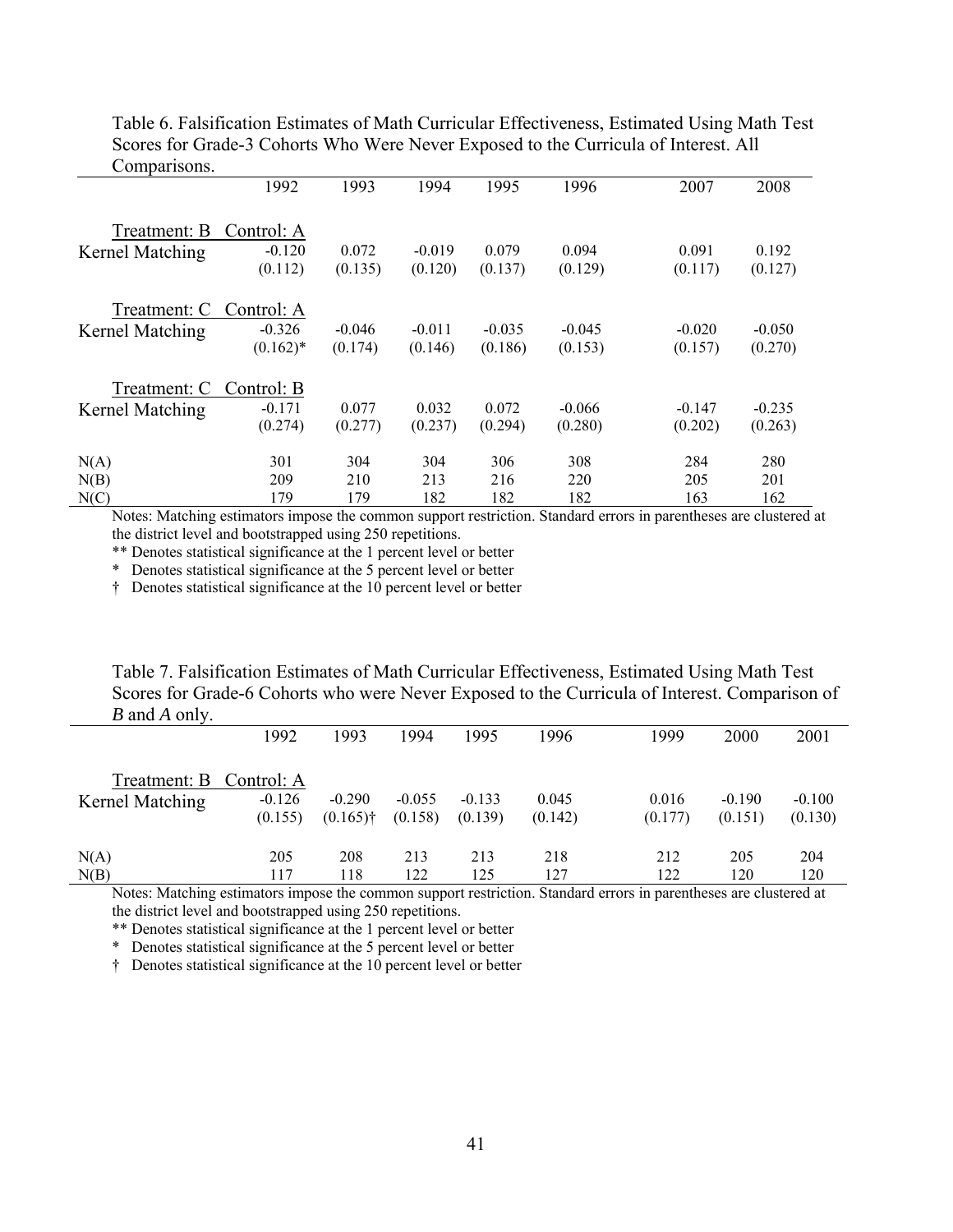Table 6. Falsification Estimates of Math Curricular Effectiveness, Estimated Using Math Test Scores for Grade-3 Cohorts Who Were Never Exposed to the Curricula of Interest. All Comparisons.

| | 1992 | 1993 | 1994 | 1995 | 1996 | 2007 | 2008 |
|---|---|---|---|---|---|---|---|
| Treatment: B | Control: A | | | | | | |
| Kernel Matching | -0.120 | 0.072 | -0.019 | 0.079 | 0.094 | 0.091 | 0.192 |
| | (0.112) | (0.135) | (0.120) | (0.137) | (0.129) | (0.117) | (0.127) |
| Treatment: C | Control: A | | | | | | |
| Kernel Matching | -0.326 | -0.046 | -0.011 | -0.035 | -0.045 | -0.020 | -0.050 |
| | (0.162)* | (0.174) | (0.146) | (0.186) | (0.153) | (0.157) | (0.270) |
| Treatment: C | Control: B | | | | | | |
| Kernel Matching | -0.171 | 0.077 | 0.032 | 0.072 | -0.066 | -0.147 | -0.235 |
| | (0.274) | (0.277) | (0.237) | (0.294) | (0.280) | (0.202) | (0.263) |
| N(A) | 301 | 304 | 304 | 306 | 308 | 284 | 280 |
| N(B) | 209 | 210 | 213 | 216 | 220 | 205 | 201 |
| N(C) | 179 | 179 | 182 | 182 | 182 | 163 | 162 |

Notes: Matching estimators impose the common support restriction. Standard errors in parentheses are clustered at the district level and bootstrapped using 250 repetitions.

** Denotes statistical significance at the 1 percent level or better

* Denotes statistical significance at the 5 percent level or better

† Denotes statistical significance at the 10 percent level or better

Table 7. Falsification Estimates of Math Curricular Effectiveness, Estimated Using Math Test Scores for Grade-6 Cohorts who were Never Exposed to the Curricula of Interest. Comparison of *B* and *A* only.

| | 1992 | 1993 | 1994 | 1995 | 1996 | 1999 | 2000 | 2001 |
|---|---|---|---|---|---|---|---|---|
| Treatment: B | Control: A | | | | | | | |
| Kernel Matching | -0.126 | -0.290 | -0.055 | -0.133 | 0.045 | 0.016 | -0.190 | -0.100 |
| | (0.155) | (0.165)† | (0.158) | (0.139) | (0.142) | (0.177) | (0.151) | (0.130) |
| N(A) | 205 | 208 | 213 | 213 | 218 | 212 | 205 | 204 |
| N(B) | 117 | 118 | 122 | 125 | 127 | 122 | 120 | 120 |

Notes: Matching estimators impose the common support restriction. Standard errors in parentheses are clustered at the district level and bootstrapped using 250 repetitions.

** Denotes statistical significance at the 1 percent level or better

* Denotes statistical significance at the 5 percent level or better

† Denotes statistical significance at the 10 percent level or better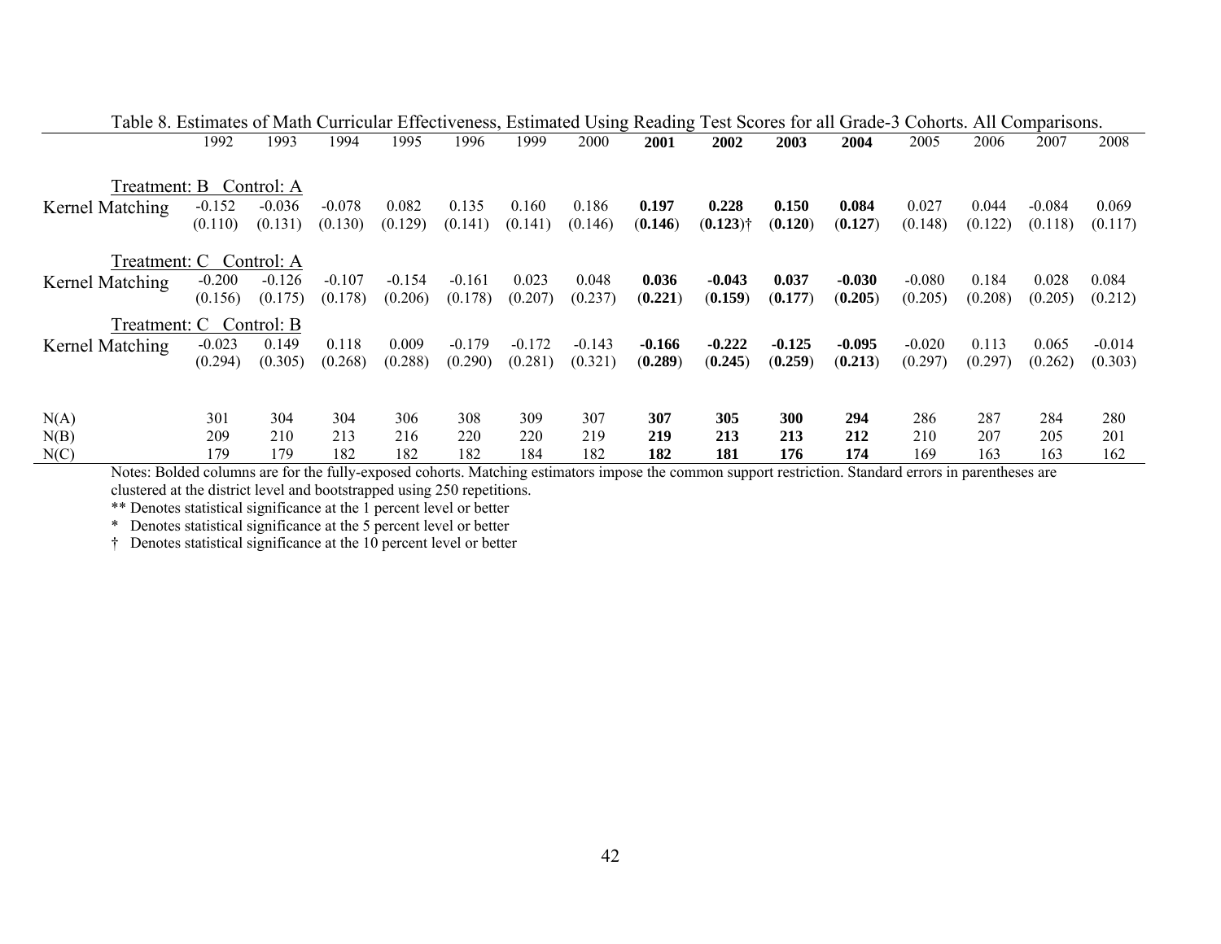Table 8. Estimates of Math Curricular Effectiveness, Estimated Using Reading Test Scores for all Grade-3 Cohorts. All Comparisons.

| | 1992 | 1993 | 1994 | 1995 | 1996 | 1999 | 2000 | **2001** | **2002** | **2003** | **2004** | 2005 | 2006 | 2007 | 2008 |
|---|---|---|---|---|---|---|---|---|---|---|---|---|---|---|---|
| Treatment: B Control: A | | | | | | | | | | | | | | | |
| Kernel Matching | -0.152 | -0.036 | -0.078 | 0.082 | 0.135 | 0.160 | 0.186 | **0.197** | **0.228** | **0.150** | **0.084** | 0.027 | 0.044 | -0.084 | 0.069 |
| | (0.110) | (0.131) | (0.130) | (0.129) | (0.141) | (0.141) | (0.146) | (**0.146**) | (**0.123**)† | (**0.120**) | (**0.127**) | (0.148) | (0.122) | (0.118) | (0.117) |
| Treatment: C Control: A | | | | | | | | | | | | | | | |
| Kernel Matching | -0.200 | -0.126 | -0.107 | -0.154 | -0.161 | 0.023 | 0.048 | **0.036** | **-0.043** | **0.037** | **-0.030** | -0.080 | 0.184 | 0.028 | 0.084 |
| | (0.156) | (0.175) | (0.178) | (0.206) | (0.178) | (0.207) | (0.237) | (**0.221**) | (**0.159**) | (**0.177**) | (**0.205**) | (0.205) | (0.208) | (0.205) | (0.212) |
| Treatment: C Control: B | | | | | | | | | | | | | | | |
| Kernel Matching | -0.023 | 0.149 | 0.118 | 0.009 | -0.179 | -0.172 | -0.143 | **-0.166** | **-0.222** | **-0.125** | **-0.095** | -0.020 | 0.113 | 0.065 | -0.014 |
| | (0.294) | (0.305) | (0.268) | (0.288) | (0.290) | (0.281) | (0.321) | (**0.289**) | (**0.245**) | (**0.259**) | (**0.213**) | (0.297) | (0.297) | (0.262) | (0.303) |
| N(A) | 301 | 304 | 304 | 306 | 308 | 309 | 307 | **307** | **305** | **300** | **294** | 286 | 287 | 284 | 280 |
| N(B) | 209 | 210 | 213 | 216 | 220 | 220 | 219 | **219** | **213** | **213** | **212** | 210 | 207 | 205 | 201 |
| N(C) | 179 | 179 | 182 | 182 | 182 | 184 | 182 | **182** | **181** | **176** | **174** | 169 | 163 | 163 | 162 |

Notes: Bolded columns are for the fully-exposed cohorts. Matching estimators impose the common support restriction. Standard errors in parentheses are clustered at the district level and bootstrapped using 250 repetitions.

** Denotes statistical significance at the 1 percent level or better

* Denotes statistical significance at the 5 percent level or better

† Denotes statistical significance at the 10 percent level or better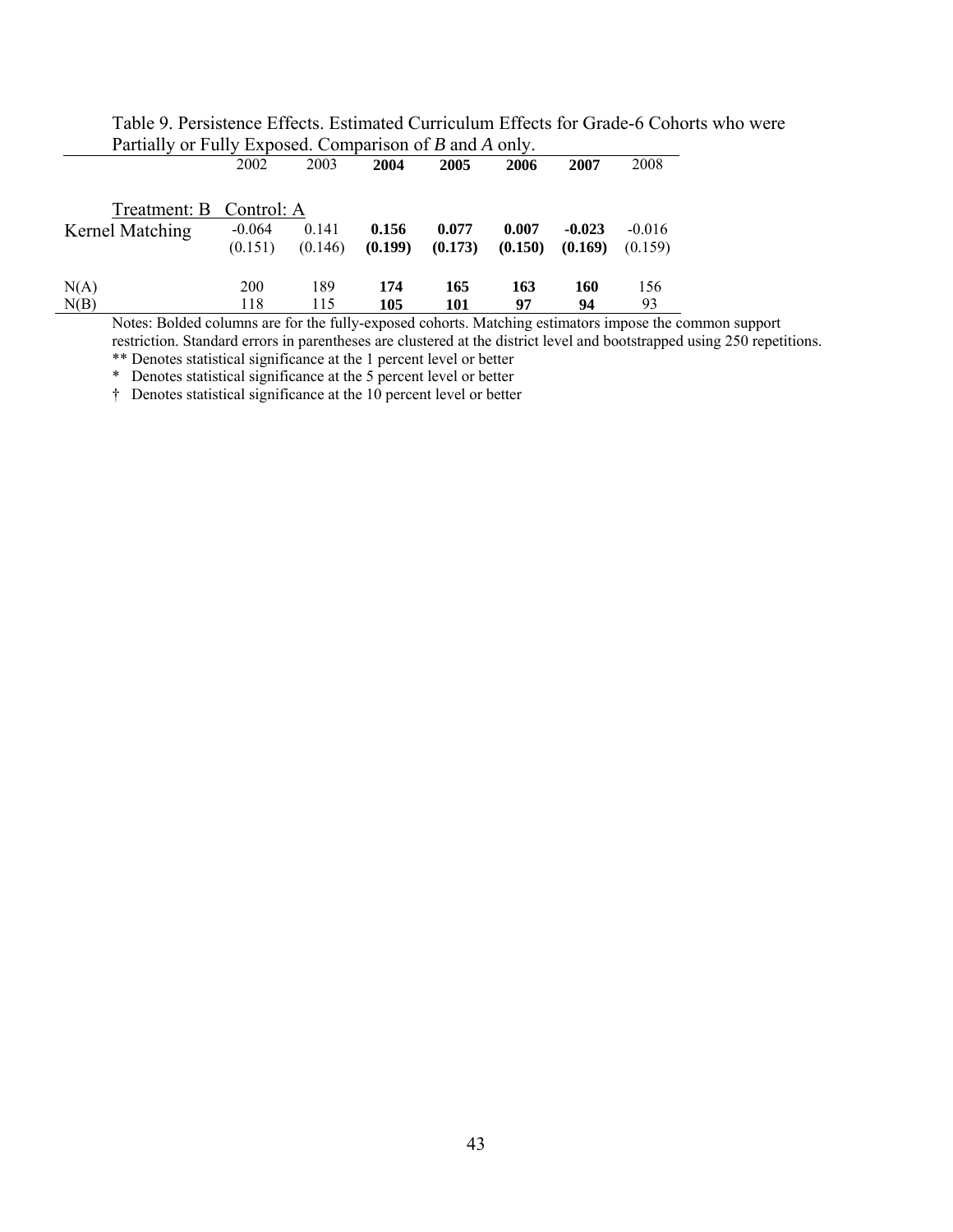Table 9. Persistence Effects. Estimated Curriculum Effects for Grade-6 Cohorts who were Partially or Fully Exposed. Comparison of *B* and *A* only.

| | 2002 | 2003 | **2004** | **2005** | **2006** | **2007** | 2008 |
|---|---|---|---|---|---|---|---|
| Treatment: B Control: A | | | | | | | |
| Kernel Matching | -0.064 | 0.141 | **0.156** | **0.077** | **0.007** | **-0.023** | -0.016 |
| | (0.151) | (0.146) | **(0.199)** | **(0.173)** | **(0.150)** | **(0.169)** | (0.159) |
| N(A) | 200 | 189 | **174** | **165** | **163** | **160** | 156 |
| N(B) | 118 | 115 | **105** | **101** | **97** | **94** | 93 |

Notes: Bolded columns are for the fully-exposed cohorts. Matching estimators impose the common support restriction. Standard errors in parentheses are clustered at the district level and bootstrapped using 250 repetitions.

** Denotes statistical significance at the 1 percent level or better

\* Denotes statistical significance at the 5 percent level or better

† Denotes statistical significance at the 10 percent level or better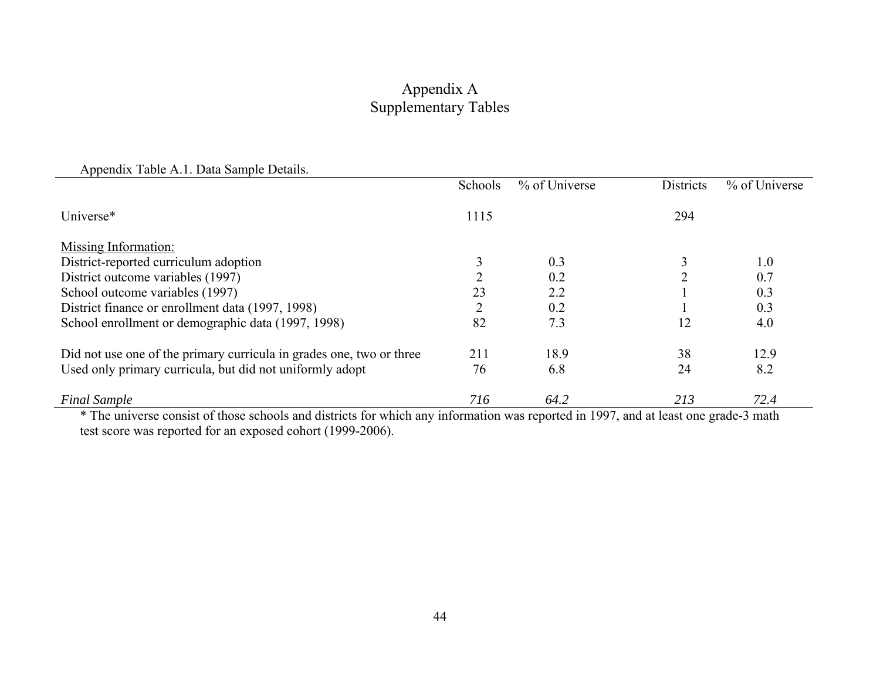# Appendix A
## Supplementary Tables

Appendix Table A.1. Data Sample Details.

| | Schools | % of Universe | Districts | % of Universe |
|---|---|---|---|---|
| Universe* | 1115 | | 294 | |
| Missing Information: | | | | |
| District-reported curriculum adoption | 3 | 0.3 | 3 | 1.0 |
| District outcome variables (1997) | 2 | 0.2 | 2 | 0.7 |
| School outcome variables (1997) | 23 | 2.2 | 1 | 0.3 |
| District finance or enrollment data (1997, 1998) | 2 | 0.2 | 1 | 0.3 |
| School enrollment or demographic data (1997, 1998) | 82 | 7.3 | 12 | 4.0 |
| Did not use one of the primary curricula in grades one, two or three | 211 | 18.9 | 38 | 12.9 |
| Used only primary curricula, but did not uniformly adopt | 76 | 6.8 | 24 | 8.2 |
| *Final Sample* | *716* | *64.2* | *213* | *72.4* |

\* The universe consist of those schools and districts for which any information was reported in 1997, and at least one grade-3 math test score was reported for an exposed cohort (1999-2006).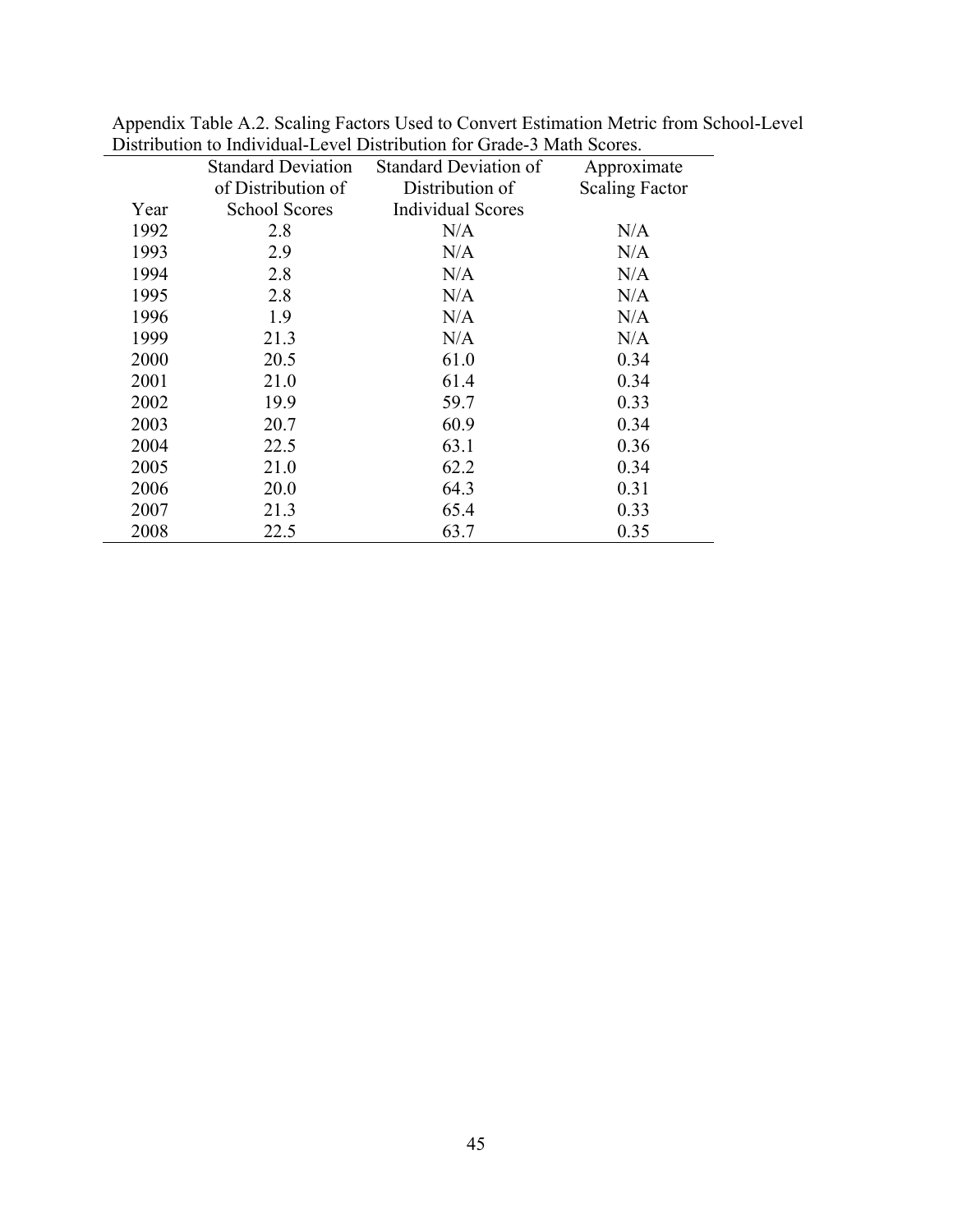Appendix Table A.2. Scaling Factors Used to Convert Estimation Metric from School-Level Distribution to Individual-Level Distribution for Grade-3 Math Scores.

| Year | Standard Deviation of Distribution of School Scores | Standard Deviation of Distribution of Individual Scores | Approximate Scaling Factor |
|---|---|---|---|
| 1992 | 2.8 | N/A | N/A |
| 1993 | 2.9 | N/A | N/A |
| 1994 | 2.8 | N/A | N/A |
| 1995 | 2.8 | N/A | N/A |
| 1996 | 1.9 | N/A | N/A |
| 1999 | 21.3 | N/A | N/A |
| 2000 | 20.5 | 61.0 | 0.34 |
| 2001 | 21.0 | 61.4 | 0.34 |
| 2002 | 19.9 | 59.7 | 0.33 |
| 2003 | 20.7 | 60.9 | 0.34 |
| 2004 | 22.5 | 63.1 | 0.36 |
| 2005 | 21.0 | 62.2 | 0.34 |
| 2006 | 20.0 | 64.3 | 0.31 |
| 2007 | 21.3 | 65.4 | 0.33 |
| 2008 | 22.5 | 63.7 | 0.35 |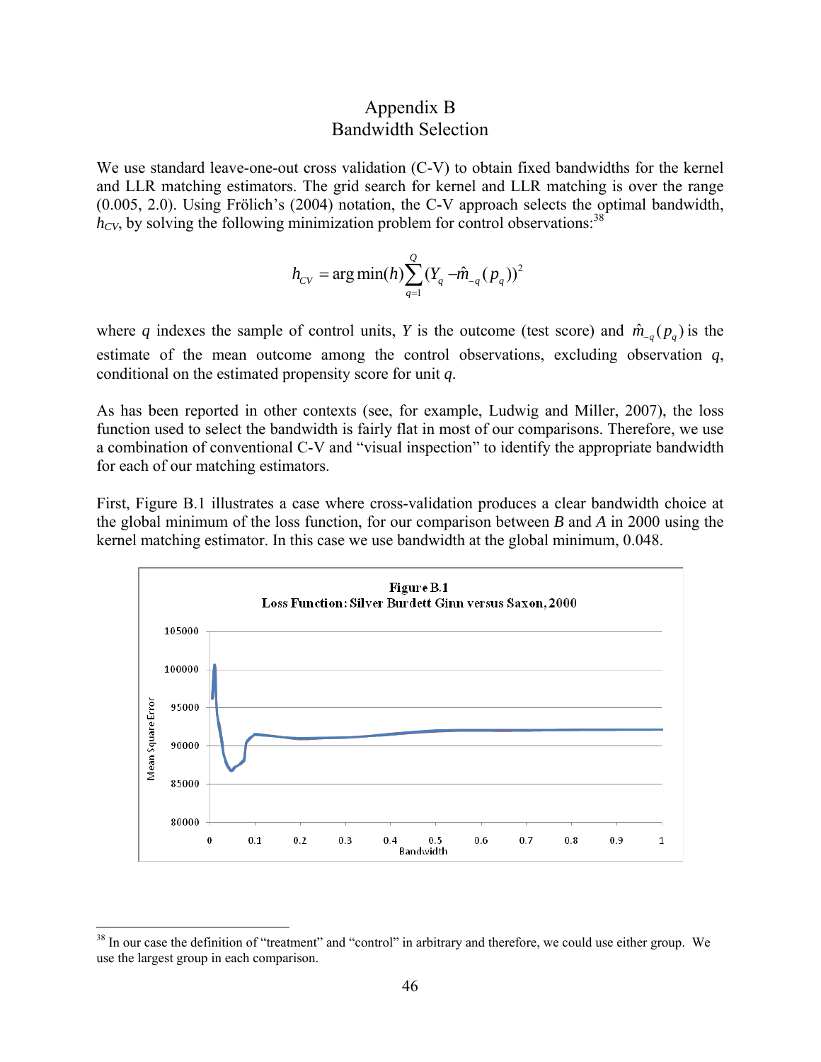# Appendix B
## Bandwidth Selection

We use standard leave-one-out cross validation (C-V) to obtain fixed bandwidths for the kernel and LLR matching estimators. The grid search for kernel and LLR matching is over the range (0.005, 2.0). Using Frölich's (2004) notation, the C-V approach selects the optimal bandwidth, $h_{CV}$, by solving the following minimization problem for control observations:[38]

$$h_{CV} = \arg\min(h) \sum_{q=1}^{Q} (Y_q - \hat{m}_{-q}(p_q))^2$$

where $q$ indexes the sample of control units, $Y$ is the outcome (test score) and $\hat{m}_{-q}(p_q)$ is the estimate of the mean outcome among the control observations, excluding observation $q$, conditional on the estimated propensity score for unit $q$.

As has been reported in other contexts (see, for example, Ludwig and Miller, 2007), the loss function used to select the bandwidth is fairly flat in most of our comparisons. Therefore, we use a combination of conventional C-V and "visual inspection" to identify the appropriate bandwidth for each of our matching estimators.

First, Figure B.1 illustrates a case where cross-validation produces a clear bandwidth choice at the global minimum of the loss function, for our comparison between *B* and *A* in 2000 using the kernel matching estimator. In this case we use bandwidth at the global minimum, 0.048.

**Figure B.1**
**Loss Function: Silver Burdett Ginn versus Saxon, 2000**

---

[38] In our case the definition of "treatment" and "control" in arbitrary and therefore, we could use either group. We use the largest group in each comparison.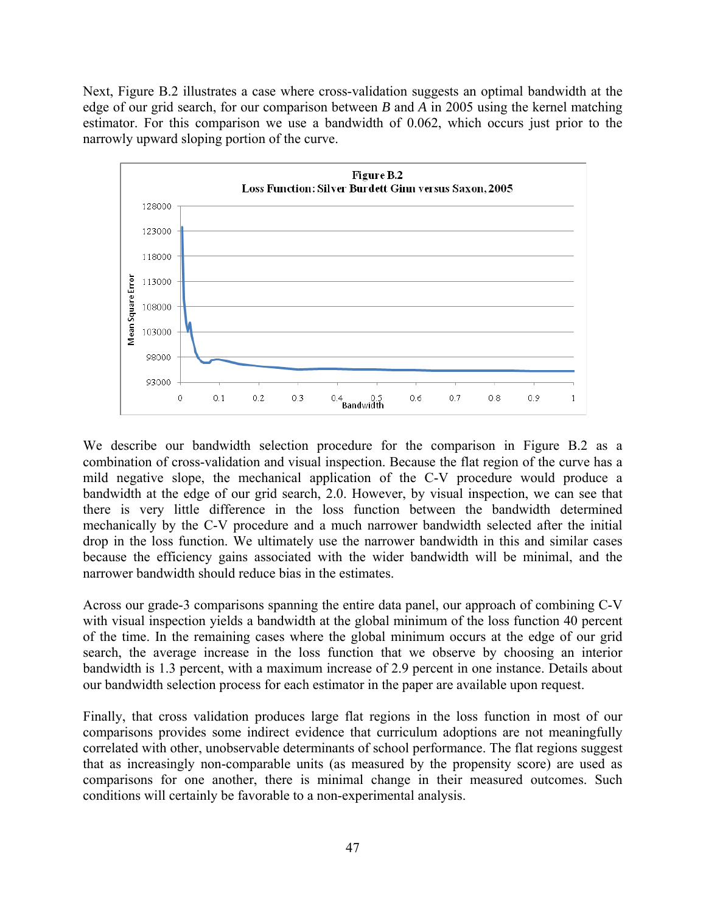Next, Figure B.2 illustrates a case where cross-validation suggests an optimal bandwidth at the edge of our grid search, for our comparison between *B* and *A* in 2005 using the kernel matching estimator. For this comparison we use a bandwidth of 0.062, which occurs just prior to the narrowly upward sloping portion of the curve.

**Figure B.2**
**Loss Function: Silver Burdett Ginn versus Saxon, 2005**

Mean Square Error

128000
123000
118000
113000
108000
103000
98000
93000

0
0.1
0.2
0.3
0.4
0.5
0.6
0.7
0.8
0.9
1

Bandwidth

We describe our bandwidth selection procedure for the comparison in Figure B.2 as a combination of cross-validation and visual inspection. Because the flat region of the curve has a mild negative slope, the mechanical application of the C-V procedure would produce a bandwidth at the edge of our grid search, 2.0. However, by visual inspection, we can see that there is very little difference in the loss function between the bandwidth determined mechanically by the C-V procedure and a much narrower bandwidth selected after the initial drop in the loss function. We ultimately use the narrower bandwidth in this and similar cases because the efficiency gains associated with the wider bandwidth will be minimal, and the narrower bandwidth should reduce bias in the estimates.

Across our grade-3 comparisons spanning the entire data panel, our approach of combining C-V with visual inspection yields a bandwidth at the global minimum of the loss function 40 percent of the time. In the remaining cases where the global minimum occurs at the edge of our grid search, the average increase in the loss function that we observe by choosing an interior bandwidth is 1.3 percent, with a maximum increase of 2.9 percent in one instance. Details about our bandwidth selection process for each estimator in the paper are available upon request.

Finally, that cross validation produces large flat regions in the loss function in most of our comparisons provides some indirect evidence that curriculum adoptions are not meaningfully correlated with other, unobservable determinants of school performance. The flat regions suggest that as increasingly non-comparable units (as measured by the propensity score) are used as comparisons for one another, there is minimal change in their measured outcomes. Such conditions will certainly be favorable to a non-experimental analysis.